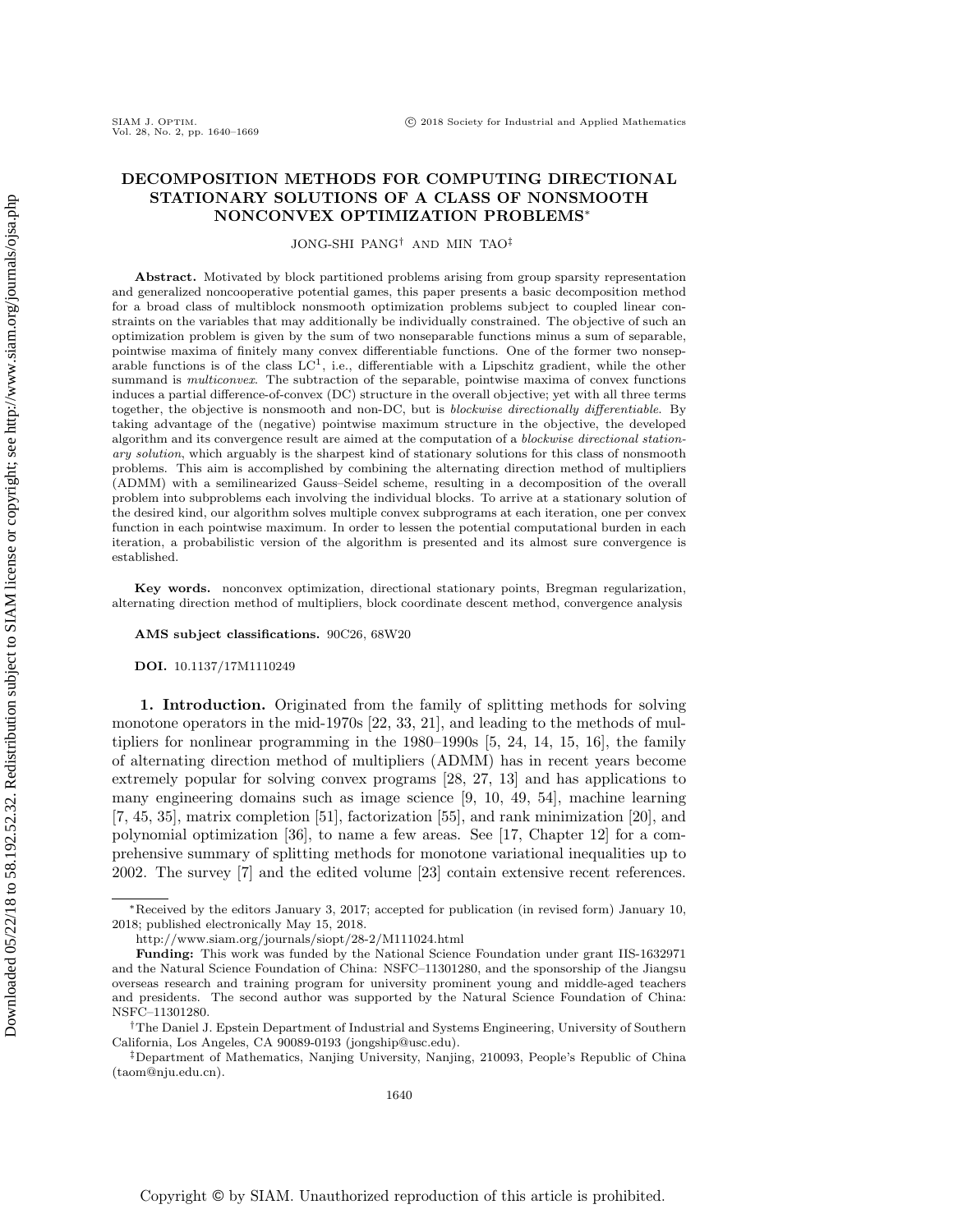# DECOMPOSITION METHODS FOR COMPUTING DIRECTIONAL STATIONARY SOLUTIONS OF A CLASS OF NONSMOOTH NONCONVEX OPTIMIZATION PROBLEMS*

JONG-SHI PANG† AND MIN TAO‡

**Abstract.** Motivated by block partitioned problems arising from group sparsity representation and generalized noncooperative potential games, this paper presents a basic decomposition method for a broad class of multiblock nonsmooth optimization problems subject to coupled linear constraints on the variables that may additionally be individually constrained. The objective of such an optimization problem is given by the sum of two nonseparable functions minus a sum of separable, pointwise maxima of finitely many convex differentiable functions. One of the former two nonseparable functions is of the class $LC^1$, i.e., differentiable with a Lipschitz gradient, while the other summand is *multiconvex*. The subtraction of the separable, pointwise maxima of convex functions induces a partial difference-of-convex (DC) structure in the overall objective; yet with all three terms together, the objective is nonsmooth and non-DC, but is *blockwise directionally differentiable*. By taking advantage of the (negative) pointwise maximum structure in the objective, the developed algorithm and its convergence result are aimed at the computation of a *blockwise directional stationary solution*, which arguably is the sharpest kind of stationary solutions for this class of nonsmooth problems. This aim is accomplished by combining the alternating direction method of multipliers (ADMM) with a semilinearized Gauss–Seidel scheme, resulting in a decomposition of the overall problem into subproblems each involving the individual blocks. To arrive at a stationary solution of the desired kind, our algorithm solves multiple convex subprograms at each iteration, one per convex function in each pointwise maximum. In order to lessen the potential computational burden in each iteration, a probabilistic version of the algorithm is presented and its almost sure convergence is established.

**Key words.** nonconvex optimization, directional stationary points, Bregman regularization, alternating direction method of multipliers, block coordinate descent method, convergence analysis

**AMS subject classifications.** 90C26, 68W20

**DOI.** 10.1137/17M1110249

**1. Introduction.** Originated from the family of splitting methods for solving monotone operators in the mid-1970s [22, 33, 21], and leading to the methods of multipliers for nonlinear programming in the 1980–1990s [5, 24, 14, 15, 16], the family of alternating direction method of multipliers (ADMM) has in recent years become extremely popular for solving convex programs [28, 27, 13] and has applications to many engineering domains such as image science [9, 10, 49, 54], machine learning [7, 45, 35], matrix completion [51], factorization [55], and rank minimization [20], and polynomial optimization [36], to name a few areas. See [17, Chapter 12] for a comprehensive summary of splitting methods for monotone variational inequalities up to 2002. The survey [7] and the edited volume [23] contain extensive recent references.

---

*Received by the editors January 3, 2017; accepted for publication (in revised form) January 10, 2018; published electronically May 15, 2018.

http://www.siam.org/journals/siopt/28-2/M111024.html

**Funding:** This work was funded by the National Science Foundation under grant IIS-1632971 and the Natural Science Foundation of China: NSFC–11301280, and the sponsorship of the Jiangsu overseas research and training program for university prominent young and middle-aged teachers and presidents. The second author was supported by the Natural Science Foundation of China: NSFC–11301280.

†The Daniel J. Epstein Department of Industrial and Systems Engineering, University of Southern California, Los Angeles, CA 90089-0193 (jongship@usc.edu).

‡Department of Mathematics, Nanjing University, Nanjing, 210093, People's Republic of China (taom@nju.edu.cn).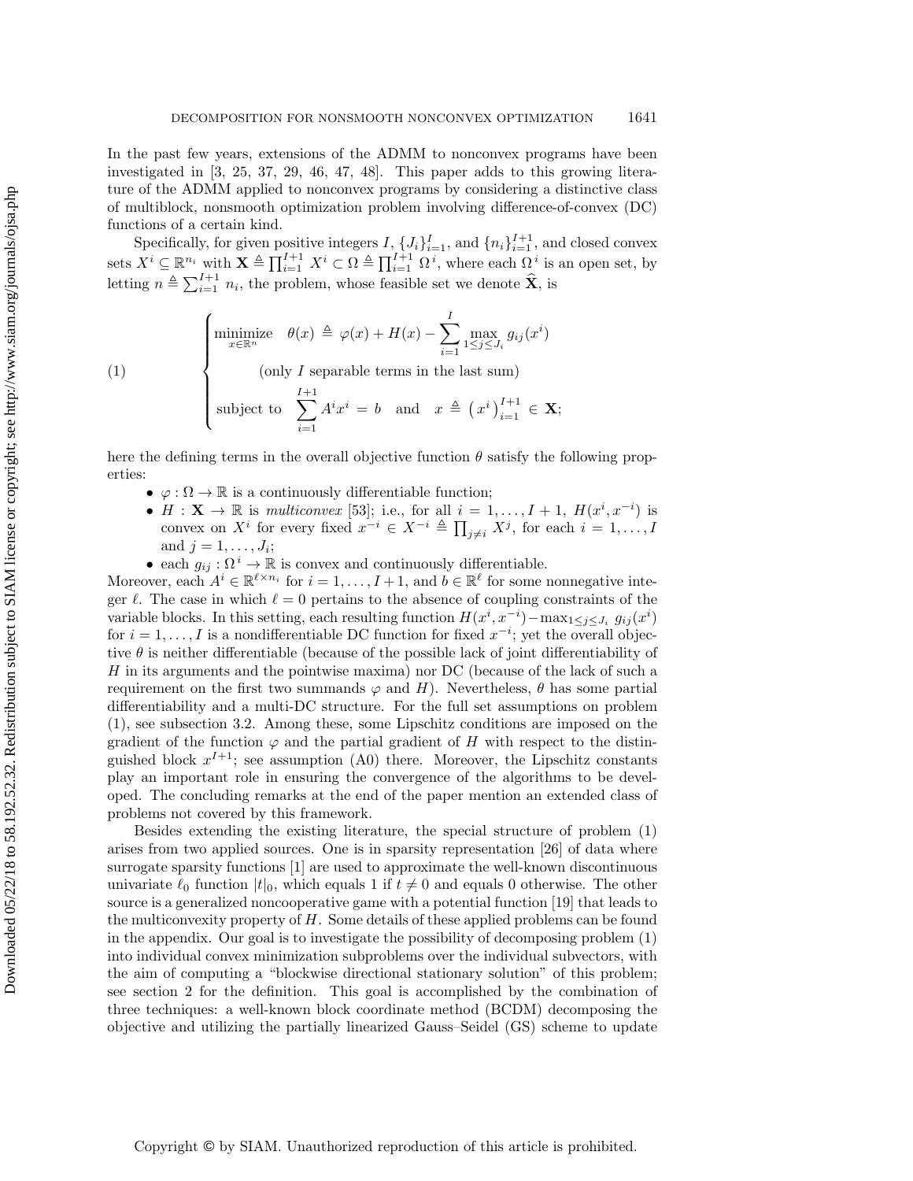In the past few years, extensions of the ADMM to nonconvex programs have been investigated in [3, 25, 37, 29, 46, 47, 48]. This paper adds to this growing literature of the ADMM applied to nonconvex programs by considering a distinctive class of multiblock, nonsmooth optimization problem involving difference-of-convex (DC) functions of a certain kind.

Specifically, for given positive integers $I$, $\{J_i\}_{i=1}^I$, and $\{n_i\}_{i=1}^{I+1}$, and closed convex sets $X^i \subseteq \mathbb{R}^{n_i}$ with $\mathbf{X} \triangleq \prod_{i=1}^{I+1} X^i \subset \Omega \triangleq \prod_{i=1}^{I+1} \Omega^i$, where each $\Omega^i$ is an open set, by letting $n \triangleq \sum_{i=1}^{I+1} n_i$, the problem, whose feasible set we denote $\widehat{\mathbf{X}}$, is

$$
(1) \qquad \begin{cases} \underset{x \in \mathbb{R}^n}{\text{minimize}} \quad \theta(x) \triangleq \varphi(x) + H(x) - \displaystyle\sum_{i=1}^{I} \max_{1 \le j \le J_i} g_{ij}(x^i) \\ \qquad\qquad \text{(only } I \text{ separable terms in the last sum)} \\ \text{subject to} \quad \displaystyle\sum_{i=1}^{I+1} A^i x^i = b \quad \text{and} \quad x \triangleq \left(x^i\right)_{i=1}^{I+1} \in \mathbf{X}; \end{cases}
$$

here the defining terms in the overall objective function $\theta$ satisfy the following properties:

- $\varphi : \Omega \to \mathbb{R}$ is a continuously differentiable function;
- $H : \mathbf{X} \to \mathbb{R}$ is *multiconvex* [53]; i.e., for all $i = 1, \ldots, I+1$, $H(x^i, x^{-i})$ is convex on $X^i$ for every fixed $x^{-i} \in X^{-i} \triangleq \prod_{j \ne i} X^j$, for each $i = 1, \ldots, I$ and $j = 1, \ldots, J_i$;
- each $g_{ij} : \Omega^i \to \mathbb{R}$ is convex and continuously differentiable.

Moreover, each $A^i \in \mathbb{R}^{\ell \times n_i}$ for $i = 1, \ldots, I+1$, and $b \in \mathbb{R}^\ell$ for some nonnegative integer $\ell$. The case in which $\ell = 0$ pertains to the absence of coupling constraints of the variable blocks. In this setting, each resulting function $H(x^i, x^{-i}) - \max_{1 \le j \le J_i} g_{ij}(x^i)$ for $i = 1, \ldots, I$ is a nondifferentiable DC function for fixed $x^{-i}$; yet the overall objective $\theta$ is neither differentiable (because of the possible lack of joint differentiability of $H$ in its arguments and the pointwise maxima) nor DC (because of the lack of such a requirement on the first two summands $\varphi$ and $H$). Nevertheless, $\theta$ has some partial differentiability and a multi-DC structure. For the full set assumptions on problem (1), see subsection 3.2. Among these, some Lipschitz conditions are imposed on the gradient of the function $\varphi$ and the partial gradient of $H$ with respect to the distinguished block $x^{I+1}$; see assumption (A0) there. Moreover, the Lipschitz constants play an important role in ensuring the convergence of the algorithms to be developed. The concluding remarks at the end of the paper mention an extended class of problems not covered by this framework.

Besides extending the existing literature, the special structure of problem (1) arises from two applied sources. One is in sparsity representation [26] of data where surrogate sparsity functions [1] are used to approximate the well-known discontinuous univariate $\ell_0$ function $|t|_0$, which equals 1 if $t \ne 0$ and equals 0 otherwise. The other source is a generalized noncooperative game with a potential function [19] that leads to the multiconvexity property of $H$. Some details of these applied problems can be found in the appendix. Our goal is to investigate the possibility of decomposing problem (1) into individual convex minimization subproblems over the individual subvectors, with the aim of computing a "blockwise directional stationary solution" of this problem; see section 2 for the definition. This goal is accomplished by the combination of three techniques: a well-known block coordinate method (BCDM) decomposing the objective and utilizing the partially linearized Gauss–Seidel (GS) scheme to update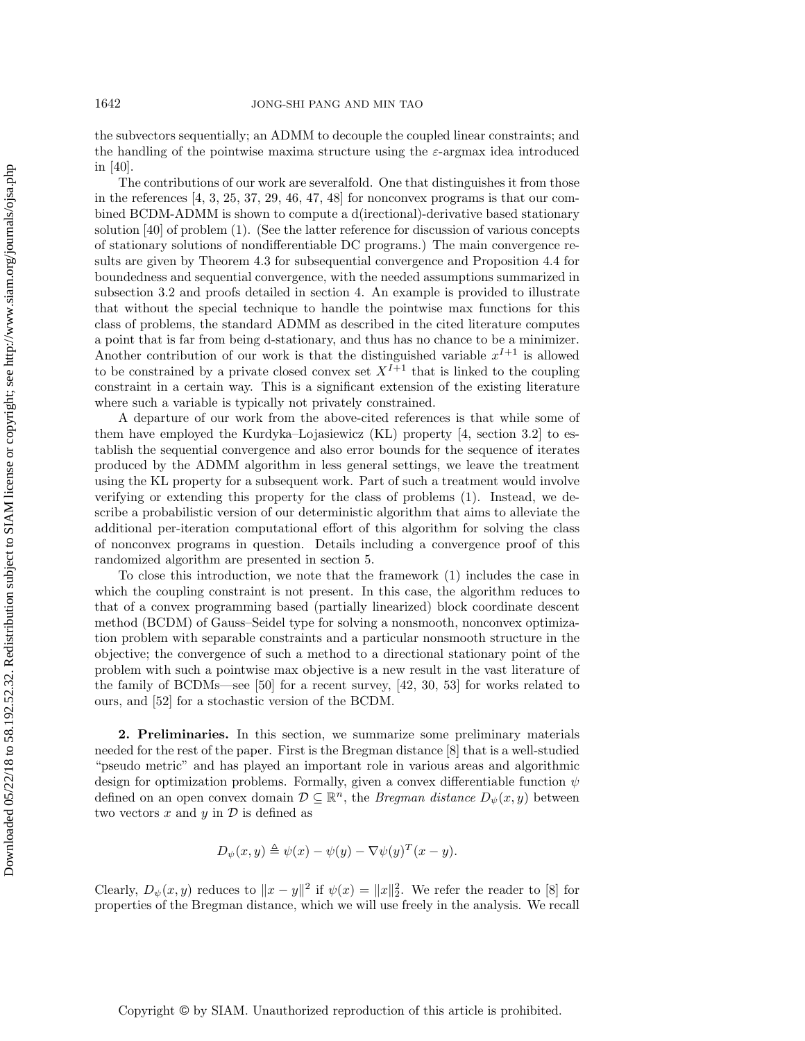the subvectors sequentially; an ADMM to decouple the coupled linear constraints; and the handling of the pointwise maxima structure using the $\varepsilon$-argmax idea introduced in [40].

The contributions of our work are severalfold. One that distinguishes it from those in the references [4, 3, 25, 37, 29, 46, 47, 48] for nonconvex programs is that our combined BCDM-ADMM is shown to compute a d(irectional)-derivative based stationary solution [40] of problem (1). (See the latter reference for discussion of various concepts of stationary solutions of nondifferentiable DC programs.) The main convergence results are given by Theorem 4.3 for subsequential convergence and Proposition 4.4 for boundedness and sequential convergence, with the needed assumptions summarized in subsection 3.2 and proofs detailed in section 4. An example is provided to illustrate that without the special technique to handle the pointwise max functions for this class of problems, the standard ADMM as described in the cited literature computes a point that is far from being d-stationary, and thus has no chance to be a minimizer. Another contribution of our work is that the distinguished variable $x^{I+1}$ is allowed to be constrained by a private closed convex set $X^{I+1}$ that is linked to the coupling constraint in a certain way. This is a significant extension of the existing literature where such a variable is typically not privately constrained.

A departure of our work from the above-cited references is that while some of them have employed the Kurdyka–Lojasiewicz (KL) property [4, section 3.2] to establish the sequential convergence and also error bounds for the sequence of iterates produced by the ADMM algorithm in less general settings, we leave the treatment using the KL property for a subsequent work. Part of such a treatment would involve verifying or extending this property for the class of problems (1). Instead, we describe a probabilistic version of our deterministic algorithm that aims to alleviate the additional per-iteration computational effort of this algorithm for solving the class of nonconvex programs in question. Details including a convergence proof of this randomized algorithm are presented in section 5.

To close this introduction, we note that the framework (1) includes the case in which the coupling constraint is not present. In this case, the algorithm reduces to that of a convex programming based (partially linearized) block coordinate descent method (BCDM) of Gauss–Seidel type for solving a nonsmooth, nonconvex optimization problem with separable constraints and a particular nonsmooth structure in the objective; the convergence of such a method to a directional stationary point of the problem with such a pointwise max objective is a new result in the vast literature of the family of BCDMs—see [50] for a recent survey, [42, 30, 53] for works related to ours, and [52] for a stochastic version of the BCDM.

## 2. Preliminaries.

In this section, we summarize some preliminary materials needed for the rest of the paper. First is the Bregman distance [8] that is a well-studied "pseudo metric" and has played an important role in various areas and algorithmic design for optimization problems. Formally, given a convex differentiable function $\psi$ defined on an open convex domain $\mathcal{D} \subseteq \mathbb{R}^n$, the *Bregman distance* $D_\psi(x, y)$ between two vectors $x$ and $y$ in $\mathcal{D}$ is defined as

$$D_\psi(x, y) \triangleq \psi(x) - \psi(y) - \nabla \psi(y)^T (x - y).$$

Clearly, $D_\psi(x, y)$ reduces to $\|x - y\|^2$ if $\psi(x) = \|x\|_2^2$. We refer the reader to [8] for properties of the Bregman distance, which we will use freely in the analysis. We recall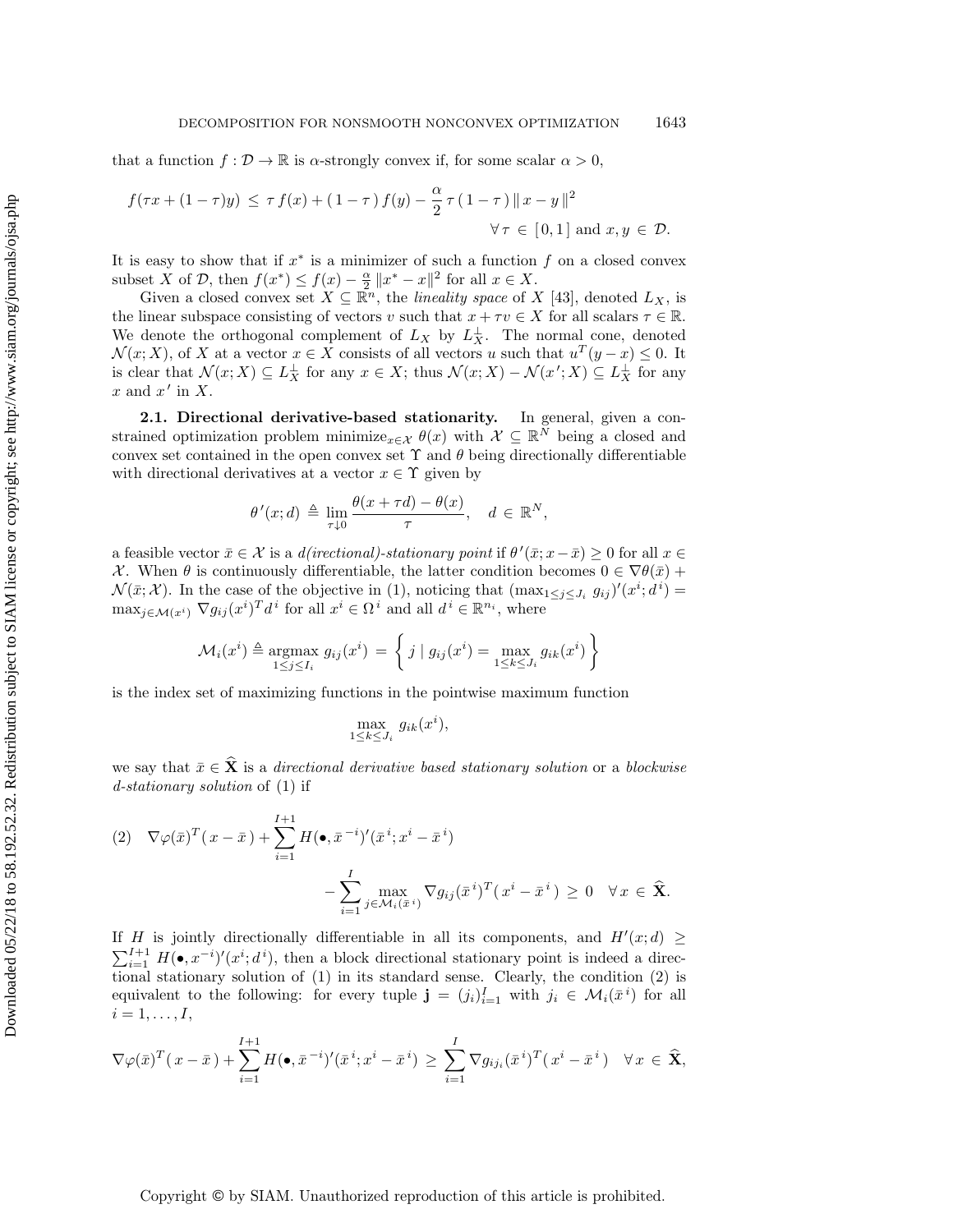that a function $f : \mathcal{D} \to \mathbb{R}$ is $\alpha$-strongly convex if, for some scalar $\alpha > 0$,

$$f(\tau x + (1-\tau)y) \leq \tau f(x) + (1-\tau) f(y) - \frac{\alpha}{2} \tau (1-\tau) \| x - y \|^2 \quad \forall \tau \in [0,1] \text{ and } x, y \in \mathcal{D}.$$

It is easy to show that if $x^*$ is a minimizer of such a function $f$ on a closed convex subset $X$ of $\mathcal{D}$, then $f(x^*) \leq f(x) - \frac{\alpha}{2} \|x^* - x\|^2$ for all $x \in X$.

Given a closed convex set $X \subseteq \mathbb{R}^n$, the *lineality space* of $X$ [43], denoted $L_X$, is the linear subspace consisting of vectors $v$ such that $x + \tau v \in X$ for all scalars $\tau \in \mathbb{R}$. We denote the orthogonal complement of $L_X$ by $L_X^{\perp}$. The normal cone, denoted $\mathcal{N}(x; X)$, of $X$ at a vector $x \in X$ consists of all vectors $u$ such that $u^T(y - x) \leq 0$. It is clear that $\mathcal{N}(x; X) \subseteq L_X^{\perp}$ for any $x \in X$; thus $\mathcal{N}(x; X) - \mathcal{N}(x'; X) \subseteq L_X^{\perp}$ for any $x$ and $x'$ in $X$.

### 2.1. Directional derivative-based stationarity.

In general, given a constrained optimization problem $\text{minimize}_{x \in \mathcal{X}} \, \theta(x)$ with $\mathcal{X} \subseteq \mathbb{R}^N$ being a closed and convex set contained in the open convex set $\Upsilon$ and $\theta$ being directionally differentiable with directional derivatives at a vector $x \in \Upsilon$ given by

$$\theta'(x; d) \triangleq \lim_{\tau \downarrow 0} \frac{\theta(x + \tau d) - \theta(x)}{\tau}, \quad d \in \mathbb{R}^N,$$

a feasible vector $\bar{x} \in \mathcal{X}$ is a *d(irectional)-stationary point* if $\theta'(\bar{x}; x - \bar{x}) \geq 0$ for all $x \in \mathcal{X}$. When $\theta$ is continuously differentiable, the latter condition becomes $0 \in \nabla\theta(\bar{x}) + \mathcal{N}(\bar{x}; \mathcal{X})$. In the case of the objective in (1), noticing that $(\max_{1 \leq j \leq J_i} g_{ij})'(x^i; d^i) = \max_{j \in \mathcal{M}(x^i)} \nabla g_{ij}(x^i)^T d^i$ for all $x^i \in \Omega^i$ and all $d^i \in \mathbb{R}^{n_i}$, where

$$\mathcal{M}_i(x^i) \triangleq \operatorname*{argmax}_{1 \leq j \leq I_i} g_{ij}(x^i) = \left\{ j \mid g_{ij}(x^i) = \max_{1 \leq k \leq J_i} g_{ik}(x^i) \right\}$$

is the index set of maximizing functions in the pointwise maximum function

$$\max_{1 \leq k \leq J_i} g_{ik}(x^i),$$

we say that $\bar{x} \in \widehat{\mathbf{X}}$ is a *directional derivative based stationary solution* or a *blockwise d-stationary solution* of (1) if

$$\nabla\varphi(\bar{x})^T(x - \bar{x}) + \sum_{i=1}^{I+1} H(\bullet, \bar{x}^{-i})'(\bar{x}^i; x^i - \bar{x}^i) - \sum_{i=1}^{I} \max_{j \in \mathcal{M}_i(\bar{x}^i)} \nabla g_{ij}(\bar{x}^i)^T(x^i - \bar{x}^i) \geq 0 \quad \forall x \in \widehat{\mathbf{X}}. \tag{2}$$

If $H$ is jointly directionally differentiable in all its components, and $H'(x; d) \geq \sum_{i=1}^{I+1} H(\bullet, x^{-i})'(x^i; d^i)$, then a block directional stationary point is indeed a directional stationary solution of (1) in its standard sense. Clearly, the condition (2) is equivalent to the following: for every tuple $\mathbf{j} = (j_i)_{i=1}^{I}$ with $j_i \in \mathcal{M}_i(\bar{x}^i)$ for all $i = 1, \ldots, I$,

$$\nabla\varphi(\bar{x})^T(x - \bar{x}) + \sum_{i=1}^{I+1} H(\bullet, \bar{x}^{-i})'(\bar{x}^i; x^i - \bar{x}^i) \geq \sum_{i=1}^{I} \nabla g_{ij_i}(\bar{x}^i)^T(x^i - \bar{x}^i) \quad \forall x \in \widehat{\mathbf{X}},$$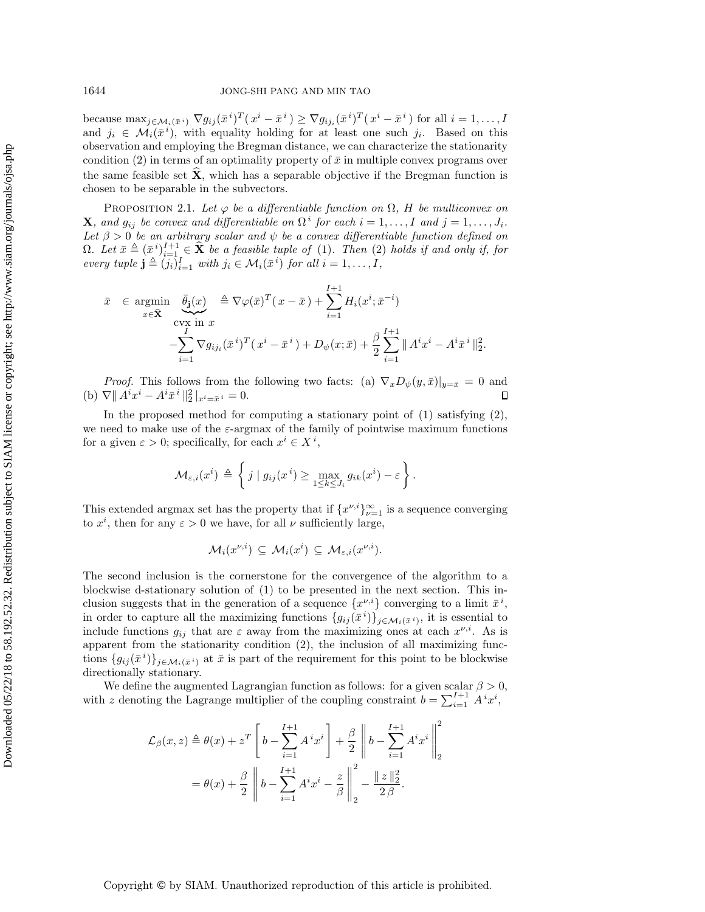because $\max_{j \in \mathcal{M}_i(\bar{x}^i)} \nabla g_{ij}(\bar{x}^i)^T(x^i - \bar{x}^i) \geq \nabla g_{ij_i}(\bar{x}^i)^T(x^i - \bar{x}^i)$ for all $i = 1, \ldots, I$ and $j_i \in \mathcal{M}_i(\bar{x}^i)$, with equality holding for at least one such $j_i$. Based on this observation and employing the Bregman distance, we can characterize the stationarity condition (2) in terms of an optimality property of $\bar{x}$ in multiple convex programs over the same feasible set $\widehat{\mathbf{X}}$, which has a separable objective if the Bregman function is chosen to be separable in the subvectors.

PROPOSITION 2.1. *Let $\varphi$ be a differentiable function on $\Omega$, $H$ be multiconvex on $\mathbf{X}$, and $g_{ij}$ be convex and differentiable on $\Omega^i$ for each $i = 1, \ldots, I$ and $j = 1, \ldots, J_i$. Let $\beta > 0$ be an arbitrary scalar and $\psi$ be a convex differentiable function defined on $\Omega$. Let $\bar{x} \triangleq (\bar{x}^i)_{i=1}^{I+1} \in \widehat{\mathbf{X}}$ be a feasible tuple of (1). Then (2) holds if and only if, for every tuple $\mathbf{j} \triangleq (j_i)_{i=1}^{I}$ with $j_i \in \mathcal{M}_i(\bar{x}^i)$ for all $i = 1, \ldots, I$,*

$$
\begin{aligned}
\bar{x} \in \underset{x \in \widehat{\mathbf{X}}}{\operatorname{argmin}} \; \underbrace{\bar{\theta}_{\mathbf{j}}(x)}_{\text{cvx in } x} \triangleq\; & \nabla\varphi(\bar{x})^T(x - \bar{x}) + \sum_{i=1}^{I+1} H_i(x^i; \bar{x}^{-i}) \\
& - \sum_{i=1}^{I} \nabla g_{ij_i}(\bar{x}^i)^T(x^i - \bar{x}^i) + D_\psi(x; \bar{x}) + \frac{\beta}{2} \sum_{i=1}^{I+1} \| A^i x^i - A^i \bar{x}^i \|_2^2.
\end{aligned}
$$

*Proof.* This follows from the following two facts: (a) $\nabla_x D_\psi(y, \bar{x})|_{y=\bar{x}} = 0$ and (b) $\nabla \| A^i x^i - A^i \bar{x}^i \|_2^2 |_{x^i = \bar{x}^i} = 0$. $\square$

In the proposed method for computing a stationary point of (1) satisfying (2), we need to make use of the $\varepsilon$-argmax of the family of pointwise maximum functions for a given $\varepsilon > 0$; specifically, for each $x^i \in X^i$,

$$
\mathcal{M}_{\varepsilon,i}(x^i) \triangleq \left\{ j \mid g_{ij}(x^i) \geq \max_{1 \leq k \leq J_i} g_{ik}(x^i) - \varepsilon \right\}.
$$

This extended argmax set has the property that if $\{x^{\nu,i}\}_{\nu=1}^{\infty}$ is a sequence converging to $x^i$, then for any $\varepsilon > 0$ we have, for all $\nu$ sufficiently large,

$$
\mathcal{M}_i(x^{\nu,i}) \subseteq \mathcal{M}_i(x^i) \subseteq \mathcal{M}_{\varepsilon,i}(x^{\nu,i}).
$$

The second inclusion is the cornerstone for the convergence of the algorithm to a blockwise d-stationary solution of (1) to be presented in the next section. This inclusion suggests that in the generation of a sequence $\{x^{\nu,i}\}$ converging to a limit $\bar{x}^i$, in order to capture all the maximizing functions $\{g_{ij}(\bar{x}^i)\}_{j \in \mathcal{M}_i(\bar{x}^i)}$, it is essential to include functions $g_{ij}$ that are $\varepsilon$ away from the maximizing ones at each $x^{\nu,i}$. As is apparent from the stationarity condition (2), the inclusion of all maximizing functions $\{g_{ij}(\bar{x}^i)\}_{j \in \mathcal{M}_i(\bar{x}^i)}$ at $\bar{x}$ is part of the requirement for this point to be blockwise directionally stationary.

We define the augmented Lagrangian function as follows: for a given scalar $\beta > 0$, with $z$ denoting the Lagrange multiplier of the coupling constraint $b = \sum_{i=1}^{I+1} A^i x^i$,

$$
\begin{aligned}
\mathcal{L}_\beta(x, z) &\triangleq \theta(x) + z^T \left[ b - \sum_{i=1}^{I+1} A^i x^i \right] + \frac{\beta}{2} \left\| b - \sum_{i=1}^{I+1} A^i x^i \right\|_2^2 \\
&= \theta(x) + \frac{\beta}{2} \left\| b - \sum_{i=1}^{I+1} A^i x^i - \frac{z}{\beta} \right\|_2^2 - \frac{\| z \|_2^2}{2\beta}.
\end{aligned}
$$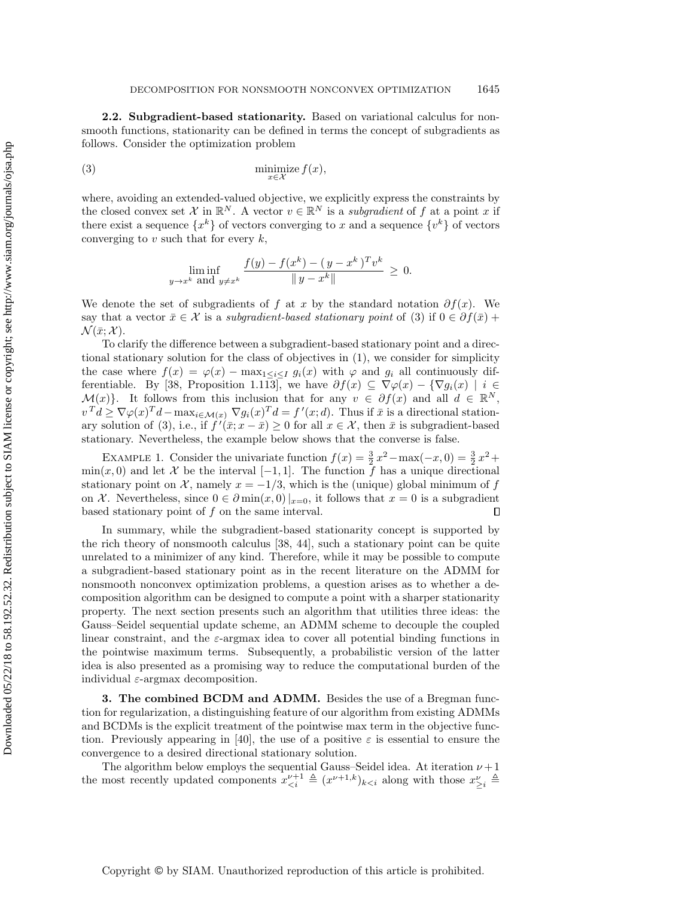**2.2. Subgradient-based stationarity.** Based on variational calculus for nonsmooth functions, stationarity can be defined in terms the concept of subgradients as follows. Consider the optimization problem

$$\operatorname*{minimize}_{x \in \mathcal{X}} f(x), \tag{3}$$

where, avoiding an extended-valued objective, we explicitly express the constraints by the closed convex set $\mathcal{X}$ in $\mathbb{R}^N$. A vector $v \in \mathbb{R}^N$ is a *subgradient* of $f$ at a point $x$ if there exist a sequence $\{x^k\}$ of vectors converging to $x$ and a sequence $\{v^k\}$ of vectors converging to $v$ such that for every $k$,

$$\liminf_{y \to x^k \text{ and } y \neq x^k} \frac{f(y) - f(x^k) - (\,y - x^k\,)^T v^k}{\|\,y - x^k\|} \geq 0.$$

We denote the set of subgradients of $f$ at $x$ by the standard notation $\partial f(x)$. We say that a vector $\bar{x} \in \mathcal{X}$ is a *subgradient-based stationary point* of (3) if $0 \in \partial f(\bar{x}) + \mathcal{N}(\bar{x}; \mathcal{X})$.

To clarify the difference between a subgradient-based stationary point and a directional stationary solution for the class of objectives in (1), we consider for simplicity the case where $f(x) = \varphi(x) - \max_{1 \leq i \leq I} g_i(x)$ with $\varphi$ and $g_i$ all continuously differentiable. By [38, Proposition 1.113], we have $\partial f(x) \subseteq \nabla\varphi(x) - \{\nabla g_i(x) \mid i \in \mathcal{M}(x)\}$. It follows from this inclusion that for any $v \in \partial f(x)$ and all $d \in \mathbb{R}^N$, $v^T d \geq \nabla\varphi(x)^T d - \max_{i \in \mathcal{M}(x)} \nabla g_i(x)^T d = f'(x; d)$. Thus if $\bar{x}$ is a directional stationary solution of (3), i.e., if $f'(\bar{x}; x - \bar{x}) \geq 0$ for all $x \in \mathcal{X}$, then $\bar{x}$ is subgradient-based stationary. Nevertheless, the example below shows that the converse is false.

Example 1. Consider the univariate function $f(x) = \frac{3}{2}x^2 - \max(-x, 0) = \frac{3}{2}x^2 + \min(x, 0)$ and let $\mathcal{X}$ be the interval $[-1, 1]$. The function $f$ has a unique directional stationary point on $\mathcal{X}$, namely $x = -1/3$, which is the (unique) global minimum of $f$ on $\mathcal{X}$. Nevertheless, since $0 \in \partial \min(x, 0)\,|_{x=0}$, it follows that $x = 0$ is a subgradient based stationary point of $f$ on the same interval. ∎

In summary, while the subgradient-based stationarity concept is supported by the rich theory of nonsmooth calculus [38, 44], such a stationary point can be quite unrelated to a minimizer of any kind. Therefore, while it may be possible to compute a subgradient-based stationary point as in the recent literature on the ADMM for nonsmooth nonconvex optimization problems, a question arises as to whether a decomposition algorithm can be designed to compute a point with a sharper stationarity property. The next section presents such an algorithm that utilities three ideas: the Gauss–Seidel sequential update scheme, an ADMM scheme to decouple the coupled linear constraint, and the $\varepsilon$-argmax idea to cover all potential binding functions in the pointwise maximum terms. Subsequently, a probabilistic version of the latter idea is also presented as a promising way to reduce the computational burden of the individual $\varepsilon$-argmax decomposition.

## 3. The combined BCDM and ADMM.

Besides the use of a Bregman function for regularization, a distinguishing feature of our algorithm from existing ADMMs and BCDMs is the explicit treatment of the pointwise max term in the objective function. Previously appearing in [40], the use of a positive $\varepsilon$ is essential to ensure the convergence to a desired directional stationary solution.

The algorithm below employs the sequential Gauss–Seidel idea. At iteration $\nu + 1$ the most recently updated components $x_{<i}^{\nu+1} \triangleq (x^{\nu+1,k})_{k<i}$ along with those $x_{\geq i}^{\nu} \triangleq$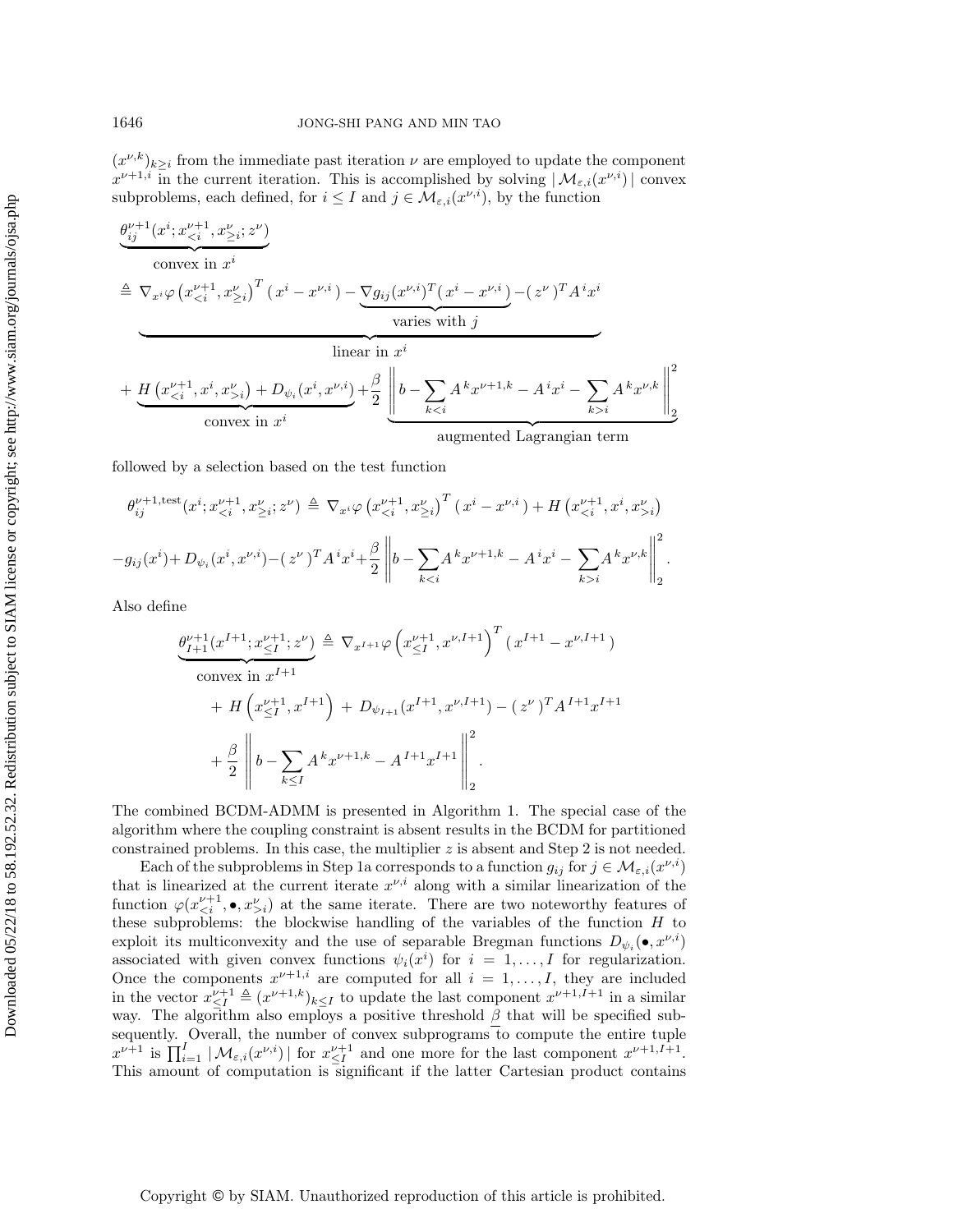$(x^{\nu,k})_{k\geq i}$ from the immediate past iteration $\nu$ are employed to update the component $x^{\nu+1,i}$ in the current iteration. This is accomplished by solving $|\mathcal{M}_{\varepsilon,i}(x^{\nu,i})|$ convex subproblems, each defined, for $i \leq I$ and $j \in \mathcal{M}_{\varepsilon,i}(x^{\nu,i})$, by the function

$$
\begin{aligned}
&\underbrace{\theta_{ij}^{\nu+1}(x^i; x_{<i}^{\nu+1}, x_{\geq i}^{\nu}; z^\nu)}_{\text{convex in } x^i} \\
&\triangleq \underbrace{\nabla_{x^i}\varphi\left(x_{<i}^{\nu+1}, x_{\geq i}^{\nu}\right)^T (x^i - x^{\nu,i}) - \underbrace{\nabla g_{ij}(x^{\nu,i})^T (x^i - x^{\nu,i})}_{\text{varies with } j} - (z^\nu)^T A^i x^i}_{\text{linear in } x^i} \\
&+ \underbrace{H\left(x_{<i}^{\nu+1}, x^i, x_{>i}^{\nu}\right) + D_{\psi_i}(x^i, x^{\nu,i})}_{\text{convex in } x^i} + \frac{\beta}{2} \underbrace{\left\| b - \sum_{k<i} A^k x^{\nu+1,k} - A^i x^i - \sum_{k>i} A^k x^{\nu,k} \right\|_2^2}_{\text{augmented Lagrangian term}}
\end{aligned}
$$

followed by a selection based on the test function

$$
\begin{aligned}
\theta_{ij}^{\nu+1,\text{test}}(x^i; x_{<i}^{\nu+1}, x_{\geq i}^{\nu}; z^\nu) &\triangleq \nabla_{x^i}\varphi\left(x_{<i}^{\nu+1}, x_{\geq i}^{\nu}\right)^T (x^i - x^{\nu,i}) + H\left(x_{<i}^{\nu+1}, x^i, x_{>i}^{\nu}\right) \\
- g_{ij}(x^i) + D_{\psi_i}(x^i, x^{\nu,i}) - (z^\nu)^T A^i x^i &+ \frac{\beta}{2}\left\| b - \sum_{k<i} A^k x^{\nu+1,k} - A^i x^i - \sum_{k>i} A^k x^{\nu,k} \right\|_2^2.
\end{aligned}
$$

Also define

$$
\begin{aligned}
\underbrace{\theta_{I+1}^{\nu+1}(x^{I+1}; x_{\leq I}^{\nu+1}; z^\nu)}_{\text{convex in } x^{I+1}} &\triangleq \nabla_{x^{I+1}}\varphi\left(x_{\leq I}^{\nu+1}, x^{\nu,I+1}\right)^T (x^{I+1} - x^{\nu,I+1}) \\
&+ H\left(x_{\leq I}^{\nu+1}, x^{I+1}\right) + D_{\psi_{I+1}}(x^{I+1}, x^{\nu,I+1}) - (z^\nu)^T A^{I+1} x^{I+1} \\
&+ \frac{\beta}{2}\left\| b - \sum_{k\leq I} A^k x^{\nu+1,k} - A^{I+1} x^{I+1} \right\|_2^2.
\end{aligned}
$$

The combined BCDM-ADMM is presented in Algorithm 1. The special case of the algorithm where the coupling constraint is absent results in the BCDM for partitioned constrained problems. In this case, the multiplier $z$ is absent and Step 2 is not needed.

Each of the subproblems in Step 1a corresponds to a function $g_{ij}$ for $j \in \mathcal{M}_{\varepsilon,i}(x^{\nu,i})$ that is linearized at the current iterate $x^{\nu,i}$ along with a similar linearization of the function $\varphi(x_{<i}^{\nu+1}, \bullet, x_{>i}^{\nu})$ at the same iterate. There are two noteworthy features of these subproblems: the blockwise handling of the variables of the function $H$ to exploit its multiconvexity and the use of separable Bregman functions $D_{\psi_i}(\bullet, x^{\nu,i})$ associated with given convex functions $\psi_i(x^i)$ for $i = 1, \ldots, I$ for regularization. Once the components $x^{\nu+1,i}$ are computed for all $i = 1, \ldots, I$, they are included in the vector $x_{\leq I}^{\nu+1} \triangleq (x^{\nu+1,k})_{k\leq I}$ to update the last component $x^{\nu+1,I+1}$ in a similar way. The algorithm also employs a positive threshold $\underline{\beta}$ that will be specified subsequently. Overall, the number of convex subprograms to compute the entire tuple $x^{\nu+1}$ is $\prod_{i=1}^{I} |\mathcal{M}_{\varepsilon,i}(x^{\nu,i})|$ for $x_{\leq I}^{\nu+1}$ and one more for the last component $x^{\nu+1,I+1}$. This amount of computation is significant if the latter Cartesian product contains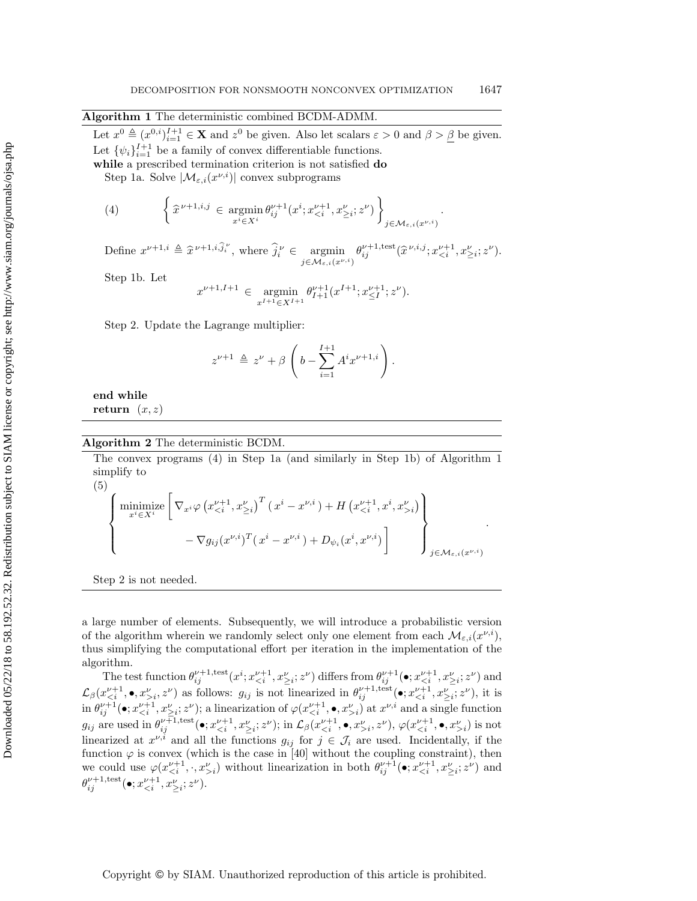**Algorithm 1** The deterministic combined BCDM-ADMM.

Let $x^0 \triangleq (x^{0,i})_{i=1}^{I+1} \in \mathbf{X}$ and $z^0$ be given. Also let scalars $\varepsilon > 0$ and $\beta > \underline{\beta}$ be given.
Let $\{\psi_i\}_{i=1}^{I+1}$ be a family of convex differentiable functions.
**while** a prescribed termination criterion is not satisfied **do**

Step 1a. Solve $|\mathcal{M}_{\varepsilon,i}(x^{\nu,i})|$ convex subprograms

$$
\left\{ \widehat{x}^{\,\nu+1,i,j} \in \operatorname*{argmin}_{x^i \in X^i} \theta_{ij}^{\nu+1}(x^i; x_{<i}^{\nu+1}, x_{\geq i}^{\nu}; z^\nu) \right\}_{j \in \mathcal{M}_{\varepsilon,i}(x^{\nu,i})}. \tag{4}
$$

Define $x^{\nu+1,i} \triangleq \widehat{x}^{\,\nu+1,i,\widehat{j}_i^{\,\nu}}$, where $\widehat{j}_i^{\,\nu} \in \operatorname*{argmin}_{j \in \mathcal{M}_{\varepsilon,i}(x^{\nu,i})} \theta_{ij}^{\nu+1,\text{test}}(\widehat{x}^{\,\nu,i,j}; x_{<i}^{\nu+1}, x_{\geq i}^{\nu}; z^\nu)$.

Step 1b. Let

$$
x^{\nu+1,I+1} \in \operatorname*{argmin}_{x^{I+1} \in X^{I+1}} \theta_{I+1}^{\nu+1}(x^{I+1}; x_{\leq I}^{\nu+1}; z^\nu).
$$

Step 2. Update the Lagrange multiplier:

$$
z^{\nu+1} \triangleq z^\nu + \beta \left( b - \sum_{i=1}^{I+1} A^i x^{\nu+1,i} \right).
$$

**end while**
**return** $(x, z)$

---

**Algorithm 2** The deterministic BCDM.

The convex programs (4) in Step 1a (and similarly in Step 1b) of Algorithm 1 simplify to

$$
\left\{ \begin{array}{l} \underset{x^i \in X^i}{\text{minimize}} \left[ \nabla_{x^i} \varphi\left(x_{<i}^{\nu+1}, x_{\geq i}^{\nu}\right)^T (x^i - x^{\nu,i}) + H\left(x_{<i}^{\nu+1}, x^i, x_{>i}^{\nu}\right) \right. \\ \qquad\qquad \left. - \nabla g_{ij}(x^{\nu,i})^T (x^i - x^{\nu,i}) + D_{\psi_i}(x^i, x^{\nu,i}) \right] \end{array} \right\}_{j \in \mathcal{M}_{\varepsilon,i}(x^{\nu,i})}. \tag{5}
$$

Step 2 is not needed.

---

a large number of elements. Subsequently, we will introduce a probabilistic version of the algorithm wherein we randomly select only one element from each $\mathcal{M}_{\varepsilon,i}(x^{\nu,i})$, thus simplifying the computational effort per iteration in the implementation of the algorithm.

The test function $\theta_{ij}^{\nu+1,\text{test}}(x^i; x_{<i}^{\nu+1}, x_{\geq i}^{\nu}; z^\nu)$ differs from $\theta_{ij}^{\nu+1}(\bullet; x_{<i}^{\nu+1}, x_{\geq i}^{\nu}; z^\nu)$ and $\mathcal{L}_\beta(x_{<i}^{\nu+1}, \bullet, x_{>i}^{\nu}, z^\nu)$ as follows: $g_{ij}$ is not linearized in $\theta_{ij}^{\nu+1,\text{test}}(\bullet; x_{<i}^{\nu+1}, x_{\geq i}^{\nu}; z^\nu)$, it is in $\theta_{ij}^{\nu+1}(\bullet; x_{<i}^{\nu+1}, x_{\geq i}^{\nu}; z^\nu)$; a linearization of $\varphi(x_{<i}^{\nu+1}, \bullet, x_{>i}^{\nu})$ at $x^{\nu,i}$ and a single function $g_{ij}$ are used in $\theta_{ij}^{\nu+1,\text{test}}(\bullet; x_{<i}^{\nu+1}, x_{\geq i}^{\nu}; z^\nu)$; in $\mathcal{L}_\beta(x_{<i}^{\nu+1}, \bullet, x_{>i}^{\nu}, z^\nu)$, $\varphi(x_{<i}^{\nu+1}, \bullet, x_{>i}^{\nu})$ is not linearized at $x^{\nu,i}$ and all the functions $g_{ij}$ for $j \in \mathcal{J}_i$ are used. Incidentally, if the function $\varphi$ is convex (which is the case in [40] without the coupling constraint), then we could use $\varphi(x_{<i}^{\nu+1}, \cdot, x_{>i}^{\nu})$ without linearization in both $\theta_{ij}^{\nu+1}(\bullet; x_{<i}^{\nu+1}, x_{\geq i}^{\nu}; z^\nu)$ and $\theta_{ij}^{\nu+1,\text{test}}(\bullet; x_{<i}^{\nu+1}, x_{\geq i}^{\nu}; z^\nu)$.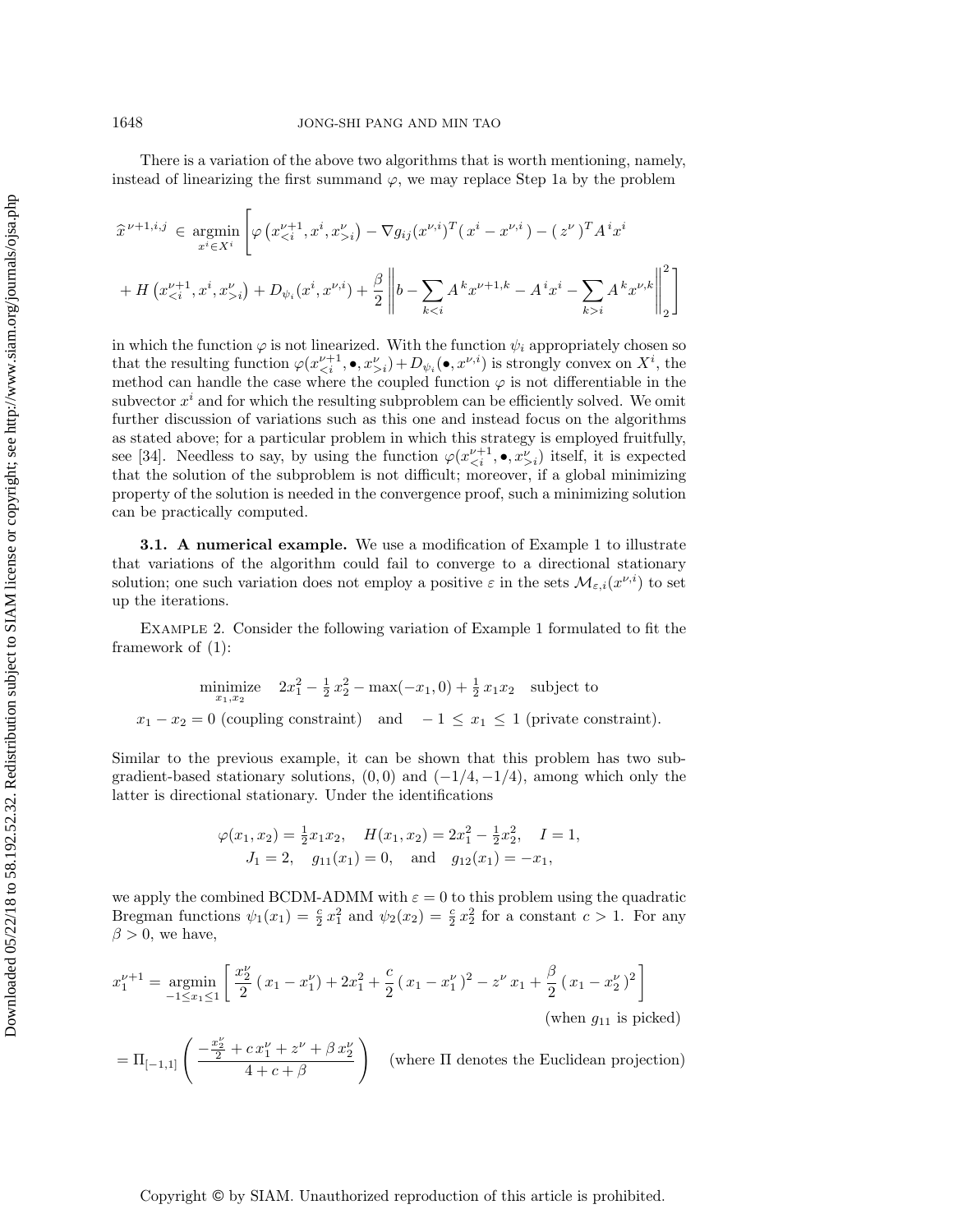There is a variation of the above two algorithms that is worth mentioning, namely, instead of linearizing the first summand $\varphi$, we may replace Step 1a by the problem

$$\widehat{x}^{\,\nu+1,i,j} \in \underset{x^i \in X^i}{\operatorname{argmin}} \left[ \varphi\left(x^{\nu+1}_{<i}, x^i, x^{\nu}_{>i}\right) - \nabla g_{ij}(x^{\nu,i})^T (\,x^i - x^{\nu,i}\,) - (\,z^{\nu}\,)^T A^{\,i} x^i \right.$$
$$\left. + \, H\left(x^{\nu+1}_{<i}, x^i, x^{\nu}_{>i}\right) + D_{\psi_i}(x^i, x^{\nu,i}) + \frac{\beta}{2} \left\| b - \sum_{k<i} A^{\,k} x^{\nu+1,k} - A^{\,i} x^i - \sum_{k>i} A^{\,k} x^{\nu,k} \right\|_2^2 \right]$$

in which the function $\varphi$ is not linearized. With the function $\psi_i$ appropriately chosen so that the resulting function $\varphi(x^{\nu+1}_{<i}, \bullet, x^{\nu}_{>i}) + D_{\psi_i}(\bullet, x^{\nu,i})$ is strongly convex on $X^i$, the method can handle the case where the coupled function $\varphi$ is not differentiable in the subvector $x^i$ and for which the resulting subproblem can be efficiently solved. We omit further discussion of variations such as this one and instead focus on the algorithms as stated above; for a particular problem in which this strategy is employed fruitfully, see [34]. Needless to say, by using the function $\varphi(x^{\nu+1}_{<i}, \bullet, x^{\nu}_{>i})$ itself, it is expected that the solution of the subproblem is not difficult; moreover, if a global minimizing property of the solution is needed in the convergence proof, such a minimizing solution can be practically computed.

**3.1. A numerical example.** We use a modification of Example 1 to illustrate that variations of the algorithm could fail to converge to a directional stationary solution; one such variation does not employ a positive $\varepsilon$ in the sets $\mathcal{M}_{\varepsilon,i}(x^{\nu,i})$ to set up the iterations.

Example 2. Consider the following variation of Example 1 formulated to fit the framework of (1):

$$\underset{x_1, x_2}{\text{minimize}} \quad 2x_1^2 - \tfrac{1}{2}\,x_2^2 - \max(-x_1, 0) + \tfrac{1}{2}\,x_1 x_2 \quad \text{subject to}$$
$$x_1 - x_2 = 0 \text{ (coupling constraint)} \quad \text{and} \quad -1 \,\leq\, x_1 \,\leq\, 1 \text{ (private constraint)}.$$

Similar to the previous example, it can be shown that this problem has two subgradient-based stationary solutions, $(0,0)$ and $(-1/4, -1/4)$, among which only the latter is directional stationary. Under the identifications

$$\varphi(x_1, x_2) = \tfrac{1}{2} x_1 x_2, \quad H(x_1, x_2) = 2x_1^2 - \tfrac{1}{2} x_2^2, \quad I = 1,$$
$$J_1 = 2, \quad g_{11}(x_1) = 0, \quad \text{and} \quad g_{12}(x_1) = -x_1,$$

we apply the combined BCDM-ADMM with $\varepsilon = 0$ to this problem using the quadratic Bregman functions $\psi_1(x_1) = \frac{c}{2}\,x_1^2$ and $\psi_2(x_2) = \frac{c}{2}\,x_2^2$ for a constant $c > 1$. For any $\beta > 0$, we have,

$$x_1^{\nu+1} = \underset{-1 \leq x_1 \leq 1}{\operatorname{argmin}} \left[ \frac{x_2^{\nu}}{2}\,(\,x_1 - x_1^{\nu}) + 2x_1^2 + \frac{c}{2}\,(\,x_1 - x_1^{\nu}\,)^2 - z^{\nu}\,x_1 + \frac{\beta}{2}\,(\,x_1 - x_2^{\nu}\,)^2 \right]$$

(when $g_{11}$ is picked)

$$= \Pi_{[-1,1]}\left( \frac{-\frac{x_2^{\nu}}{2} + c\,x_1^{\nu} + z^{\nu} + \beta\,x_2^{\nu}}{4 + c + \beta} \right) \quad \text{(where } \Pi \text{ denotes the Euclidean projection)}$$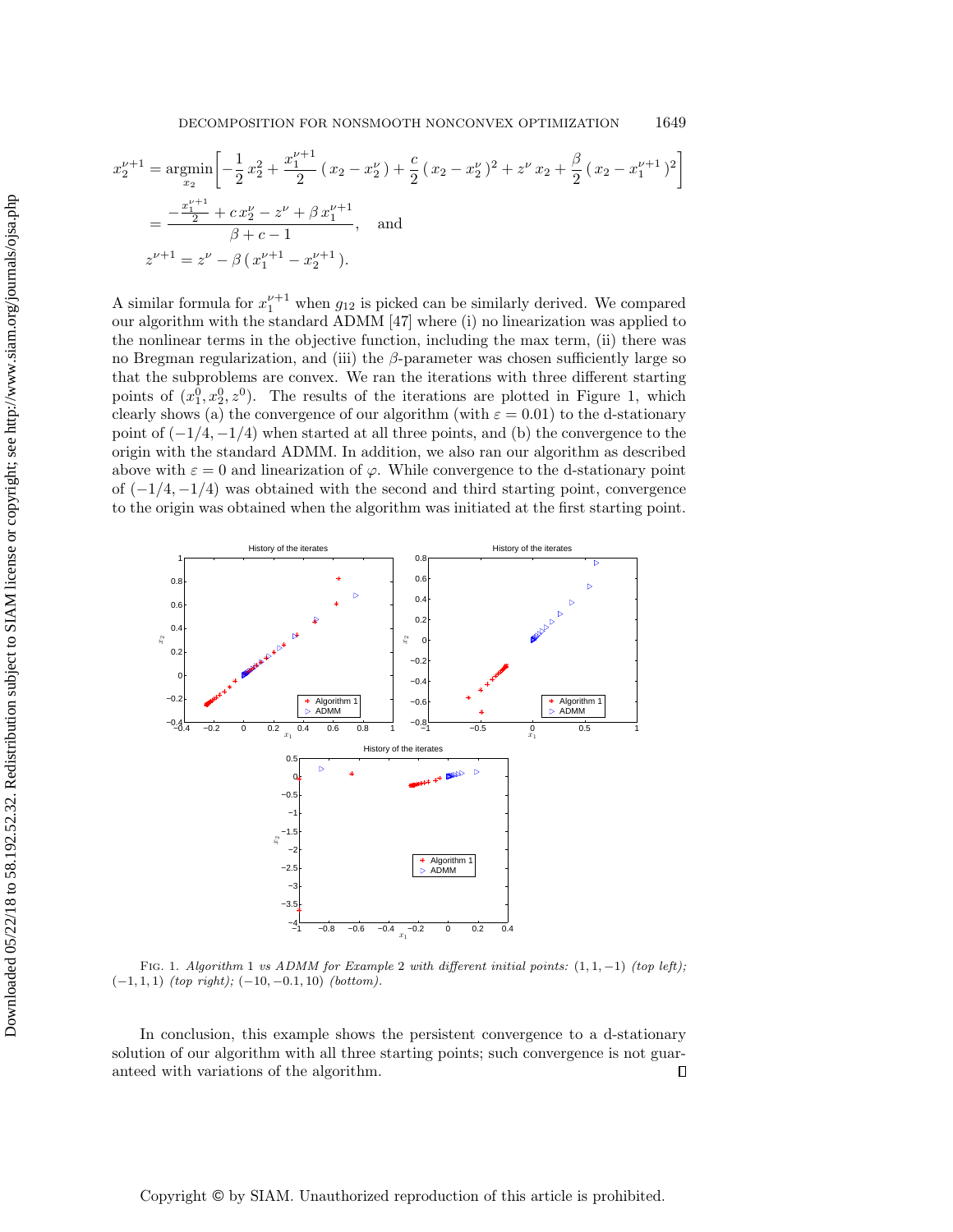$$x_2^{\nu+1} = \underset{x_2}{\operatorname{argmin}} \left[ -\frac{1}{2}\, x_2^2 + \frac{x_1^{\nu+1}}{2}\,(\, x_2 - x_2^\nu\,) + \frac{c}{2}\,(\, x_2 - x_2^\nu\,)^2 + z^\nu\, x_2 + \frac{\beta}{2}\,(\, x_2 - x_1^{\nu+1}\,)^2 \right]$$

$$= \frac{-\frac{x_1^{\nu+1}}{2} + c\, x_2^\nu - z^\nu + \beta\, x_1^{\nu+1}}{\beta + c - 1}, \quad \text{and}$$

$$z^{\nu+1} = z^\nu - \beta\,(\, x_1^{\nu+1} - x_2^{\nu+1}\,).$$

A similar formula for $x_1^{\nu+1}$ when $g_{12}$ is picked can be similarly derived. We compared our algorithm with the standard ADMM [47] where (i) no linearization was applied to the nonlinear terms in the objective function, including the max term, (ii) there was no Bregman regularization, and (iii) the $\beta$-parameter was chosen sufficiently large so that the subproblems are convex. We ran the iterations with three different starting points of $(x_1^0, x_2^0, z^0)$. The results of the iterations are plotted in Figure 1, which clearly shows (a) the convergence of our algorithm (with $\varepsilon = 0.01$) to the d-stationary point of $(-1/4, -1/4)$ when started at all three points, and (b) the convergence to the origin with the standard ADMM. In addition, we also ran our algorithm as described above with $\varepsilon = 0$ and linearization of $\varphi$. While convergence to the d-stationary point of $(-1/4, -1/4)$ was obtained with the second and third starting point, convergence to the origin was obtained when the algorithm was initiated at the first starting point.

FIG. 1. *Algorithm* 1 *vs ADMM for Example* 2 *with different initial points:* $(1, 1, -1)$ *(top left);* $(-1, 1, 1)$ *(top right);* $(-10, -0.1, 10)$ *(bottom).*

In conclusion, this example shows the persistent convergence to a d-stationary solution of our algorithm with all three starting points; such convergence is not guaranteed with variations of the algorithm. $\square$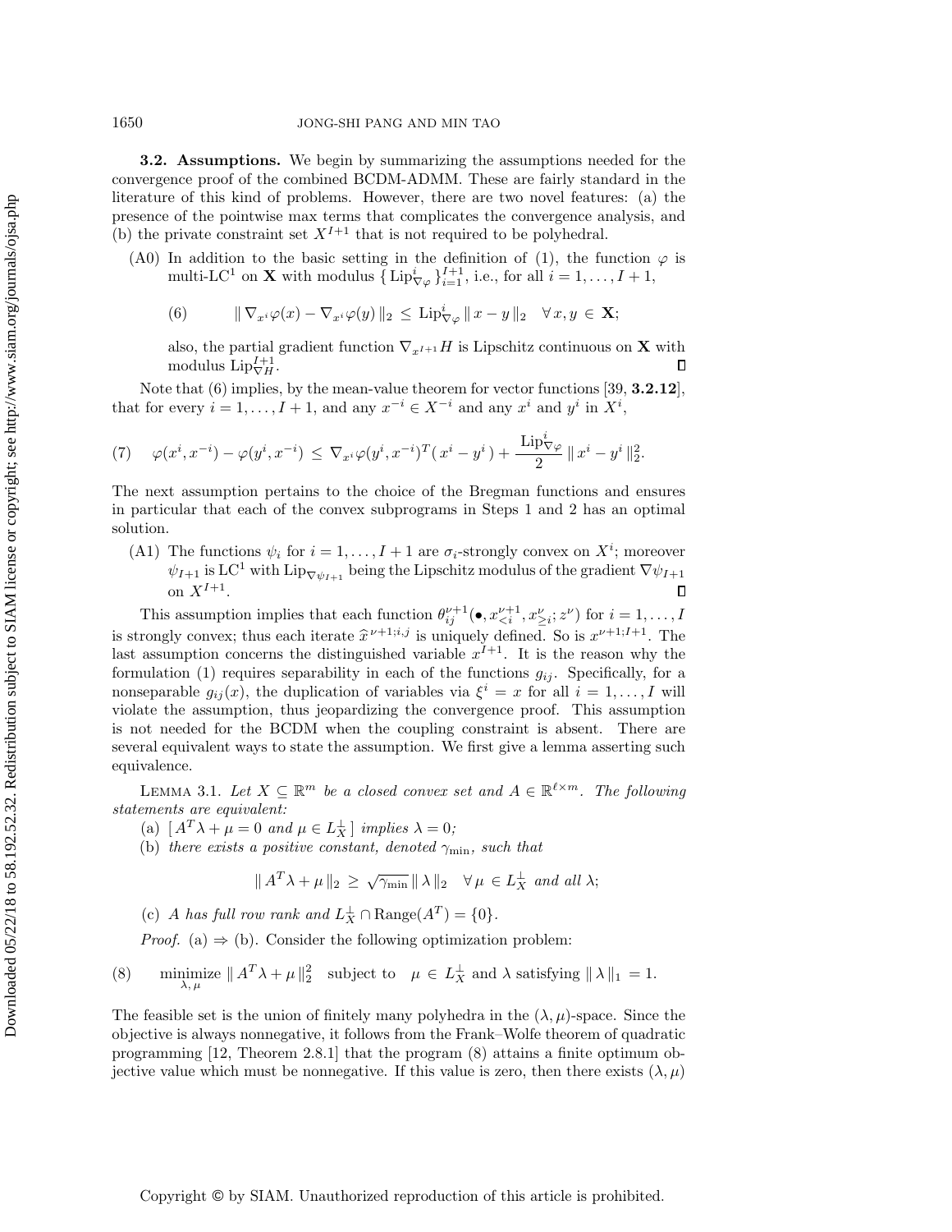**3.2. Assumptions.** We begin by summarizing the assumptions needed for the convergence proof of the combined BCDM-ADMM. These are fairly standard in the literature of this kind of problems. However, there are two novel features: (a) the presence of the pointwise max terms that complicates the convergence analysis, and (b) the private constraint set $X^{I+1}$ that is not required to be polyhedral.

(A0) In addition to the basic setting in the definition of (1), the function $\varphi$ is multi-LC$^1$ on $\mathbf{X}$ with modulus $\{ \text{Lip}^i_{\nabla\varphi} \}_{i=1}^{I+1}$, i.e., for all $i = 1, \ldots, I+1$,

$$
(6) \qquad \| \nabla_{x^i}\varphi(x) - \nabla_{x^i}\varphi(y) \|_2 \leq \text{Lip}^i_{\nabla\varphi} \| x - y \|_2 \quad \forall\, x, y \in \mathbf{X};
$$

also, the partial gradient function $\nabla_{x^{I+1}} H$ is Lipschitz continuous on $\mathbf{X}$ with modulus $\text{Lip}^{I+1}_{\nabla H}$. □

Note that (6) implies, by the mean-value theorem for vector functions [39, **3.2.12**], that for every $i = 1, \ldots, I+1$, and any $x^{-i} \in X^{-i}$ and any $x^i$ and $y^i$ in $X^i$,

$$
(7) \quad \varphi(x^i, x^{-i}) - \varphi(y^i, x^{-i}) \leq \nabla_{x^i}\varphi(y^i, x^{-i})^T ( x^i - y^i ) + \frac{\text{Lip}^i_{\nabla\varphi}}{2} \| x^i - y^i \|_2^2.
$$

The next assumption pertains to the choice of the Bregman functions and ensures in particular that each of the convex subprograms in Steps 1 and 2 has an optimal solution.

(A1) The functions $\psi_i$ for $i = 1, \ldots, I+1$ are $\sigma_i$-strongly convex on $X^i$; moreover $\psi_{I+1}$ is LC$^1$ with $\text{Lip}_{\nabla\psi_{I+1}}$ being the Lipschitz modulus of the gradient $\nabla\psi_{I+1}$ on $X^{I+1}$. □

This assumption implies that each function $\theta^{\nu+1}_{ij}(\bullet, x^{\nu+1}_{<i}, x^{\nu}_{\geq i}; z^{\nu})$ for $i = 1, \ldots, I$ is strongly convex; thus each iterate $\widehat{x}^{\,\nu+1;i,j}$ is uniquely defined. So is $x^{\nu+1;I+1}$. The last assumption concerns the distinguished variable $x^{I+1}$. It is the reason why the formulation (1) requires separability in each of the functions $g_{ij}$. Specifically, for a nonseparable $g_{ij}(x)$, the duplication of variables via $\xi^i = x$ for all $i = 1, \ldots, I$ will violate the assumption, thus jeopardizing the convergence proof. This assumption is not needed for the BCDM when the coupling constraint is absent. There are several equivalent ways to state the assumption. We first give a lemma asserting such equivalence.

LEMMA 3.1. *Let $X \subseteq \mathbb{R}^m$ be a closed convex set and $A \in \mathbb{R}^{\ell \times m}$. The following statements are equivalent:*

(a) *$[\, A^T\lambda + \mu = 0$ and $\mu \in L_X^{\perp}\,]$ implies $\lambda = 0$;*

(b) *there exists a positive constant, denoted $\gamma_{\min}$, such that*

$$
\| A^T\lambda + \mu \|_2 \geq \sqrt{\gamma_{\min}} \, \| \lambda \|_2 \quad \forall\, \mu \in L_X^{\perp} \text{ and all } \lambda;
$$

(c) *$A$ has full row rank and $L_X^{\perp} \cap \text{Range}(A^T) = \{0\}$.*

*Proof.* (a) $\Rightarrow$ (b). Consider the following optimization problem:

$$
(8) \qquad \underset{\lambda,\,\mu}{\text{minimize}} \ \| A^T\lambda + \mu \|_2^2 \quad \text{subject to} \quad \mu \in L_X^{\perp} \text{ and } \lambda \text{ satisfying } \| \lambda \|_1 = 1.
$$

The feasible set is the union of finitely many polyhedra in the $(\lambda, \mu)$-space. Since the objective is always nonnegative, it follows from the Frank–Wolfe theorem of quadratic programming [12, Theorem 2.8.1] that the program (8) attains a finite optimum objective value which must be nonnegative. If this value is zero, then there exists $(\lambda, \mu)$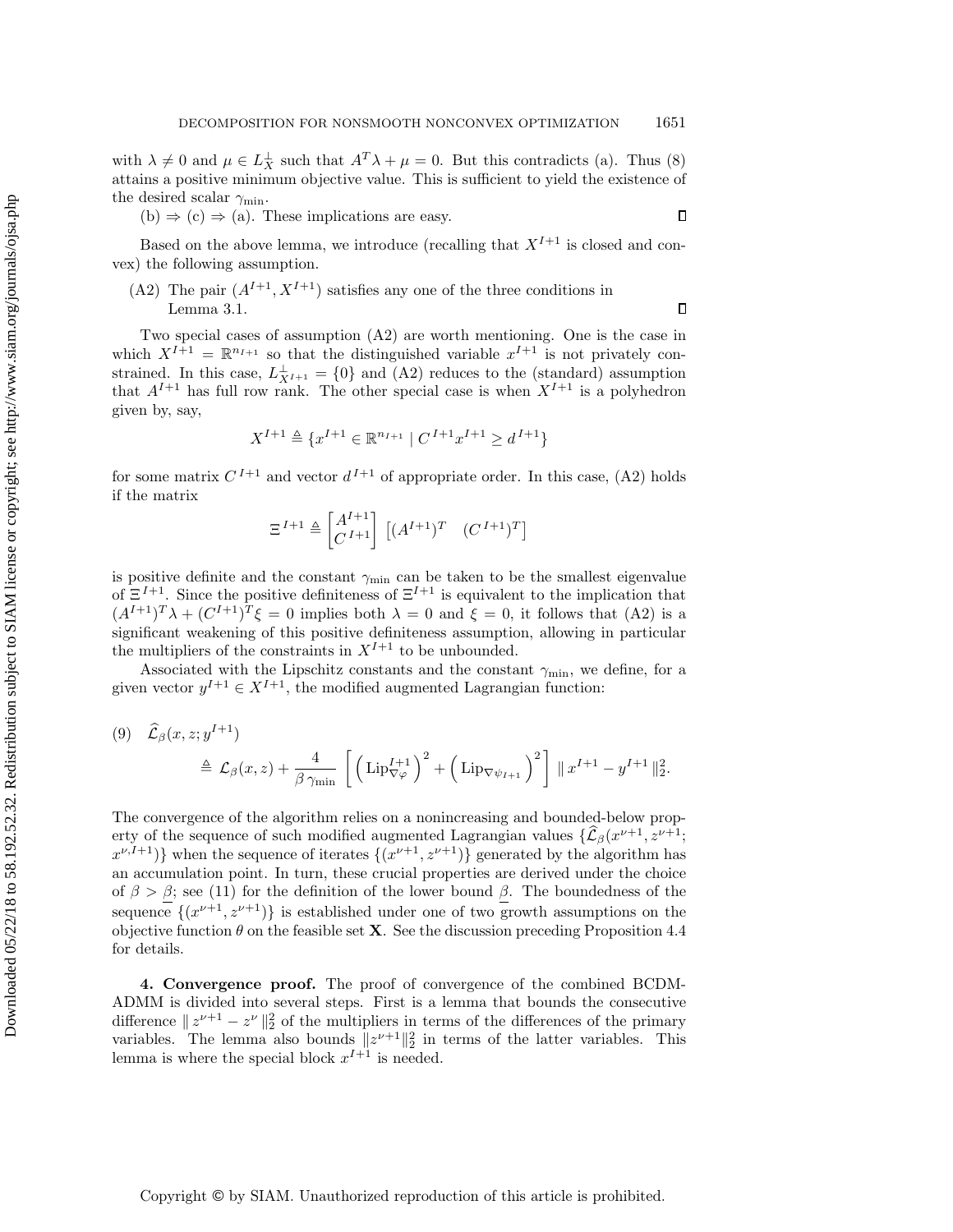with $\lambda \neq 0$ and $\mu \in L_X^\perp$ such that $A^T\lambda + \mu = 0$. But this contradicts (a). Thus (8) attains a positive minimum objective value. This is sufficient to yield the existence of the desired scalar $\gamma_{\min}$.

(b) $\Rightarrow$ (c) $\Rightarrow$ (a). These implications are easy. $\square$

Based on the above lemma, we introduce (recalling that $X^{I+1}$ is closed and convex) the following assumption.

(A2) The pair $(A^{I+1}, X^{I+1})$ satisfies any one of the three conditions in Lemma 3.1. $\square$

Two special cases of assumption (A2) are worth mentioning. One is the case in which $X^{I+1} = \mathbb{R}^{n_{I+1}}$ so that the distinguished variable $x^{I+1}$ is not privately constrained. In this case, $L_{X^{I+1}}^\perp = \{0\}$ and (A2) reduces to the (standard) assumption that $A^{I+1}$ has full row rank. The other special case is when $X^{I+1}$ is a polyhedron given by, say,

$$X^{I+1} \triangleq \{x^{I+1} \in \mathbb{R}^{n_{I+1}} \mid C^{I+1}x^{I+1} \geq d^{I+1}\}$$

for some matrix $C^{I+1}$ and vector $d^{I+1}$ of appropriate order. In this case, (A2) holds if the matrix

$$\Xi^{I+1} \triangleq \begin{bmatrix} A^{I+1} \\ C^{I+1} \end{bmatrix} \begin{bmatrix} (A^{I+1})^T & (C^{I+1})^T \end{bmatrix}$$

is positive definite and the constant $\gamma_{\min}$ can be taken to be the smallest eigenvalue of $\Xi^{I+1}$. Since the positive definiteness of $\Xi^{I+1}$ is equivalent to the implication that $(A^{I+1})^T\lambda + (C^{I+1})^T\xi = 0$ implies both $\lambda = 0$ and $\xi = 0$, it follows that (A2) is a significant weakening of this positive definiteness assumption, allowing in particular the multipliers of the constraints in $X^{I+1}$ to be unbounded.

Associated with the Lipschitz constants and the constant $\gamma_{\min}$, we define, for a given vector $y^{I+1} \in X^{I+1}$, the modified augmented Lagrangian function:

$$\widehat{\mathcal{L}}_\beta(x, z; y^{I+1}) \triangleq \mathcal{L}_\beta(x, z) + \frac{4}{\beta\,\gamma_{\min}} \left[ \left( \mathrm{Lip}_{\nabla\varphi}^{I+1} \right)^2 + \left( \mathrm{Lip}_{\nabla\psi_{I+1}} \right)^2 \right] \| x^{I+1} - y^{I+1} \|_2^2. \tag{9}$$

The convergence of the algorithm relies on a nonincreasing and bounded-below property of the sequence of such modified augmented Lagrangian values $\{\widehat{\mathcal{L}}_\beta(x^{\nu+1}, z^{\nu+1}; x^{\nu,I+1})\}$ when the sequence of iterates $\{(x^{\nu+1}, z^{\nu+1})\}$ generated by the algorithm has an accumulation point. In turn, these crucial properties are derived under the choice of $\beta > \underline{\beta}$; see (11) for the definition of the lower bound $\underline{\beta}$. The boundedness of the sequence $\{(x^{\nu+1}, z^{\nu+1})\}$ is established under one of two growth assumptions on the objective function $\theta$ on the feasible set $\mathbf{X}$. See the discussion preceding Proposition 4.4 for details.

## 4. Convergence proof.

The proof of convergence of the combined BCDM-ADMM is divided into several steps. First is a lemma that bounds the consecutive difference $\| z^{\nu+1} - z^\nu \|_2^2$ of the multipliers in terms of the differences of the primary variables. The lemma also bounds $\|z^{\nu+1}\|_2^2$ in terms of the latter variables. This lemma is where the special block $x^{I+1}$ is needed.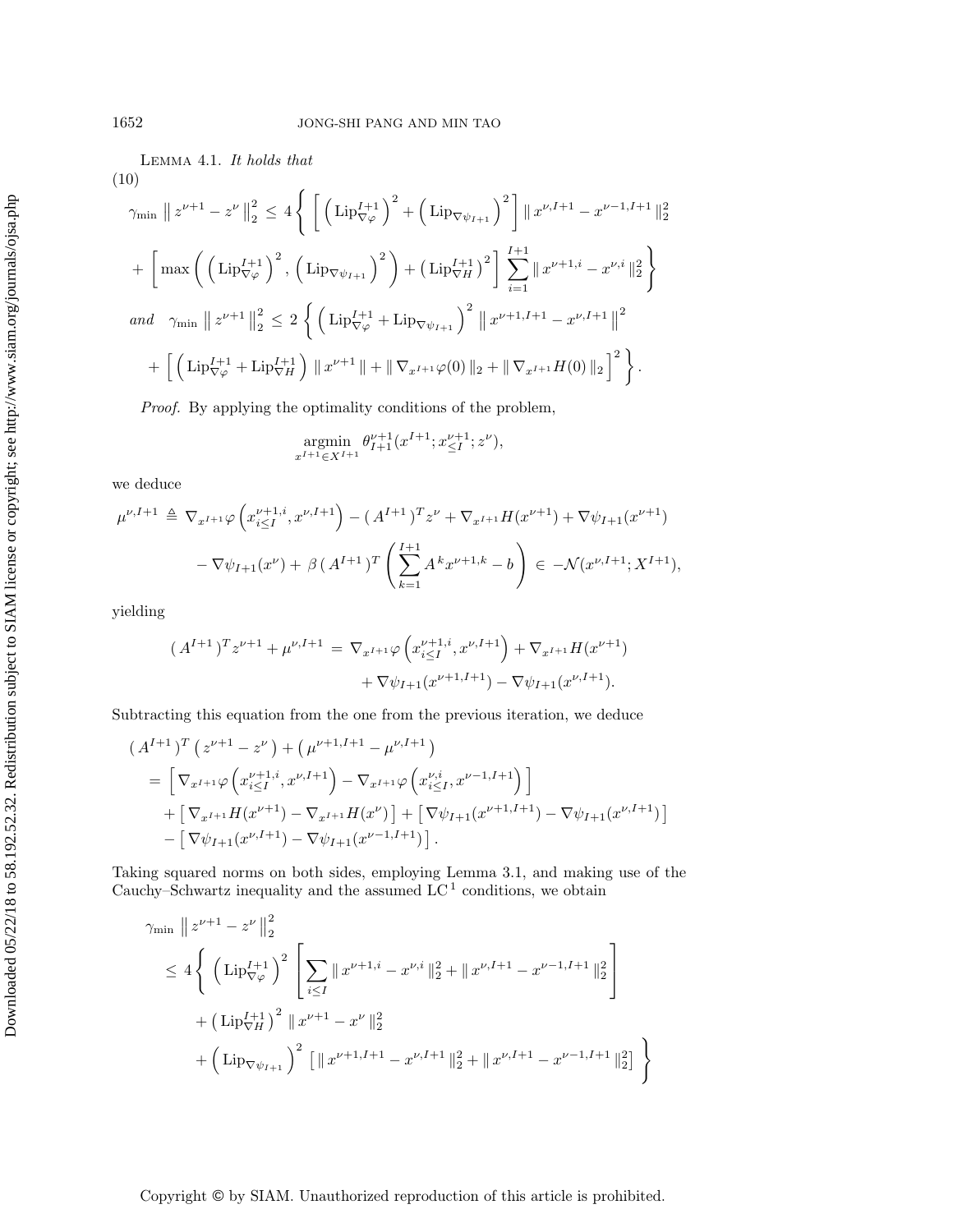**Lemma 4.1.** *It holds that*

$$
\begin{aligned}
&\gamma_{\min} \left\| z^{\nu+1} - z^{\nu} \right\|_2^2 \leq 4 \left\{ \left[ \left( \mathrm{Lip}_{\nabla\varphi}^{I+1} \right)^2 + \left( \mathrm{Lip}_{\nabla\psi_{I+1}} \right)^2 \right] \| x^{\nu,I+1} - x^{\nu-1,I+1} \|_2^2 \right. \\
&\quad \left. + \left[ \max\left( \left( \mathrm{Lip}_{\nabla\varphi}^{I+1} \right)^2, \left( \mathrm{Lip}_{\nabla\psi_{I+1}} \right)^2 \right) + \left( \mathrm{Lip}_{\nabla H}^{I+1} \right)^2 \right] \sum_{i=1}^{I+1} \| x^{\nu+1,i} - x^{\nu,i} \|_2^2 \right\}
\end{aligned} \tag{10}
$$

*and*

$$
\begin{aligned}
&\gamma_{\min} \left\| z^{\nu+1} \right\|_2^2 \leq 2 \left\{ \left( \mathrm{Lip}_{\nabla\varphi}^{I+1} + \mathrm{Lip}_{\nabla\psi_{I+1}} \right)^2 \left\| x^{\nu+1,I+1} - x^{\nu,I+1} \right\|^2 \right. \\
&\quad \left. + \left[ \left( \mathrm{Lip}_{\nabla\varphi}^{I+1} + \mathrm{Lip}_{\nabla H}^{I+1} \right) \| x^{\nu+1} \| + \| \nabla_{x^{I+1}} \varphi(0) \|_2 + \| \nabla_{x^{I+1}} H(0) \|_2 \right]^2 \right\}.
\end{aligned}
$$

*Proof.* By applying the optimality conditions of the problem,

$$
\operatorname*{argmin}_{x^{I+1} \in X^{I+1}} \theta_{I+1}^{\nu+1}(x^{I+1}; x_{\leq I}^{\nu+1}; z^{\nu}),
$$

we deduce

$$
\begin{aligned}
\mu^{\nu,I+1} &\triangleq \nabla_{x^{I+1}} \varphi\left( x_{i \leq I}^{\nu+1,i}, x^{\nu,I+1} \right) - (A^{I+1})^T z^{\nu} + \nabla_{x^{I+1}} H(x^{\nu+1}) + \nabla\psi_{I+1}(x^{\nu+1}) \\
&\quad - \nabla\psi_{I+1}(x^{\nu}) + \beta\, (A^{I+1})^T \left( \sum_{k=1}^{I+1} A^k x^{\nu+1,k} - b \right) \in -\mathcal{N}(x^{\nu,I+1}; X^{I+1}),
\end{aligned}
$$

yielding

$$
\begin{aligned}
(A^{I+1})^T z^{\nu+1} + \mu^{\nu,I+1} &= \nabla_{x^{I+1}} \varphi\left( x_{i \leq I}^{\nu+1,i}, x^{\nu,I+1} \right) + \nabla_{x^{I+1}} H(x^{\nu+1}) \\
&\quad + \nabla\psi_{I+1}(x^{\nu+1,I+1}) - \nabla\psi_{I+1}(x^{\nu,I+1}).
\end{aligned}
$$

Subtracting this equation from the one from the previous iteration, we deduce

$$
\begin{aligned}
&(A^{I+1})^T \left( z^{\nu+1} - z^{\nu} \right) + \left( \mu^{\nu+1,I+1} - \mu^{\nu,I+1} \right) \\
&\quad = \left[ \nabla_{x^{I+1}} \varphi\left( x_{i \leq I}^{\nu+1,i}, x^{\nu,I+1} \right) - \nabla_{x^{I+1}} \varphi\left( x_{i \leq I}^{\nu,i}, x^{\nu-1,I+1} \right) \right] \\
&\qquad + \left[ \nabla_{x^{I+1}} H(x^{\nu+1}) - \nabla_{x^{I+1}} H(x^{\nu}) \right] + \left[ \nabla\psi_{I+1}(x^{\nu+1,I+1}) - \nabla\psi_{I+1}(x^{\nu,I+1}) \right] \\
&\qquad - \left[ \nabla\psi_{I+1}(x^{\nu,I+1}) - \nabla\psi_{I+1}(x^{\nu-1,I+1}) \right].
\end{aligned}
$$

Taking squared norms on both sides, employing Lemma 3.1, and making use of the Cauchy–Schwartz inequality and the assumed $\mathrm{LC}^1$ conditions, we obtain

$$
\begin{aligned}
&\gamma_{\min} \left\| z^{\nu+1} - z^{\nu} \right\|_2^2 \\
&\quad \leq 4 \left\{ \left( \mathrm{Lip}_{\nabla\varphi}^{I+1} \right)^2 \left[ \sum_{i \leq I} \| x^{\nu+1,i} - x^{\nu,i} \|_2^2 + \| x^{\nu,I+1} - x^{\nu-1,I+1} \|_2^2 \right] \right. \\
&\qquad + \left( \mathrm{Lip}_{\nabla H}^{I+1} \right)^2 \| x^{\nu+1} - x^{\nu} \|_2^2 \\
&\qquad \left. + \left( \mathrm{Lip}_{\nabla\psi_{I+1}} \right)^2 \left[ \| x^{\nu+1,I+1} - x^{\nu,I+1} \|_2^2 + \| x^{\nu,I+1} - x^{\nu-1,I+1} \|_2^2 \right] \right\}
\end{aligned}
$$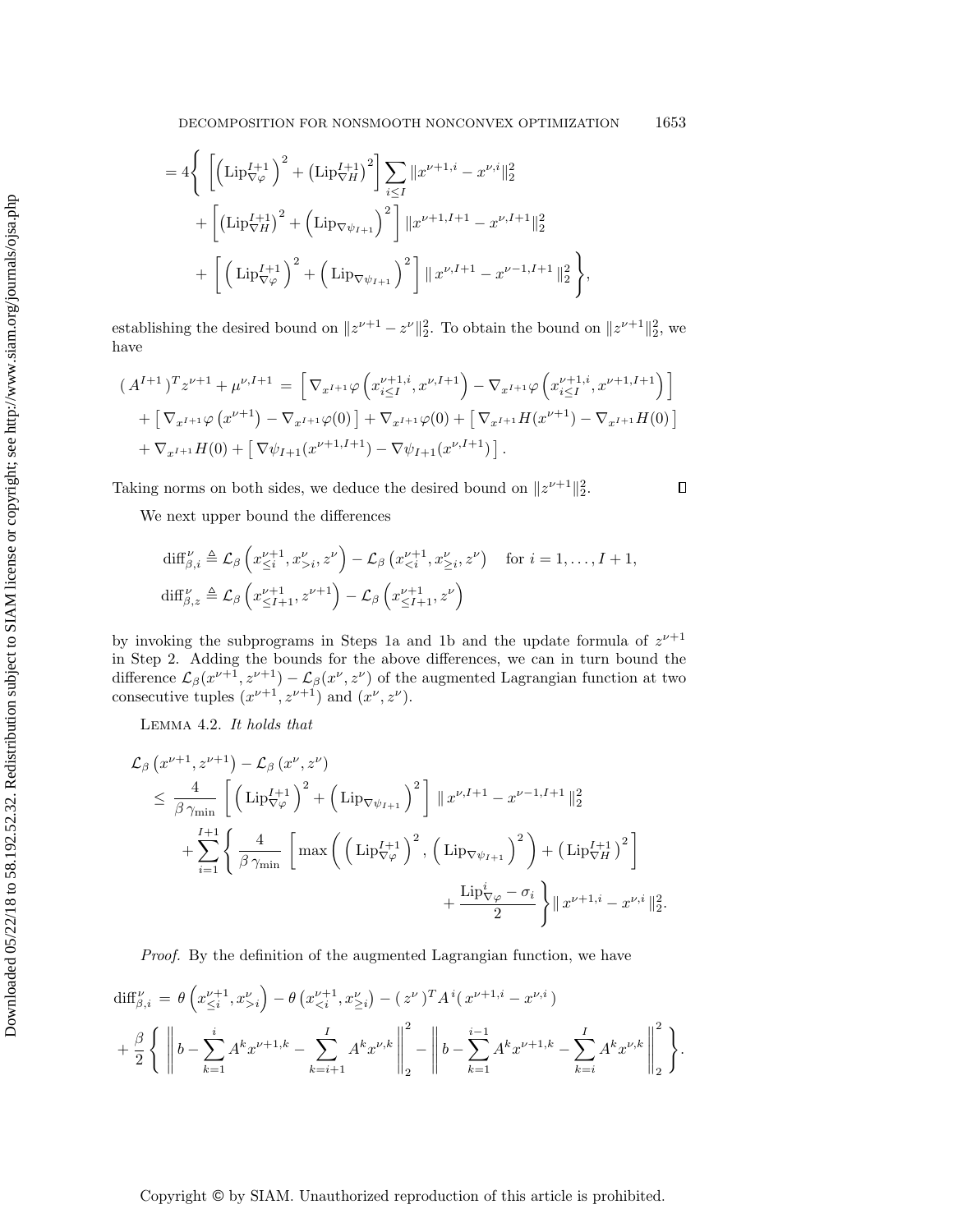$$
= 4 \left\{ \left[ \left( \mathrm{Lip}_{\nabla \varphi}^{I+1} \right)^2 + \left( \mathrm{Lip}_{\nabla H}^{I+1} \right)^2 \right] \sum_{i \le I} \| x^{\nu+1,i} - x^{\nu,i} \|_2^2 \right.
$$

$$
+ \left[ \left( \mathrm{Lip}_{\nabla H}^{I+1} \right)^2 + \left( \mathrm{Lip}_{\nabla \psi_{I+1}} \right)^2 \right] \| x^{\nu+1,I+1} - x^{\nu,I+1} \|_2^2
$$

$$
\left. + \left[ \left( \mathrm{Lip}_{\nabla \varphi}^{I+1} \right)^2 + \left( \mathrm{Lip}_{\nabla \psi_{I+1}} \right)^2 \right] \| x^{\nu,I+1} - x^{\nu-1,I+1} \|_2^2 \right\},
$$

establishing the desired bound on $\|z^{\nu+1} - z^{\nu}\|_2^2$. To obtain the bound on $\|z^{\nu+1}\|_2^2$, we have

$$
(A^{I+1})^T z^{\nu+1} + \mu^{\nu,I+1} = \left[ \nabla_{x^{I+1}} \varphi \left( x_{i \le I}^{\nu+1,i}, x^{\nu,I+1} \right) - \nabla_{x^{I+1}} \varphi \left( x_{i \le I}^{\nu+1,i}, x^{\nu+1,I+1} \right) \right]
$$

$$
+ \left[ \nabla_{x^{I+1}} \varphi \left( x^{\nu+1} \right) - \nabla_{x^{I+1}} \varphi(0) \right] + \nabla_{x^{I+1}} \varphi(0) + \left[ \nabla_{x^{I+1}} H(x^{\nu+1}) - \nabla_{x^{I+1}} H(0) \right]
$$

$$
+ \nabla_{x^{I+1}} H(0) + \left[ \nabla \psi_{I+1}(x^{\nu+1,I+1}) - \nabla \psi_{I+1}(x^{\nu,I+1}) \right].
$$

Taking norms on both sides, we deduce the desired bound on $\|z^{\nu+1}\|_2^2$. $\square$

We next upper bound the differences

$$
\mathrm{diff}_{\beta,i}^{\nu} \triangleq \mathcal{L}_\beta \left( x_{\le i}^{\nu+1}, x_{>i}^{\nu}, z^{\nu} \right) - \mathcal{L}_\beta \left( x_{<i}^{\nu+1}, x_{\ge i}^{\nu}, z^{\nu} \right) \quad \text{for } i = 1, \ldots, I+1,
$$

$$
\mathrm{diff}_{\beta,z}^{\nu} \triangleq \mathcal{L}_\beta \left( x_{\le I+1}^{\nu+1}, z^{\nu+1} \right) - \mathcal{L}_\beta \left( x_{\le I+1}^{\nu+1}, z^{\nu} \right)
$$

by invoking the subprograms in Steps 1a and 1b and the update formula of $z^{\nu+1}$ in Step 2. Adding the bounds for the above differences, we can in turn bound the difference $\mathcal{L}_\beta(x^{\nu+1}, z^{\nu+1}) - \mathcal{L}_\beta(x^{\nu}, z^{\nu})$ of the augmented Lagrangian function at two consecutive tuples $(x^{\nu+1}, z^{\nu+1})$ and $(x^{\nu}, z^{\nu})$.

LEMMA 4.2. *It holds that*

$$
\mathcal{L}_\beta \left( x^{\nu+1}, z^{\nu+1} \right) - \mathcal{L}_\beta \left( x^{\nu}, z^{\nu} \right)
$$

$$
\le \frac{4}{\beta \, \gamma_{\min}} \left[ \left( \mathrm{Lip}_{\nabla \varphi}^{I+1} \right)^2 + \left( \mathrm{Lip}_{\nabla \psi_{I+1}} \right)^2 \right] \| x^{\nu,I+1} - x^{\nu-1,I+1} \|_2^2
$$

$$
+ \sum_{i=1}^{I+1} \left\{ \frac{4}{\beta \, \gamma_{\min}} \left[ \max \left( \left( \mathrm{Lip}_{\nabla \varphi}^{I+1} \right)^2, \left( \mathrm{Lip}_{\nabla \psi_{I+1}} \right)^2 \right) + \left( \mathrm{Lip}_{\nabla H}^{I+1} \right)^2 \right] \right.
$$

$$
\left. + \frac{\mathrm{Lip}_{\nabla \varphi}^{i} - \sigma_i}{2} \right\} \| x^{\nu+1,i} - x^{\nu,i} \|_2^2.
$$

*Proof.* By the definition of the augmented Lagrangian function, we have

$$
\mathrm{diff}_{\beta,i}^{\nu} = \theta \left( x_{\le i}^{\nu+1}, x_{>i}^{\nu} \right) - \theta \left( x_{<i}^{\nu+1}, x_{\ge i}^{\nu} \right) - (z^{\nu})^T A^i (x^{\nu+1,i} - x^{\nu,i})
$$

$$
+ \frac{\beta}{2} \left\{ \left\| b - \sum_{k=1}^{i} A^k x^{\nu+1,k} - \sum_{k=i+1}^{I} A^k x^{\nu,k} \right\|_2^2 - \left\| b - \sum_{k=1}^{i-1} A^k x^{\nu+1,k} - \sum_{k=i}^{I} A^k x^{\nu,k} \right\|_2^2 \right\}.
$$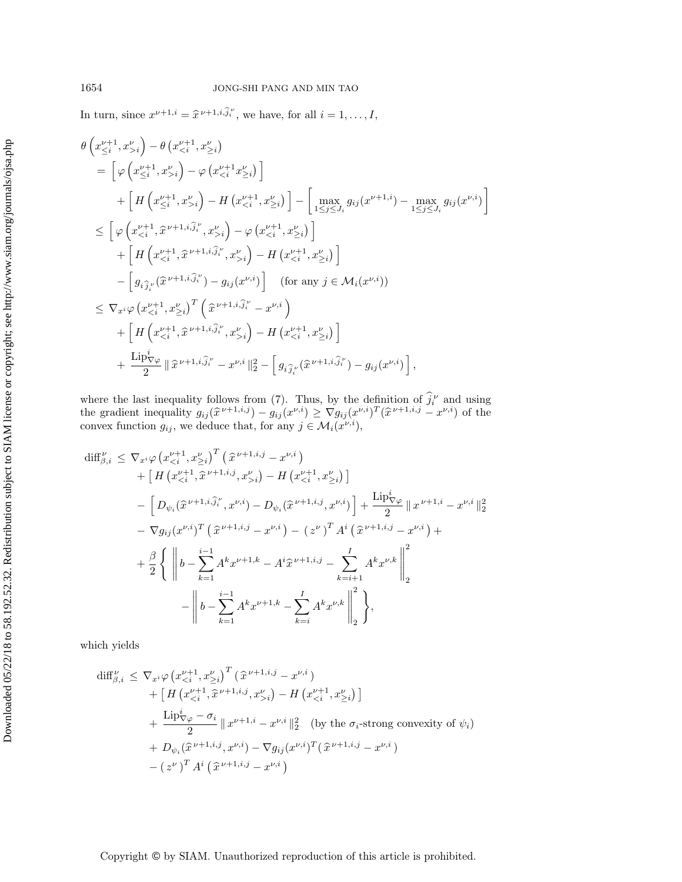In turn, since $x^{\nu+1,i} = \widehat{x}^{\,\nu+1,i,\widehat{j}_i^{\,\nu}}$, we have, for all $i = 1, \ldots, I$,

$$
\begin{aligned}
&\theta\left(x^{\nu+1}_{\leq i}, x^{\nu}_{>i}\right) - \theta\left(x^{\nu+1}_{<i}, x^{\nu}_{\geq i}\right) \\
&\quad = \left[\, \varphi\left(x^{\nu+1}_{\leq i}, x^{\nu}_{>i}\right) - \varphi\left(x^{\nu+1}_{<i} x^{\nu}_{\geq i}\right) \right] \\
&\qquad + \left[\, H\left(x^{\nu+1}_{\leq i}, x^{\nu}_{>i}\right) - H\left(x^{\nu+1}_{<i}, x^{\nu}_{\geq i}\right) \right] - \left[ \max_{1 \leq j \leq J_i} g_{ij}(x^{\nu+1,i}) - \max_{1 \leq j \leq J_i} g_{ij}(x^{\nu,i}) \right] \\
&\quad \leq \left[\, \varphi\left(x^{\nu+1}_{<i}, \widehat{x}^{\,\nu+1,i,\widehat{j}_i^{\,\nu}}, x^{\nu}_{>i}\right) - \varphi\left(x^{\nu+1}_{<i}, x^{\nu}_{\geq i}\right) \right] \\
&\qquad + \left[\, H\left(x^{\nu+1}_{<i}, \widehat{x}^{\,\nu+1,i,\widehat{j}_i^{\,\nu}}, x^{\nu}_{>i}\right) - H\left(x^{\nu+1}_{<i}, x^{\nu}_{\geq i}\right) \right] \\
&\qquad - \left[\, g_{i\widehat{j}_i^{\,\nu}}(\widehat{x}^{\,\nu+1,i,\widehat{j}_i^{\,\nu}}) - g_{ij}(x^{\nu,i}) \right] \quad (\text{for any } j \in \mathcal{M}_i(x^{\nu,i})) \\
&\quad \leq \nabla_{x^i} \varphi\left(x^{\nu+1}_{<i}, x^{\nu}_{\geq i}\right)^T \left(\widehat{x}^{\,\nu+1,i,\widehat{j}_i^{\,\nu}} - x^{\nu,i}\right) \\
&\qquad + \left[\, H\left(x^{\nu+1}_{<i}, \widehat{x}^{\,\nu+1,i,\widehat{j}_i^{\,\nu}}, x^{\nu}_{>i}\right) - H\left(x^{\nu+1}_{<i}, x^{\nu}_{\geq i}\right) \right] \\
&\qquad + \frac{\mathrm{Lip}^i_{\nabla\varphi}}{2} \,\| \, \widehat{x}^{\,\nu+1,i,\widehat{j}_i^{\,\nu}} - x^{\nu,i} \|_2^2 - \left[\, g_{i\widehat{j}_i^{\,\nu}}(\widehat{x}^{\,\nu+1,i,\widehat{j}_i^{\,\nu}}) - g_{ij}(x^{\nu,i}) \right],
\end{aligned}
$$

where the last inequality follows from (7). Thus, by the definition of $\widehat{j}_i^{\,\nu}$ and using the gradient inequality $g_{ij}(\widehat{x}^{\,\nu+1,i,j}) - g_{ij}(x^{\nu,i}) \geq \nabla g_{ij}(x^{\nu,i})^T(\widehat{x}^{\,\nu+1,i,j} - x^{\nu,i})$ of the convex function $g_{ij}$, we deduce that, for any $j \in \mathcal{M}_i(x^{\nu,i})$,

$$
\begin{aligned}
\mathrm{diff}^{\nu}_{\beta,i} \leq\; & \nabla_{x^i} \varphi\left(x^{\nu+1}_{<i}, x^{\nu}_{\geq i}\right)^T \left(\widehat{x}^{\,\nu+1,i,j} - x^{\nu,i}\right) \\
& + \left[\, H\left(x^{\nu+1}_{<i}, \widehat{x}^{\,\nu+1,i,j}, x^{\nu}_{>i}\right) - H\left(x^{\nu+1}_{<i}, x^{\nu}_{\geq i}\right) \right] \\
& - \left[\, D_{\psi_i}(\widehat{x}^{\,\nu+1,i,\widehat{j}_i^{\,\nu}}, x^{\nu,i}) - D_{\psi_i}(\widehat{x}^{\,\nu+1,i,j}, x^{\nu,i}) \right] + \frac{\mathrm{Lip}^i_{\nabla\varphi}}{2} \,\| \, x^{\nu+1,i} - x^{\nu,i} \|_2^2 \\
& - \nabla g_{ij}(x^{\nu,i})^T \left(\widehat{x}^{\,\nu+1,i,j} - x^{\nu,i}\right) - \left(z^{\nu}\right)^T A^i \left(\widehat{x}^{\,\nu+1,i,j} - x^{\nu,i}\right) + \\
& + \frac{\beta}{2} \left\{ \left\| b - \sum_{k=1}^{i-1} A^k x^{\nu+1,k} - A^i \widehat{x}^{\,\nu+1,i,j} - \sum_{k=i+1}^{I} A^k x^{\nu,k} \right\|_2^2 \right. \\
& \qquad \left. - \left\| b - \sum_{k=1}^{i-1} A^k x^{\nu+1,k} - \sum_{k=i}^{I} A^k x^{\nu,k} \right\|_2^2 \right\},
\end{aligned}
$$

which yields

$$
\begin{aligned}
\mathrm{diff}^{\nu}_{\beta,i} \leq\; & \nabla_{x^i} \varphi\left(x^{\nu+1}_{<i}, x^{\nu}_{\geq i}\right)^T \left(\widehat{x}^{\,\nu+1,i,j} - x^{\nu,i}\right) \\
& + \left[\, H\left(x^{\nu+1}_{<i}, \widehat{x}^{\,\nu+1,i,j}, x^{\nu}_{>i}\right) - H\left(x^{\nu+1}_{<i}, x^{\nu}_{\geq i}\right) \right] \\
& + \frac{\mathrm{Lip}^i_{\nabla\varphi} - \sigma_i}{2} \,\| \, x^{\nu+1,i} - x^{\nu,i} \|_2^2 \quad (\text{by the } \sigma_i\text{-strong convexity of } \psi_i) \\
& + D_{\psi_i}(\widehat{x}^{\,\nu+1,i,j}, x^{\nu,i}) - \nabla g_{ij}(x^{\nu,i})^T \left(\widehat{x}^{\,\nu+1,i,j} - x^{\nu,i}\right) \\
& - \left(z^{\nu}\right)^T A^i \left(\widehat{x}^{\,\nu+1,i,j} - x^{\nu,i}\right)
\end{aligned}
$$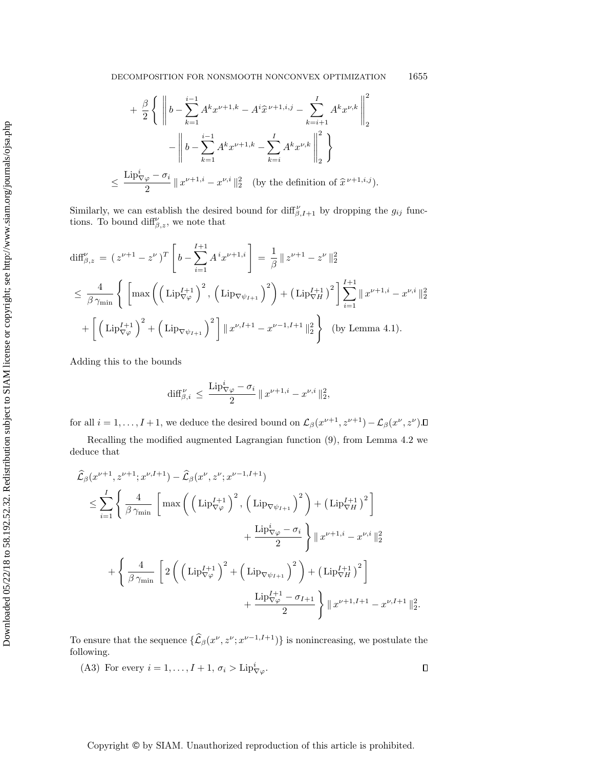$$
+ \frac{\beta}{2} \left\{ \left\| b - \sum_{k=1}^{i-1} A^k x^{\nu+1,k} - A^i \widehat{x}^{\,\nu+1,i,j} - \sum_{k=i+1}^{I} A^k x^{\nu,k} \right\|_2^2 - \left\| b - \sum_{k=1}^{i-1} A^k x^{\nu+1,k} - \sum_{k=i}^{I} A^k x^{\nu,k} \right\|_2^2 \right\}
$$

$$
\leq \frac{\mathrm{Lip}^i_{\nabla\varphi} - \sigma_i}{2} \| x^{\nu+1,i} - x^{\nu,i} \|_2^2 \quad \text{(by the definition of } \widehat{x}^{\,\nu+1,i,j}\text{)}.
$$

Similarly, we can establish the desired bound for $\mathrm{diff}^\nu_{\beta,I+1}$ by dropping the $g_{ij}$ functions. To bound $\mathrm{diff}^\nu_{\beta,z}$, we note that

$$
\mathrm{diff}^\nu_{\beta,z} = (z^{\nu+1} - z^\nu)^T \left[ b - \sum_{i=1}^{I+1} A^i x^{\nu+1,i} \right] = \frac{1}{\beta} \| z^{\nu+1} - z^\nu \|_2^2
$$

$$
\leq \frac{4}{\beta\,\gamma_{\min}} \left\{ \left[ \max\left( \left( \mathrm{Lip}^{I+1}_{\nabla\varphi} \right)^2, \left( \mathrm{Lip}_{\nabla\psi_{I+1}} \right)^2 \right) + \left( \mathrm{Lip}^{I+1}_{\nabla H} \right)^2 \right] \sum_{i=1}^{I+1} \| x^{\nu+1,i} - x^{\nu,i} \|_2^2 \right.
$$

$$
\left. + \left[ \left( \mathrm{Lip}^{I+1}_{\nabla\varphi} \right)^2 + \left( \mathrm{Lip}_{\nabla\psi_{I+1}} \right)^2 \right] \| x^{\nu,I+1} - x^{\nu-1,I+1} \|_2^2 \right\} \quad \text{(by Lemma 4.1)}.
$$

Adding this to the bounds

$$
\mathrm{diff}^\nu_{\beta,i} \leq \frac{\mathrm{Lip}^i_{\nabla\varphi} - \sigma_i}{2} \| x^{\nu+1,i} - x^{\nu,i} \|_2^2,
$$

for all $i = 1, \ldots, I+1$, we deduce the desired bound on $\mathcal{L}_\beta(x^{\nu+1}, z^{\nu+1}) - \mathcal{L}_\beta(x^\nu, z^\nu)$. □

Recalling the modified augmented Lagrangian function (9), from Lemma 4.2 we deduce that

$$
\widehat{\mathcal{L}}_\beta(x^{\nu+1}, z^{\nu+1}; x^{\nu,I+1}) - \widehat{\mathcal{L}}_\beta(x^\nu, z^\nu; x^{\nu-1,I+1})
$$

$$
\leq \sum_{i=1}^{I} \left\{ \frac{4}{\beta\,\gamma_{\min}} \left[ \max\left( \left( \mathrm{Lip}^{I+1}_{\nabla\varphi} \right)^2, \left( \mathrm{Lip}_{\nabla\psi_{I+1}} \right)^2 \right) + \left( \mathrm{Lip}^{I+1}_{\nabla H} \right)^2 \right] + \frac{\mathrm{Lip}^i_{\nabla\varphi} - \sigma_i}{2} \right\} \| x^{\nu+1,i} - x^{\nu,i} \|_2^2
$$

$$
+ \left\{ \frac{4}{\beta\,\gamma_{\min}} \left[ 2\left( \left( \mathrm{Lip}^{I+1}_{\nabla\varphi} \right)^2 + \left( \mathrm{Lip}_{\nabla\psi_{I+1}} \right)^2 \right) + \left( \mathrm{Lip}^{I+1}_{\nabla H} \right)^2 \right] + \frac{\mathrm{Lip}^{I+1}_{\nabla\varphi} - \sigma_{I+1}}{2} \right\} \| x^{\nu+1,I+1} - x^{\nu,I+1} \|_2^2.
$$

To ensure that the sequence $\{\widehat{\mathcal{L}}_\beta(x^\nu, z^\nu; x^{\nu-1,I+1})\}$ is nonincreasing, we postulate the following.

(A3) For every $i = 1, \ldots, I+1$, $\sigma_i > \mathrm{Lip}^i_{\nabla\varphi}$. □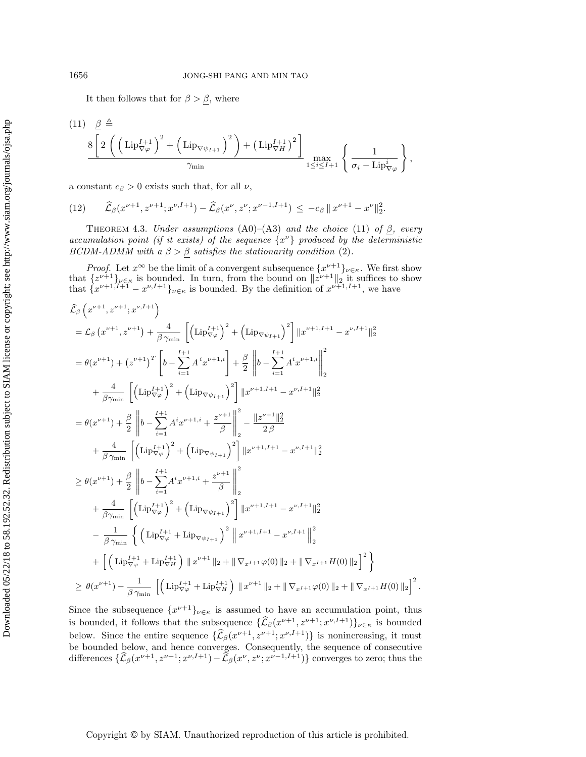It then follows that for $\beta > \underline{\beta}$, where

$$
(11)\quad \underline{\beta} \triangleq \frac{8\left[2\left(\left(\text{Lip}_{\nabla\varphi}^{I+1}\right)^2 + \left(\text{Lip}_{\nabla\psi_{I+1}}\right)^2\right) + \left(\text{Lip}_{\nabla H}^{I+1}\right)^2\right]}{\gamma_{\min}} \max_{1 \le i \le I+1} \left\{ \frac{1}{\sigma_i - \text{Lip}_{\nabla\varphi}^{i}} \right\},
$$

a constant $c_\beta > 0$ exists such that, for all $\nu$,

$$
(12)\qquad \widehat{\mathcal{L}}_\beta(x^{\nu+1}, z^{\nu+1}; x^{\nu,I+1}) - \widehat{\mathcal{L}}_\beta(x^{\nu}, z^{\nu}; x^{\nu-1,I+1}) \le -c_\beta \, \| x^{\nu+1} - x^{\nu} \|_2^2.
$$

THEOREM 4.3. *Under assumptions* (A0)–(A3) *and the choice* (11) *of* $\underline{\beta}$, *every accumulation point (if it exists) of the sequence* $\{x^\nu\}$ *produced by the deterministic BCDM-ADMM with a* $\beta > \underline{\beta}$ *satisfies the stationarity condition* (2).

*Proof.* Let $x^\infty$ be the limit of a convergent subsequence $\{x^{\nu+1}\}_{\nu\in\kappa}$. We first show that $\{z^{\nu+1}\}_{\nu\in\kappa}$ is bounded. In turn, from the bound on $\|z^{\nu+1}\|_2$ it suffices to show that $\{x^{\nu+1,I+1} - x^{\nu,I+1}\}_{\nu\in\kappa}$ is bounded. By the definition of $x^{\nu+1,I+1}$, we have

$$
\begin{aligned}
&\widehat{\mathcal{L}}_\beta\left(x^{\nu+1}, z^{\nu+1}; x^{\nu,I+1}\right) \\
&= \mathcal{L}_\beta\left(x^{\nu+1}, z^{\nu+1}\right) + \frac{4}{\beta\,\gamma_{\min}}\left[\left(\text{Lip}_{\nabla\varphi}^{I+1}\right)^2 + \left(\text{Lip}_{\nabla\psi_{I+1}}\right)^2\right] \|x^{\nu+1,I+1} - x^{\nu,I+1}\|_2^2 \\
&= \theta(x^{\nu+1}) + \left(z^{\nu+1}\right)^T\left[b - \sum_{i=1}^{I+1} A^i x^{\nu+1,i}\right] + \frac{\beta}{2}\left\| b - \sum_{i=1}^{I+1} A^i x^{\nu+1,i}\right\|_2^2 \\
&\quad + \frac{4}{\beta\gamma_{\min}}\left[\left(\text{Lip}_{\nabla\varphi}^{I+1}\right)^2 + \left(\text{Lip}_{\nabla\psi_{I+1}}\right)^2\right] \|x^{\nu+1,I+1} - x^{\nu,I+1}\|_2^2 \\
&= \theta(x^{\nu+1}) + \frac{\beta}{2}\left\| b - \sum_{i=1}^{I+1} A^i x^{\nu+1,i} + \frac{z^{\nu+1}}{\beta}\right\|_2^2 - \frac{\|z^{\nu+1}\|_2^2}{2\,\beta} \\
&\quad + \frac{4}{\beta\,\gamma_{\min}}\left[\left(\text{Lip}_{\nabla\varphi}^{I+1}\right)^2 + \left(\text{Lip}_{\nabla\psi_{I+1}}\right)^2\right] \|x^{\nu+1,I+1} - x^{\nu,I+1}\|_2^2 \\
&\ge \theta(x^{\nu+1}) + \frac{\beta}{2}\left\| b - \sum_{i=1}^{I+1} A^i x^{\nu+1,i} + \frac{z^{\nu+1}}{\beta}\right\|_2^2 \\
&\quad + \frac{4}{\beta\gamma_{\min}}\left[\left(\text{Lip}_{\nabla\varphi}^{I+1}\right)^2 + \left(\text{Lip}_{\nabla\psi_{I+1}}\right)^2\right] \|x^{\nu+1,I+1} - x^{\nu,I+1}\|_2^2 \\
&\quad - \frac{1}{\beta\,\gamma_{\min}}\left\{\left(\text{Lip}_{\nabla\varphi}^{I+1} + \text{Lip}_{\nabla\psi_{I+1}}\right)^2 \left\| x^{\nu+1,I+1} - x^{\nu,I+1}\right\|_2^2 \right. \\
&\quad \left. + \left[\left(\text{Lip}_{\nabla\varphi}^{I+1} + \text{Lip}_{\nabla H}^{I+1}\right) \| x^{\nu+1} \|_2 + \| \nabla_{x^{I+1}}\varphi(0)\|_2 + \| \nabla_{x^{I+1}} H(0) \|_2\right]^2 \right\} \\
&\ge \theta(x^{\nu+1}) - \frac{1}{\beta\,\gamma_{\min}}\left[\left(\text{Lip}_{\nabla\varphi}^{I+1} + \text{Lip}_{\nabla H}^{I+1}\right) \| x^{\nu+1} \|_2 + \| \nabla_{x^{I+1}}\varphi(0)\|_2 + \| \nabla_{x^{I+1}} H(0) \|_2\right]^2.
\end{aligned}
$$

Since the subsequence $\{x^{\nu+1}\}_{\nu\in\kappa}$ is assumed to have an accumulation point, thus is bounded, it follows that the subsequence $\{\widehat{\mathcal{L}}_\beta(x^{\nu+1}, z^{\nu+1}; x^{\nu,I+1})\}_{\nu\in\kappa}$ is bounded below. Since the entire sequence $\{\widehat{\mathcal{L}}_\beta(x^{\nu+1}, z^{\nu+1}; x^{\nu,I+1})\}$ is nonincreasing, it must be bounded below, and hence converges. Consequently, the sequence of consecutive differences $\{\widehat{\mathcal{L}}_\beta(x^{\nu+1}, z^{\nu+1}; x^{\nu,I+1}) - \widehat{\mathcal{L}}_\beta(x^{\nu}, z^{\nu}; x^{\nu-1,I+1})\}$ converges to zero; thus the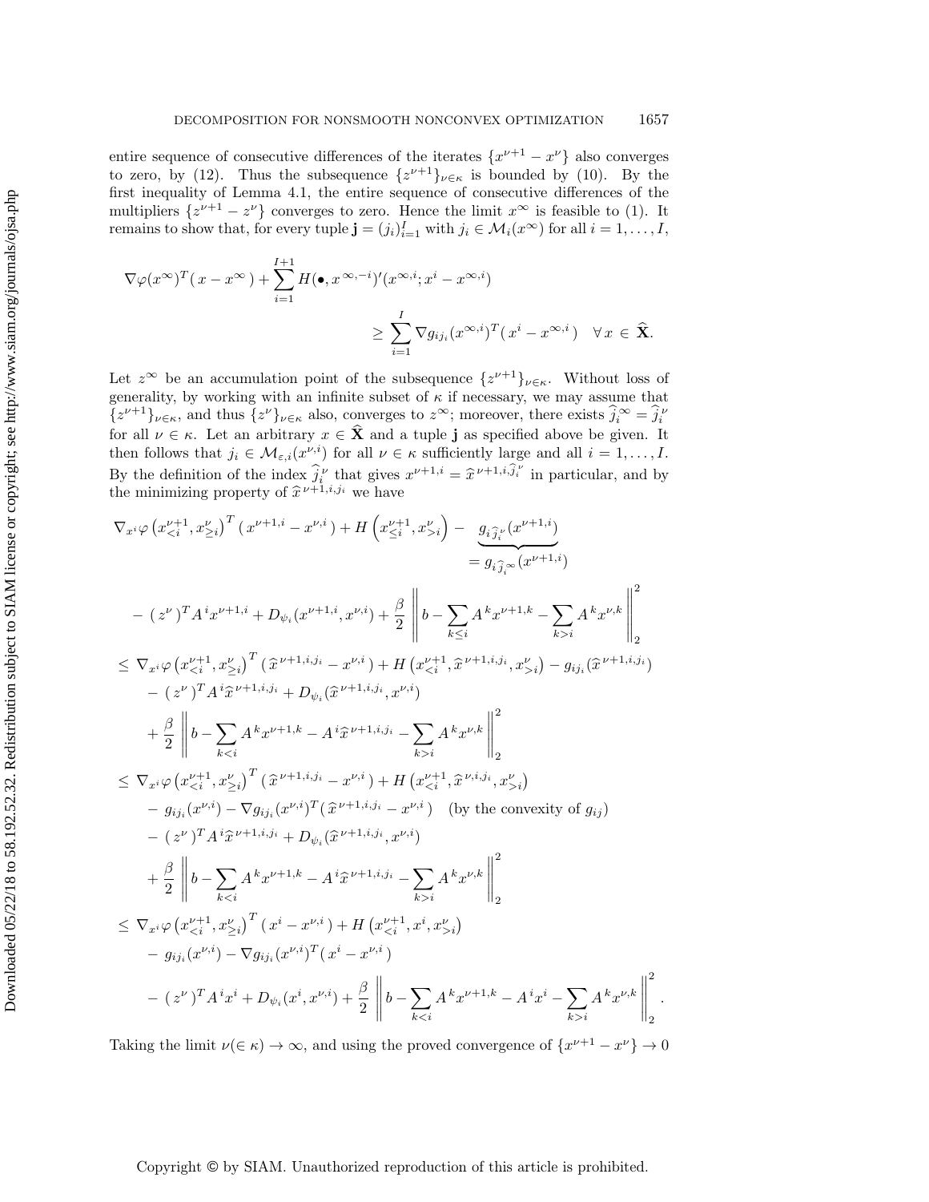entire sequence of consecutive differences of the iterates $\{x^{\nu+1} - x^\nu\}$ also converges to zero, by (12). Thus the subsequence $\{z^{\nu+1}\}_{\nu\in\kappa}$ is bounded by (10). By the first inequality of Lemma 4.1, the entire sequence of consecutive differences of the multipliers $\{z^{\nu+1} - z^\nu\}$ converges to zero. Hence the limit $x^\infty$ is feasible to (1). It remains to show that, for every tuple $\mathbf{j} = (j_i)_{i=1}^I$ with $j_i \in \mathcal{M}_i(x^\infty)$ for all $i = 1, \ldots, I$,

$$
\nabla\varphi(x^\infty)^T(\,x - x^\infty\,) + \sum_{i=1}^{I+1} H(\bullet, x^{\infty,-i})'(x^{\infty,i}; x^i - x^{\infty,i})
\geq \sum_{i=1}^{I} \nabla g_{ij_i}(x^{\infty,i})^T(\,x^i - x^{\infty,i}\,) \quad \forall\, x \in \widehat{\mathbf{X}}.
$$

Let $z^\infty$ be an accumulation point of the subsequence $\{z^{\nu+1}\}_{\nu\in\kappa}$. Without loss of generality, by working with an infinite subset of $\kappa$ if necessary, we may assume that $\{z^{\nu+1}\}_{\nu\in\kappa}$, and thus $\{z^\nu\}_{\nu\in\kappa}$ also, converges to $z^\infty$; moreover, there exists $\widehat{j}_i^{\,\infty} = \widehat{j}_i^{\,\nu}$ for all $\nu \in \kappa$. Let an arbitrary $x \in \widehat{\mathbf{X}}$ and a tuple $\mathbf{j}$ as specified above be given. It then follows that $j_i \in \mathcal{M}_{\varepsilon,i}(x^{\nu,i})$ for all $\nu \in \kappa$ sufficiently large and all $i = 1, \ldots, I$. By the definition of the index $\widehat{j}_i^{\,\nu}$ that gives $x^{\nu+1,i} = \widehat{x}^{\,\nu+1,i,\widehat{j}_i^{\,\nu}}$ in particular, and by the minimizing property of $\widehat{x}^{\,\nu+1,i,j_i}$ we have

$$
\begin{aligned}
&\nabla_{x^i}\varphi\left(x^{\nu+1}_{<i}, x^\nu_{\geq i}\right)^T(\,x^{\nu+1,i} - x^{\nu,i}\,) + H\left(x^{\nu+1}_{\leq i}, x^\nu_{>i}\right) - \underbrace{g_{i\widehat{j}_i^{\,\nu}}(x^{\nu+1,i})}_{= g_{i\widehat{j}_i^{\,\infty}}(x^{\nu+1,i})} \\
&\quad - (\,z^\nu\,)^T A^i x^{\nu+1,i} + D_{\psi_i}(x^{\nu+1,i}, x^{\nu,i}) + \frac{\beta}{2}\left\| b - \sum_{k\leq i} A^k x^{\nu+1,k} - \sum_{k>i} A^k x^{\nu,k} \right\|_2^2 \\
&\leq \nabla_{x^i}\varphi\left(x^{\nu+1}_{<i}, x^\nu_{\geq i}\right)^T(\,\widehat{x}^{\,\nu+1,i,j_i} - x^{\nu,i}\,) + H\left(x^{\nu+1}_{<i}, \widehat{x}^{\,\nu+1,i,j_i}, x^\nu_{>i}\right) - g_{ij_i}(\widehat{x}^{\,\nu+1,i,j_i}) \\
&\quad - (\,z^\nu\,)^T A^i \widehat{x}^{\,\nu+1,i,j_i} + D_{\psi_i}(\widehat{x}^{\,\nu+1,i,j_i}, x^{\nu,i}) \\
&\quad + \frac{\beta}{2}\left\| b - \sum_{k<i} A^k x^{\nu+1,k} - A^i \widehat{x}^{\,\nu+1,i,j_i} - \sum_{k>i} A^k x^{\nu,k} \right\|_2^2 \\
&\leq \nabla_{x^i}\varphi\left(x^{\nu+1}_{<i}, x^\nu_{\geq i}\right)^T(\,\widehat{x}^{\,\nu+1,i,j_i} - x^{\nu,i}\,) + H\left(x^{\nu+1}_{<i}, \widehat{x}^{\,\nu,i,j_i}, x^\nu_{>i}\right) \\
&\quad - g_{ij_i}(x^{\nu,i}) - \nabla g_{ij_i}(x^{\nu,i})^T(\,\widehat{x}^{\,\nu+1,i,j_i} - x^{\nu,i}\,) \quad \text{(by the convexity of } g_{ij}\text{)} \\
&\quad - (\,z^\nu\,)^T A^i \widehat{x}^{\,\nu+1,i,j_i} + D_{\psi_i}(\widehat{x}^{\,\nu+1,i,j_i}, x^{\nu,i}) \\
&\quad + \frac{\beta}{2}\left\| b - \sum_{k<i} A^k x^{\nu+1,k} - A^i \widehat{x}^{\,\nu+1,i,j_i} - \sum_{k>i} A^k x^{\nu,k} \right\|_2^2 \\
&\leq \nabla_{x^i}\varphi\left(x^{\nu+1}_{<i}, x^\nu_{\geq i}\right)^T(\,x^i - x^{\nu,i}\,) + H\left(x^{\nu+1}_{<i}, x^i, x^\nu_{>i}\right) \\
&\quad - g_{ij_i}(x^{\nu,i}) - \nabla g_{ij_i}(x^{\nu,i})^T(\,x^i - x^{\nu,i}\,) \\
&\quad - (\,z^\nu\,)^T A^i x^i + D_{\psi_i}(x^i, x^{\nu,i}) + \frac{\beta}{2}\left\| b - \sum_{k<i} A^k x^{\nu+1,k} - A^i x^i - \sum_{k>i} A^k x^{\nu,k} \right\|_2^2.
\end{aligned}
$$

Taking the limit $\nu(\in\kappa) \to \infty$, and using the proved convergence of $\{x^{\nu+1} - x^\nu\} \to 0$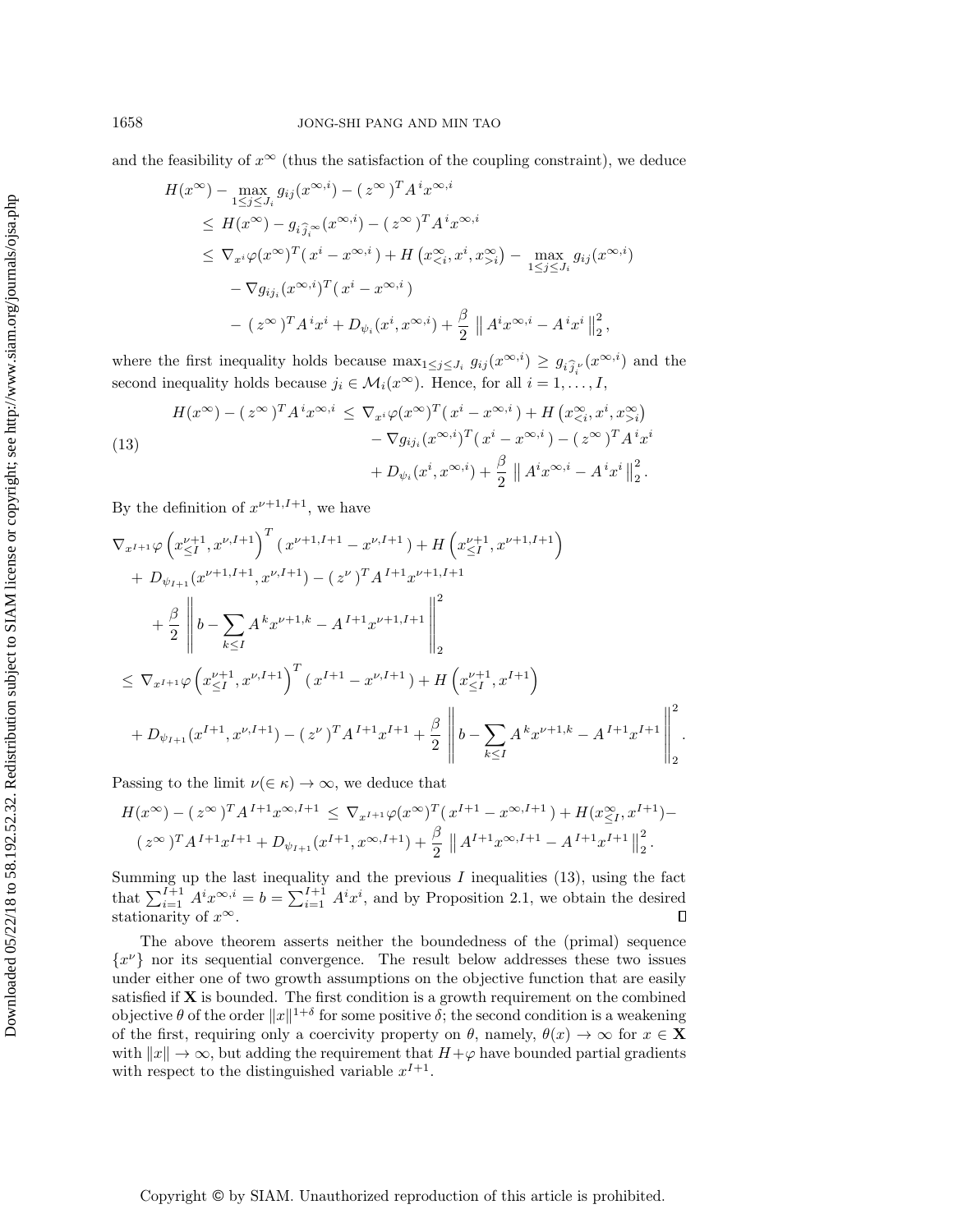and the feasibility of $x^\infty$ (thus the satisfaction of the coupling constraint), we deduce

$$
\begin{aligned}
& H(x^\infty) - \max_{1 \le j \le J_i} g_{ij}(x^{\infty,i}) - (\, z^\infty \,)^T A^{\,i} x^{\infty,i} \\
& \le \; H(x^\infty) - g_{i\widehat{j}_i^{\,\infty}}(x^{\infty,i}) - (\, z^\infty \,)^T A^{\,i} x^{\infty,i} \\
& \le \; \nabla_{x^i} \varphi(x^\infty)^T (\, x^i - x^{\infty,i} \,) + H\left( x^\infty_{<i}, x^i, x^\infty_{>i} \right) - \max_{1 \le j \le J_i} g_{ij}(x^{\infty,i}) \\
& \quad - \nabla g_{ij_i}(x^{\infty,i})^T (\, x^i - x^{\infty,i} \,) \\
& \quad - (\, z^\infty \,)^T A^{\,i} x^i + D_{\psi_i}(x^i, x^{\infty,i}) + \frac{\beta}{2} \left\| A^i x^{\infty,i} - A^{\,i} x^i \right\|_2^2,
\end{aligned}
$$

where the first inequality holds because $\max_{1 \le j \le J_i} g_{ij}(x^{\infty,i}) \ge g_{i\widehat{j}_i^{\,\nu}}(x^{\infty,i})$ and the second inequality holds because $j_i \in \mathcal{M}_i(x^\infty)$. Hence, for all $i = 1, \ldots, I$,

$$
\begin{aligned}
H(x^\infty) - (\, z^\infty \,)^T A^{\,i} x^{\infty,i} \; \le \; & \nabla_{x^i} \varphi(x^\infty)^T (\, x^i - x^{\infty,i} \,) + H\left( x^\infty_{<i}, x^i, x^\infty_{>i} \right) \\
& - \nabla g_{ij_i}(x^{\infty,i})^T (\, x^i - x^{\infty,i} \,) - (\, z^\infty \,)^T A^{\,i} x^i \\
& + D_{\psi_i}(x^i, x^{\infty,i}) + \frac{\beta}{2} \left\| A^i x^{\infty,i} - A^{\,i} x^i \right\|_2^2 .
\end{aligned}
\tag{13}
$$

By the definition of $x^{\nu+1,I+1}$, we have

$$
\begin{aligned}
& \nabla_{x^{I+1}} \varphi\left( x^{\nu+1}_{\le I}, x^{\nu,I+1} \right)^T (\, x^{\nu+1,I+1} - x^{\nu,I+1} \,) + H\left( x^{\nu+1}_{\le I}, x^{\nu+1,I+1} \right) \\
& \quad + \, D_{\psi_{I+1}}(x^{\nu+1,I+1}, x^{\nu,I+1}) - (\, z^\nu \,)^T A^{\,I+1} x^{\nu+1,I+1} \\
& \qquad + \frac{\beta}{2} \left\| b - \sum_{k \le I} A^{\,k} x^{\nu+1,k} - A^{\,I+1} x^{\nu+1,I+1} \right\|_2^2 \\
& \le \; \nabla_{x^{I+1}} \varphi\left( x^{\nu+1}_{\le I}, x^{\nu,I+1} \right)^T (\, x^{I+1} - x^{\nu,I+1} \,) + H\left( x^{\nu+1}_{\le I}, x^{I+1} \right) \\
& \quad + D_{\psi_{I+1}}(x^{I+1}, x^{\nu,I+1}) - (\, z^\nu \,)^T A^{\,I+1} x^{I+1} + \frac{\beta}{2} \left\| b - \sum_{k \le I} A^{\,k} x^{\nu+1,k} - A^{\,I+1} x^{I+1} \right\|_2^2 .
\end{aligned}
$$

Passing to the limit $\nu(\in \kappa) \to \infty$, we deduce that

$$
\begin{aligned}
H(x^\infty) - (\, z^\infty \,)^T A^{\,I+1} x^{\infty,I+1} \; \le \; & \nabla_{x^{I+1}} \varphi(x^\infty)^T (\, x^{I+1} - x^{\infty,I+1} \,) + H(x^\infty_{\le I}, x^{I+1}) - \\
& (\, z^\infty \,)^T A^{\,I+1} x^{I+1} + D_{\psi_{I+1}}(x^{I+1}, x^{\infty,I+1}) + \frac{\beta}{2} \left\| A^{I+1} x^{\infty,I+1} - A^{\,I+1} x^{I+1} \right\|_2^2 .
\end{aligned}
$$

Summing up the last inequality and the previous $I$ inequalities (13), using the fact that $\sum_{i=1}^{I+1} A^i x^{\infty,i} = b = \sum_{i=1}^{I+1} A^i x^i$, and by Proposition 2.1, we obtain the desired stationarity of $x^\infty$. $\square$

The above theorem asserts neither the boundedness of the (primal) sequence $\{x^\nu\}$ nor its sequential convergence. The result below addresses these two issues under either one of two growth assumptions on the objective function that are easily satisfied if $\mathbf{X}$ is bounded. The first condition is a growth requirement on the combined objective $\theta$ of the order $\|x\|^{1+\delta}$ for some positive $\delta$; the second condition is a weakening of the first, requiring only a coercivity property on $\theta$, namely, $\theta(x) \to \infty$ for $x \in \mathbf{X}$ with $\|x\| \to \infty$, but adding the requirement that $H + \varphi$ have bounded partial gradients with respect to the distinguished variable $x^{I+1}$.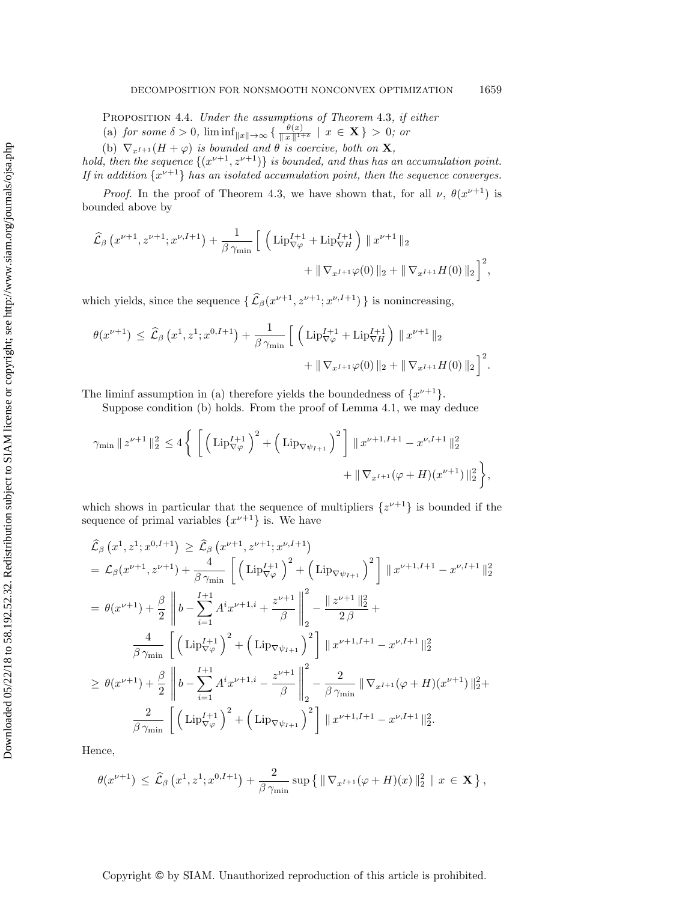PROPOSITION 4.4. *Under the assumptions of Theorem* 4.3, *if either*

(a) *for some* $\delta > 0$, $\liminf_{\|x\|\to\infty} \left\{ \frac{\theta(x)}{\|x\|^{1+\delta}} \mid x \in \mathbf{X} \right\} > 0$*; or*

(b) $\nabla_{x^{I+1}}(H+\varphi)$ *is bounded and* $\theta$ *is coercive, both on* $\mathbf{X}$,

*hold, then the sequence* $\{(x^{\nu+1}, z^{\nu+1})\}$ *is bounded, and thus has an accumulation point. If in addition* $\{x^{\nu+1}\}$ *has an isolated accumulation point, then the sequence converges.*

*Proof.* In the proof of Theorem 4.3, we have shown that, for all $\nu$, $\theta(x^{\nu+1})$ is bounded above by

$$
\widehat{\mathcal{L}}_\beta\left(x^{\nu+1}, z^{\nu+1}; x^{\nu,I+1}\right) + \frac{1}{\beta\,\gamma_{\min}} \Big[ \left( \mathrm{Lip}^{I+1}_{\nabla\varphi} + \mathrm{Lip}^{I+1}_{\nabla H} \right) \|\, x^{\nu+1} \,\|_2 + \|\, \nabla_{x^{I+1}}\varphi(0) \,\|_2 + \|\, \nabla_{x^{I+1}} H(0) \,\|_2 \Big]^2,
$$

which yields, since the sequence $\{\, \widehat{\mathcal{L}}_\beta(x^{\nu+1}, z^{\nu+1}; x^{\nu,I+1}) \,\}$ is nonincreasing,

$$
\theta(x^{\nu+1}) \,\leq\, \widehat{\mathcal{L}}_\beta\left(x^1, z^1; x^{0,I+1}\right) + \frac{1}{\beta\,\gamma_{\min}} \Big[ \left( \mathrm{Lip}^{I+1}_{\nabla\varphi} + \mathrm{Lip}^{I+1}_{\nabla H} \right) \|\, x^{\nu+1} \,\|_2 + \|\, \nabla_{x^{I+1}}\varphi(0) \,\|_2 + \|\, \nabla_{x^{I+1}} H(0) \,\|_2 \Big]^2.
$$

The liminf assumption in (a) therefore yields the boundedness of $\{x^{\nu+1}\}$.

Suppose condition (b) holds. From the proof of Lemma 4.1, we may deduce

$$
\gamma_{\min} \|\, z^{\nu+1} \,\|_2^2 \,\leq 4 \left\{ \left[ \left( \mathrm{Lip}^{I+1}_{\nabla\varphi} \right)^2 + \left( \mathrm{Lip}_{\nabla\psi_{I+1}} \right)^2 \right] \|\, x^{\nu+1,I+1} - x^{\nu,I+1} \,\|_2^2 + \|\, \nabla_{x^{I+1}}(\varphi + H)(x^{\nu+1}) \,\|_2^2 \right\},
$$

which shows in particular that the sequence of multipliers $\{z^{\nu+1}\}$ is bounded if the sequence of primal variables $\{x^{\nu+1}\}$ is. We have

$$
\begin{aligned}
&\widehat{\mathcal{L}}_\beta\left(x^1, z^1; x^{0,I+1}\right) \,\geq\, \widehat{\mathcal{L}}_\beta\left(x^{\nu+1}, z^{\nu+1}; x^{\nu,I+1}\right) \\
&= \mathcal{L}_\beta(x^{\nu+1}, z^{\nu+1}) + \frac{4}{\beta\,\gamma_{\min}} \left[ \left( \mathrm{Lip}^{I+1}_{\nabla\varphi} \right)^2 + \left( \mathrm{Lip}_{\nabla\psi_{I+1}} \right)^2 \right] \|\, x^{\nu+1,I+1} - x^{\nu,I+1} \,\|_2^2 \\
&= \theta(x^{\nu+1}) + \frac{\beta}{2} \left\| b - \sum_{i=1}^{I+1} A^i x^{\nu+1,i} + \frac{z^{\nu+1}}{\beta} \right\|_2^2 - \frac{\|\, z^{\nu+1} \,\|_2^2}{2\,\beta} + \\
&\qquad \frac{4}{\beta\,\gamma_{\min}} \left[ \left( \mathrm{Lip}^{I+1}_{\nabla\varphi} \right)^2 + \left( \mathrm{Lip}_{\nabla\psi_{I+1}} \right)^2 \right] \|\, x^{\nu+1,I+1} - x^{\nu,I+1} \,\|_2^2 \\
&\geq \theta(x^{\nu+1}) + \frac{\beta}{2} \left\| b - \sum_{i=1}^{I+1} A^i x^{\nu+1,i} - \frac{z^{\nu+1}}{\beta} \right\|_2^2 - \frac{2}{\beta\,\gamma_{\min}} \|\, \nabla_{x^{I+1}}(\varphi + H)(x^{\nu+1}) \,\|_2^2 + \\
&\qquad \frac{2}{\beta\,\gamma_{\min}} \left[ \left( \mathrm{Lip}^{I+1}_{\nabla\varphi} \right)^2 + \left( \mathrm{Lip}_{\nabla\psi_{I+1}} \right)^2 \right] \|\, x^{\nu+1,I+1} - x^{\nu,I+1} \,\|_2^2.
\end{aligned}
$$

Hence,

$$
\theta(x^{\nu+1}) \,\leq\, \widehat{\mathcal{L}}_\beta\left(x^1, z^1; x^{0,I+1}\right) + \frac{2}{\beta\,\gamma_{\min}} \sup\left\{ \|\, \nabla_{x^{I+1}}(\varphi + H)(x) \,\|_2^2 \,\mid\, x \,\in\, \mathbf{X} \right\},
$$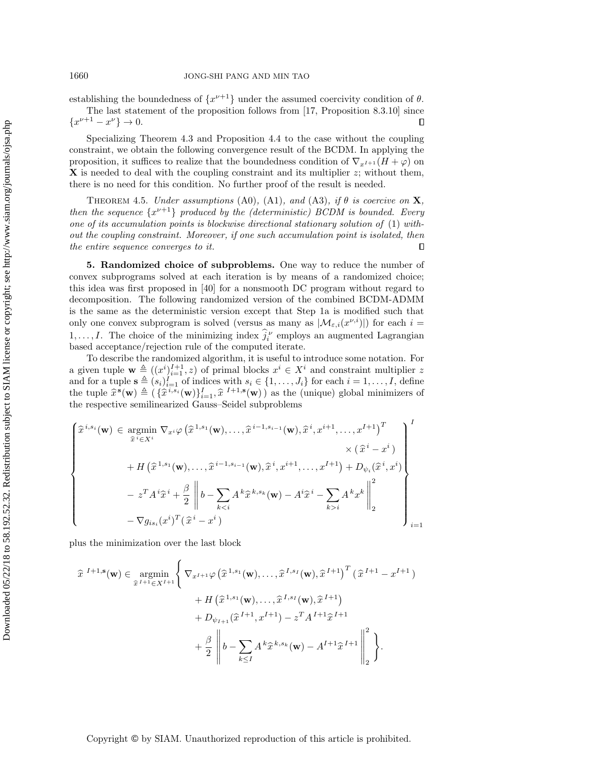establishing the boundedness of $\{x^{\nu+1}\}$ under the assumed coercivity condition of $\theta$.

The last statement of the proposition follows from [17, Proposition 8.3.10] since $\{x^{\nu+1} - x^\nu\} \to 0$. $\square$

Specializing Theorem 4.3 and Proposition 4.4 to the case without the coupling constraint, we obtain the following convergence result of the BCDM. In applying the proposition, it suffices to realize that the boundedness condition of $\nabla_{x^{I+1}}(H + \varphi)$ on $\mathbf{X}$ is needed to deal with the coupling constraint and its multiplier $z$; without them, there is no need for this condition. No further proof of the result is needed.

THEOREM 4.5. *Under assumptions* (A0), (A1), *and* (A3), *if* $\theta$ *is coercive on* $\mathbf{X}$, *then the sequence* $\{x^{\nu+1}\}$ *produced by the (deterministic) BCDM is bounded. Every one of its accumulation points is blockwise directional stationary solution of* (1) *without the coupling constraint. Moreover, if one such accumulation point is isolated, then the entire sequence converges to it.* $\square$

## 5. Randomized choice of subproblems.

One way to reduce the number of convex subprograms solved at each iteration is by means of a randomized choice; this idea was first proposed in [40] for a nonsmooth DC program without regard to decomposition. The following randomized version of the combined BCDM-ADMM is the same as the deterministic version except that Step 1a is modified such that only one convex subprogram is solved (versus as many as $|\mathcal{M}_{\varepsilon,i}(x^{\nu,i})|$) for each $i = 1, \ldots, I$. The choice of the minimizing index $\widehat{j}_i^{\,\nu}$ employs an augmented Lagrangian based acceptance/rejection rule of the computed iterate.

To describe the randomized algorithm, it is useful to introduce some notation. For a given tuple $\mathbf{w} \triangleq ((x^i)_{i=1}^{I+1}, z)$ of primal blocks $x^i \in X^i$ and constraint multiplier $z$ and for a tuple $\mathbf{s} \triangleq (s_i)_{i=1}^I$ of indices with $s_i \in \{1, \ldots, J_i\}$ for each $i = 1, \ldots, I$, define the tuple $\widehat{x}^{\mathbf{s}}(\mathbf{w}) \triangleq (\{\widehat{x}^{i,s_i}(\mathbf{w})\}_{i=1}^I, \widehat{x}^{\,I+1,\mathbf{s}}(\mathbf{w}))$ as the (unique) global minimizers of the respective semilinearized Gauss–Seidel subproblems

$$
\left\{
\begin{aligned}
\widehat{x}^{i,s_i}(\mathbf{w}) \in \underset{\widehat{x}^i \in X^i}{\operatorname{argmin}}\ & \nabla_{x^i}\varphi\left(\widehat{x}^{1,s_1}(\mathbf{w}), \ldots, \widehat{x}^{i-1,s_{i-1}}(\mathbf{w}), \widehat{x}^i, x^{i+1}, \ldots, x^{I+1}\right)^T \\
& \qquad\qquad\qquad\qquad\qquad\qquad \times (\widehat{x}^i - x^i) \\
& + H\left(\widehat{x}^{1,s_1}(\mathbf{w}), \ldots, \widehat{x}^{i-1,s_{i-1}}(\mathbf{w}), \widehat{x}^i, x^{i+1}, \ldots, x^{I+1}\right) + D_{\psi_i}(\widehat{x}^i, x^i) \\
& - z^T A^i \widehat{x}^i + \frac{\beta}{2}\left\| b - \sum_{k<i} A^k \widehat{x}^{k,s_k}(\mathbf{w}) - A^i \widehat{x}^i - \sum_{k>i} A^k x^k \right\|_2^2 \\
& - \nabla g_{is_i}(x^i)^T (\widehat{x}^i - x^i)
\end{aligned}
\right\}_{i=1}^{I}
$$

plus the minimization over the last block

$$
\begin{aligned}
\widehat{x}^{\,I+1,\mathbf{s}}(\mathbf{w}) \in \underset{\widehat{x}^{I+1} \in X^{I+1}}{\operatorname{argmin}} \Bigg\{ & \nabla_{x^{I+1}}\varphi\left(\widehat{x}^{1,s_1}(\mathbf{w}), \ldots, \widehat{x}^{I,s_I}(\mathbf{w}), \widehat{x}^{I+1}\right)^T (\widehat{x}^{I+1} - x^{I+1}) \\
& + H\left(\widehat{x}^{1,s_1}(\mathbf{w}), \ldots, \widehat{x}^{I,s_I}(\mathbf{w}), \widehat{x}^{I+1}\right) \\
& + D_{\psi_{I+1}}(\widehat{x}^{I+1}, x^{I+1}) - z^T A^{I+1} \widehat{x}^{I+1} \\
& + \frac{\beta}{2}\left\| b - \sum_{k \le I} A^k \widehat{x}^{k,s_k}(\mathbf{w}) - A^{I+1} \widehat{x}^{I+1} \right\|_2^2 \Bigg\}.
\end{aligned}
$$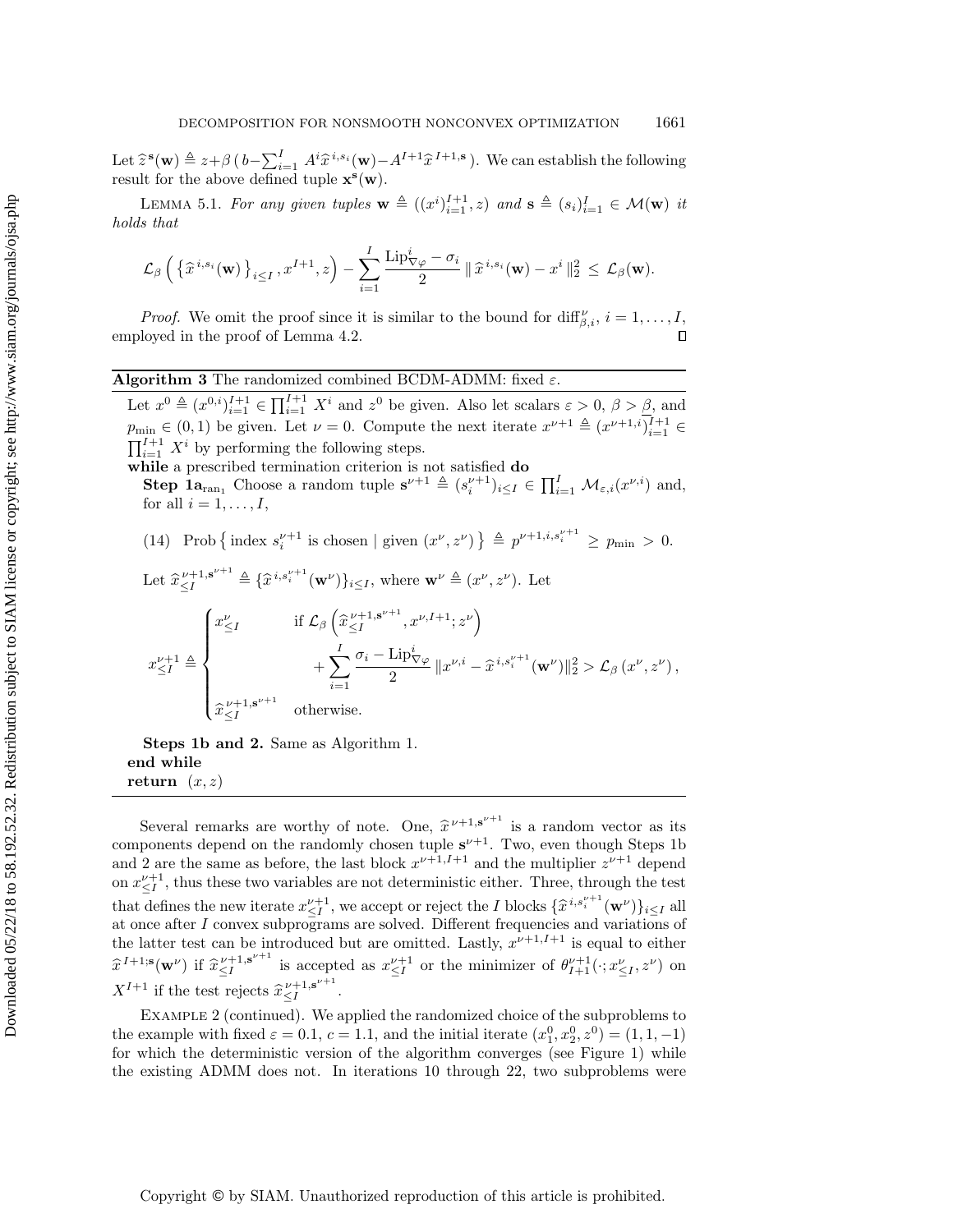Let $\widehat{z}^{\mathbf{s}}(\mathbf{w}) \triangleq z+\beta\left(b-\sum_{i=1}^{I} A^i \widehat{x}^{\,i,s_i}(\mathbf{w})-A^{I+1}\widehat{x}^{\,I+1,\mathbf{s}}\right)$. We can establish the following result for the above defined tuple $\mathbf{x}^{\mathbf{s}}(\mathbf{w})$.

LEMMA 5.1. *For any given tuples* $\mathbf{w} \triangleq ((x^i)_{i=1}^{I+1}, z)$ *and* $\mathbf{s} \triangleq (s_i)_{i=1}^{I} \in \mathcal{M}(\mathbf{w})$ *it holds that*

$$\mathcal{L}_\beta\left(\left\{\widehat{x}^{\,i,s_i}(\mathbf{w})\right\}_{i\le I}, x^{I+1}, z\right) - \sum_{i=1}^{I} \frac{\mathrm{Lip}^i_{\nabla\varphi} - \sigma_i}{2}\,\|\,\widehat{x}^{\,i,s_i}(\mathbf{w}) - x^i\,\|_2^2 \;\le\; \mathcal{L}_\beta(\mathbf{w}).$$

*Proof.* We omit the proof since it is similar to the bound for $\mathrm{diff}^{\nu}_{\beta,i}$, $i=1,\ldots,I$, employed in the proof of Lemma 4.2. $\square$

---

**Algorithm 3** The randomized combined BCDM-ADMM: fixed $\varepsilon$.

---

Let $x^0 \triangleq (x^{0,i})_{i=1}^{I+1} \in \prod_{i=1}^{I+1} X^i$ and $z^0$ be given. Also let scalars $\varepsilon > 0$, $\beta > \underline{\beta}$, and $p_{\min} \in (0,1)$ be given. Let $\nu = 0$. Compute the next iterate $x^{\nu+1} \triangleq (x^{\nu+1,i})_{i=1}^{I+1} \in \prod_{i=1}^{I+1} X^i$ by performing the following steps.

**while** a prescribed termination criterion is not satisfied **do**

**Step 1a**$_{\mathrm{ran}_1}$ Choose a random tuple $\mathbf{s}^{\nu+1} \triangleq (s_i^{\nu+1})_{i\le I} \in \prod_{i=1}^{I} \mathcal{M}_{\varepsilon,i}(x^{\nu,i})$ and, for all $i = 1,\ldots,I$,

$$\text{(14)}\quad \mathrm{Prob}\left\{\text{index } s_i^{\nu+1} \text{ is chosen} \mid \text{given } (x^\nu, z^\nu)\right\} \triangleq p^{\nu+1,i,s_i^{\nu+1}} \ge p_{\min} > 0.$$

Let $\widehat{x}^{\,\nu+1,\mathbf{s}^{\nu+1}}_{\le I} \triangleq \{\widehat{x}^{\,i,s_i^{\nu+1}}(\mathbf{w}^\nu)\}_{i\le I}$, where $\mathbf{w}^\nu \triangleq (x^\nu, z^\nu)$. Let

$$x^{\nu+1}_{\le I} \triangleq \begin{cases} x^\nu_{\le I} & \text{if } \mathcal{L}_\beta\left(\widehat{x}^{\,\nu+1,\mathbf{s}^{\nu+1}}_{\le I}, x^{\nu,I+1}; z^\nu\right) \\ & \quad + \displaystyle\sum_{i=1}^{I} \frac{\sigma_i - \mathrm{Lip}^i_{\nabla\varphi}}{2}\,\|x^{\nu,i} - \widehat{x}^{\,i,s_i^{\nu+1}}(\mathbf{w}^\nu)\|_2^2 > \mathcal{L}_\beta\left(x^\nu, z^\nu\right), \\ \widehat{x}^{\,\nu+1,\mathbf{s}^{\nu+1}}_{\le I} & \text{otherwise.} \end{cases}$$

**Steps 1b and 2.** Same as Algorithm 1.

**end while**

**return** $(x, z)$

---

Several remarks are worthy of note. One, $\widehat{x}^{\,\nu+1,\mathbf{s}^{\nu+1}}$ is a random vector as its components depend on the randomly chosen tuple $\mathbf{s}^{\nu+1}$. Two, even though Steps 1b and 2 are the same as before, the last block $x^{\nu+1,I+1}$ and the multiplier $z^{\nu+1}$ depend on $x^{\nu+1}_{\le I}$, thus these two variables are not deterministic either. Three, through the test that defines the new iterate $x^{\nu+1}_{\le I}$, we accept or reject the $I$ blocks $\{\widehat{x}^{\,i,s_i^{\nu+1}}(\mathbf{w}^\nu)\}_{i\le I}$ all at once after $I$ convex subprograms are solved. Different frequencies and variations of the latter test can be introduced but are omitted. Lastly, $x^{\nu+1,I+1}$ is equal to either $\widehat{x}^{\,I+1;\mathbf{s}}(\mathbf{w}^\nu)$ if $\widehat{x}^{\,\nu+1,\mathbf{s}^{\nu+1}}_{\le I}$ is accepted as $x^{\nu+1}_{\le I}$ or the minimizer of $\theta^{\nu+1}_{I+1}(\cdot\,; x^\nu_{\le I}, z^\nu)$ on $X^{I+1}$ if the test rejects $\widehat{x}^{\,\nu+1,\mathbf{s}^{\nu+1}}_{\le I}$.

EXAMPLE 2 (continued). We applied the randomized choice of the subproblems to the example with fixed $\varepsilon = 0.1$, $c = 1.1$, and the initial iterate $(x_1^0, x_2^0, z^0) = (1, 1, -1)$ for which the deterministic version of the algorithm converges (see Figure 1) while the existing ADMM does not. In iterations 10 through 22, two subproblems were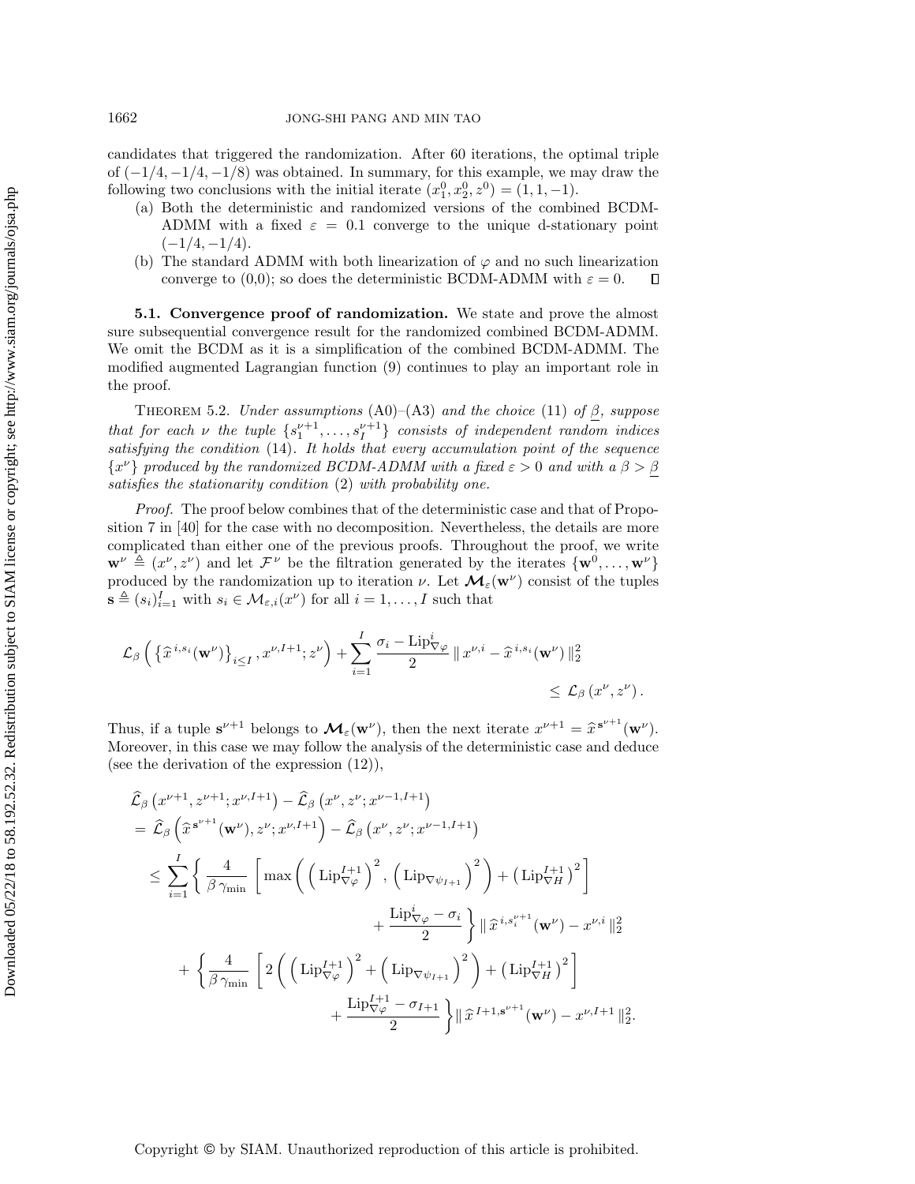candidates that triggered the randomization. After 60 iterations, the optimal triple of $(-1/4, -1/4, -1/8)$ was obtained. In summary, for this example, we may draw the following two conclusions with the initial iterate $(x_1^0, x_2^0, z^0) = (1, 1, -1)$.

(a) Both the deterministic and randomized versions of the combined BCDM-ADMM with a fixed $\varepsilon = 0.1$ converge to the unique d-stationary point $(-1/4, -1/4)$.

(b) The standard ADMM with both linearization of $\varphi$ and no such linearization converge to (0,0); so does the deterministic BCDM-ADMM with $\varepsilon = 0$. $\square$

**5.1. Convergence proof of randomization.** We state and prove the almost sure subsequential convergence result for the randomized combined BCDM-ADMM. We omit the BCDM as it is a simplification of the combined BCDM-ADMM. The modified augmented Lagrangian function (9) continues to play an important role in the proof.

THEOREM 5.2. *Under assumptions* (A0)–(A3) *and the choice* (11) *of* $\underline{\beta}$, *suppose that for each* $\nu$ *the tuple* $\{s_1^{\nu+1}, \ldots, s_I^{\nu+1}\}$ *consists of independent random indices satisfying the condition* (14). *It holds that every accumulation point of the sequence* $\{x^\nu\}$ *produced by the randomized BCDM-ADMM with a fixed* $\varepsilon > 0$ *and with a* $\beta > \underline{\beta}$ *satisfies the stationarity condition* (2) *with probability one.*

*Proof.* The proof below combines that of the deterministic case and that of Proposition 7 in [40] for the case with no decomposition. Nevertheless, the details are more complicated than either one of the previous proofs. Throughout the proof, we write $\mathbf{w}^\nu \triangleq (x^\nu, z^\nu)$ and let $\mathcal{F}^\nu$ be the filtration generated by the iterates $\{\mathbf{w}^0, \ldots, \mathbf{w}^\nu\}$ produced by the randomization up to iteration $\nu$. Let $\boldsymbol{\mathcal{M}}_\varepsilon(\mathbf{w}^\nu)$ consist of the tuples $\mathbf{s} \triangleq (s_i)_{i=1}^I$ with $s_i \in \mathcal{M}_{\varepsilon,i}(x^\nu)$ for all $i = 1, \ldots, I$ such that

$$
\mathcal{L}_\beta\left(\left\{\widehat{x}^{\,i,s_i}(\mathbf{w}^\nu)\right\}_{i\le I}, x^{\nu,I+1}; z^\nu\right) + \sum_{i=1}^I \frac{\sigma_i - \mathrm{Lip}^i_{\nabla\varphi}}{2} \|\, x^{\nu,i} - \widehat{x}^{\,i,s_i}(\mathbf{w}^\nu)\,\|_2^2 \le \mathcal{L}_\beta\left(x^\nu, z^\nu\right).
$$

Thus, if a tuple $\mathbf{s}^{\nu+1}$ belongs to $\boldsymbol{\mathcal{M}}_\varepsilon(\mathbf{w}^\nu)$, then the next iterate $x^{\nu+1} = \widehat{x}^{\mathbf{s}^{\nu+1}}(\mathbf{w}^\nu)$. Moreover, in this case we may follow the analysis of the deterministic case and deduce (see the derivation of the expression (12)),

$$
\begin{aligned}
&\widehat{\mathcal{L}}_\beta\left(x^{\nu+1}, z^{\nu+1}; x^{\nu,I+1}\right) - \widehat{\mathcal{L}}_\beta\left(x^\nu, z^\nu; x^{\nu-1,I+1}\right) \\
&= \widehat{\mathcal{L}}_\beta\left(\widehat{x}^{\mathbf{s}^{\nu+1}}(\mathbf{w}^\nu), z^\nu; x^{\nu,I+1}\right) - \widehat{\mathcal{L}}_\beta\left(x^\nu, z^\nu; x^{\nu-1,I+1}\right) \\
&\le \sum_{i=1}^I \left\{ \frac{4}{\beta\,\gamma_{\min}} \left[ \max\left( \left(\mathrm{Lip}^{I+1}_{\nabla\varphi}\right)^2, \left(\mathrm{Lip}_{\nabla\psi_{I+1}}\right)^2 \right) + \left(\mathrm{Lip}^{I+1}_{\nabla H}\right)^2 \right] \right. \\
&\qquad\qquad \left. + \frac{\mathrm{Lip}^i_{\nabla\varphi} - \sigma_i}{2} \right\} \|\, \widehat{x}^{\,i,s_i^{\nu+1}}(\mathbf{w}^\nu) - x^{\nu,i}\,\|_2^2 \\
&\quad + \left\{ \frac{4}{\beta\,\gamma_{\min}} \left[ 2\left( \left(\mathrm{Lip}^{I+1}_{\nabla\varphi}\right)^2 + \left(\mathrm{Lip}_{\nabla\psi_{I+1}}\right)^2 \right) + \left(\mathrm{Lip}^{I+1}_{\nabla H}\right)^2 \right] \right. \\
&\qquad\qquad \left. + \frac{\mathrm{Lip}^{I+1}_{\nabla\varphi} - \sigma_{I+1}}{2} \right\} \|\, \widehat{x}^{\,I+1,\mathbf{s}^{\nu+1}}(\mathbf{w}^\nu) - x^{\nu,I+1}\,\|_2^2.
\end{aligned}
$$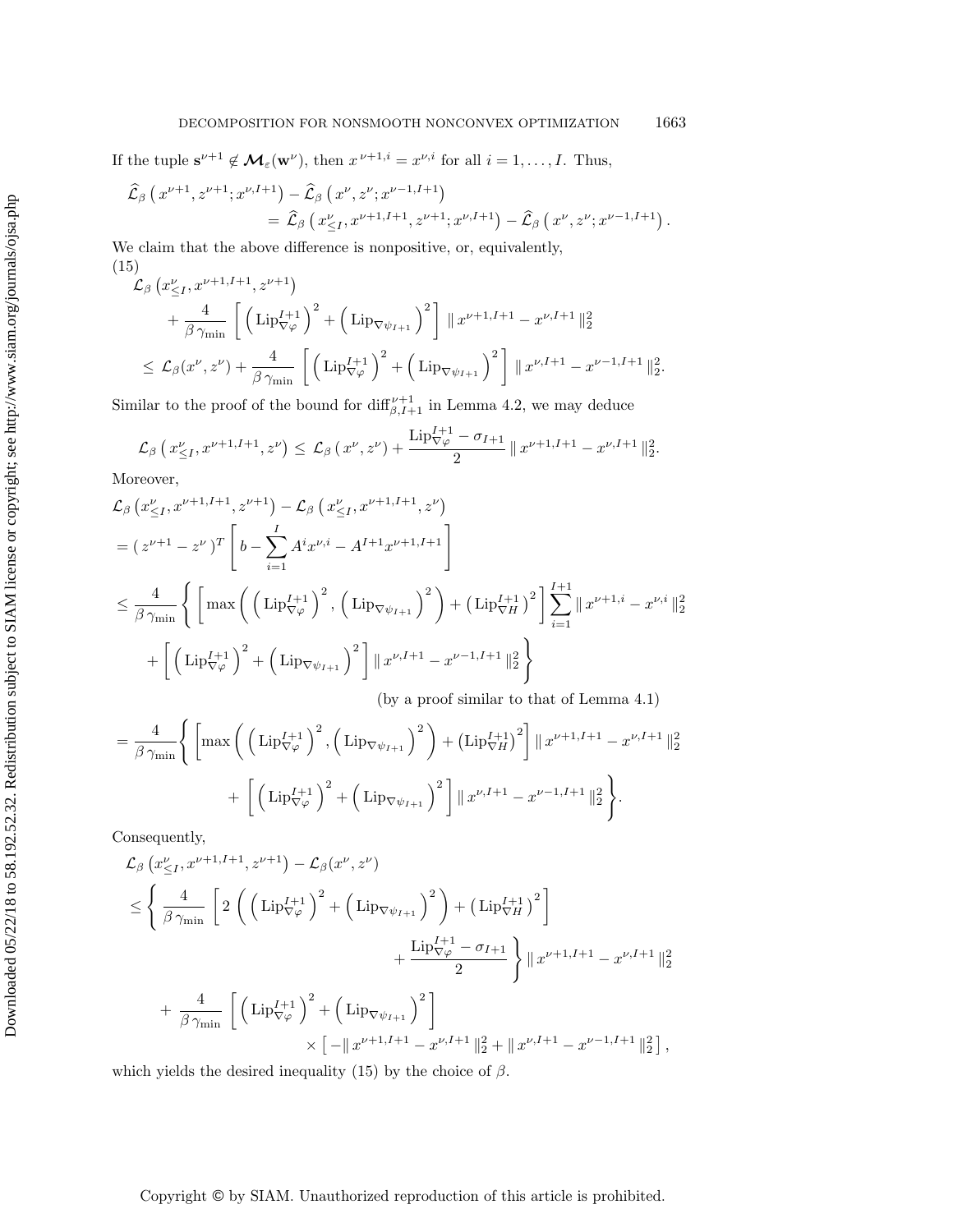If the tuple $\mathbf{s}^{\nu+1} \notin \boldsymbol{\mathcal{M}}_\varepsilon(\mathbf{w}^\nu)$, then $x^{\nu+1,i} = x^{\nu,i}$ for all $i = 1, \ldots, I$. Thus,

$$
\begin{aligned}
\widehat{\mathcal{L}}_\beta \left( x^{\nu+1}, z^{\nu+1}; x^{\nu,I+1} \right) &- \widehat{\mathcal{L}}_\beta \left( x^\nu, z^\nu; x^{\nu-1,I+1} \right) \\
&= \widehat{\mathcal{L}}_\beta \left( x^\nu_{\leq I}, x^{\nu+1,I+1}, z^{\nu+1}; x^{\nu,I+1} \right) - \widehat{\mathcal{L}}_\beta \left( x^\nu, z^\nu; x^{\nu-1,I+1} \right).
\end{aligned}
$$

We claim that the above difference is nonpositive, or, equivalently,

$$
\begin{aligned}
&\mathcal{L}_\beta \left( x^\nu_{\leq I}, x^{\nu+1,I+1}, z^{\nu+1} \right) \\
&\qquad + \frac{4}{\beta\,\gamma_{\min}} \left[ \left( \mathrm{Lip}^{I+1}_{\nabla\varphi} \right)^2 + \left( \mathrm{Lip}_{\nabla\psi_{I+1}} \right)^2 \right] \| x^{\nu+1,I+1} - x^{\nu,I+1} \|_2^2 \\
&\quad \leq \mathcal{L}_\beta(x^\nu, z^\nu) + \frac{4}{\beta\,\gamma_{\min}} \left[ \left( \mathrm{Lip}^{I+1}_{\nabla\varphi} \right)^2 + \left( \mathrm{Lip}_{\nabla\psi_{I+1}} \right)^2 \right] \| x^{\nu,I+1} - x^{\nu-1,I+1} \|_2^2.
\end{aligned}
\tag{15}
$$

Similar to the proof of the bound for $\mathrm{diff}^{\nu+1}_{\beta,I+1}$ in Lemma 4.2, we may deduce

$$
\mathcal{L}_\beta \left( x^\nu_{\leq I}, x^{\nu+1,I+1}, z^\nu \right) \leq \mathcal{L}_\beta \left( x^\nu, z^\nu \right) + \frac{\mathrm{Lip}^{I+1}_{\nabla\varphi} - \sigma_{I+1}}{2} \| x^{\nu+1,I+1} - x^{\nu,I+1} \|_2^2.
$$

Moreover,

$$
\begin{aligned}
&\mathcal{L}_\beta \left( x^\nu_{\leq I}, x^{\nu+1,I+1}, z^{\nu+1} \right) - \mathcal{L}_\beta \left( x^\nu_{\leq I}, x^{\nu+1,I+1}, z^\nu \right) \\
&= ( z^{\nu+1} - z^\nu )^T \left[ b - \sum_{i=1}^I A^i x^{\nu,i} - A^{I+1} x^{\nu+1,I+1} \right] \\
&\leq \frac{4}{\beta\,\gamma_{\min}} \left\{ \left[ \max\left( \left( \mathrm{Lip}^{I+1}_{\nabla\varphi} \right)^2, \left( \mathrm{Lip}_{\nabla\psi_{I+1}} \right)^2 \right) + \left( \mathrm{Lip}^{I+1}_{\nabla H} \right)^2 \right] \sum_{i=1}^{I+1} \| x^{\nu+1,i} - x^{\nu,i} \|_2^2 \right. \\
&\qquad \left. + \left[ \left( \mathrm{Lip}^{I+1}_{\nabla\varphi} \right)^2 + \left( \mathrm{Lip}_{\nabla\psi_{I+1}} \right)^2 \right] \| x^{\nu,I+1} - x^{\nu-1,I+1} \|_2^2 \right\} \\
&\qquad\qquad\qquad\qquad\qquad\qquad \text{(by a proof similar to that of Lemma 4.1)} \\
&= \frac{4}{\beta\,\gamma_{\min}} \left\{ \left[ \max\left( \left( \mathrm{Lip}^{I+1}_{\nabla\varphi} \right)^2, \left( \mathrm{Lip}_{\nabla\psi_{I+1}} \right)^2 \right) + \left( \mathrm{Lip}^{I+1}_{\nabla H} \right)^2 \right] \| x^{\nu+1,I+1} - x^{\nu,I+1} \|_2^2 \right. \\
&\qquad \left. + \left[ \left( \mathrm{Lip}^{I+1}_{\nabla\varphi} \right)^2 + \left( \mathrm{Lip}_{\nabla\psi_{I+1}} \right)^2 \right] \| x^{\nu,I+1} - x^{\nu-1,I+1} \|_2^2 \right\}.
\end{aligned}
$$

Consequently,

$$
\begin{aligned}
&\mathcal{L}_\beta \left( x^\nu_{\leq I}, x^{\nu+1,I+1}, z^{\nu+1} \right) - \mathcal{L}_\beta(x^\nu, z^\nu) \\
&\leq \left\{ \frac{4}{\beta\,\gamma_{\min}} \left[ 2 \left( \left( \mathrm{Lip}^{I+1}_{\nabla\varphi} \right)^2 + \left( \mathrm{Lip}_{\nabla\psi_{I+1}} \right)^2 \right) + \left( \mathrm{Lip}^{I+1}_{\nabla H} \right)^2 \right] \right. \\
&\qquad\qquad\qquad \left. + \frac{\mathrm{Lip}^{I+1}_{\nabla\varphi} - \sigma_{I+1}}{2} \right\} \| x^{\nu+1,I+1} - x^{\nu,I+1} \|_2^2 \\
&\quad + \frac{4}{\beta\,\gamma_{\min}} \left[ \left( \mathrm{Lip}^{I+1}_{\nabla\varphi} \right)^2 + \left( \mathrm{Lip}_{\nabla\psi_{I+1}} \right)^2 \right] \\
&\qquad\qquad \times \left[ -\| x^{\nu+1,I+1} - x^{\nu,I+1} \|_2^2 + \| x^{\nu,I+1} - x^{\nu-1,I+1} \|_2^2 \right],
\end{aligned}
$$

which yields the desired inequality (15) by the choice of $\beta$.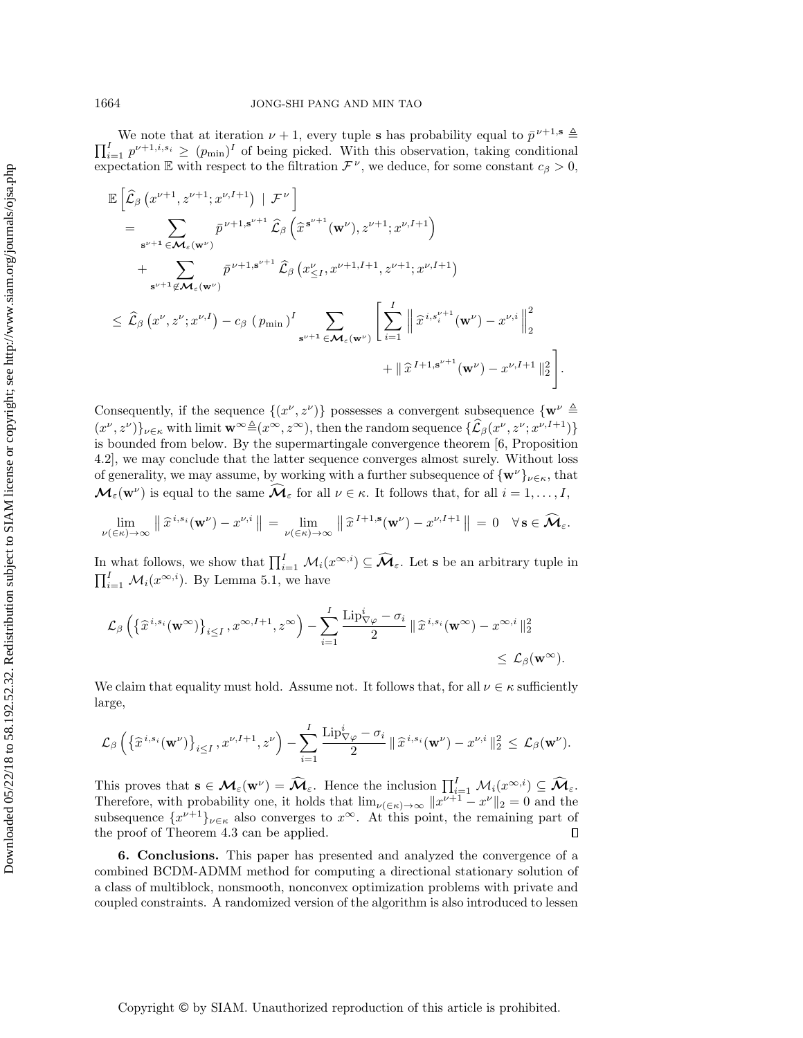We note that at iteration $\nu+1$, every tuple $\mathbf{s}$ has probability equal to $\bar{p}^{\,\nu+1,\mathbf{s}} \triangleq \prod_{i=1}^{I} p^{\nu+1,i,s_i} \geq (p_{\min})^I$ of being picked. With this observation, taking conditional expectation $\mathbb{E}$ with respect to the filtration $\mathcal{F}^{\,\nu}$, we deduce, for some constant $c_\beta > 0$,

$$
\begin{aligned}
&\mathbb{E}\left[\widehat{\mathcal{L}}_\beta\left(x^{\nu+1}, z^{\nu+1}; x^{\nu,I+1}\right) \mid \mathcal{F}^{\,\nu}\right] \\
&\quad= \sum_{\mathbf{s}^{\nu+1} \in \boldsymbol{\mathcal{M}}_\varepsilon(\mathbf{w}^\nu)} \bar{p}^{\,\nu+1,\mathbf{s}^{\nu+1}}\, \widehat{\mathcal{L}}_\beta\left(\widehat{x}^{\,\mathbf{s}^{\nu+1}}(\mathbf{w}^\nu), z^{\nu+1}; x^{\nu,I+1}\right) \\
&\qquad+ \sum_{\mathbf{s}^{\nu+1} \notin \boldsymbol{\mathcal{M}}_\varepsilon(\mathbf{w}^\nu)} \bar{p}^{\,\nu+1,\mathbf{s}^{\nu+1}}\, \widehat{\mathcal{L}}_\beta\left(x^\nu_{\leq I}, x^{\nu+1,I+1}, z^{\nu+1}; x^{\nu,I+1}\right) \\
&\quad\leq \widehat{\mathcal{L}}_\beta\left(x^\nu, z^\nu; x^{\nu,I}\right) - c_\beta\, (p_{\min})^I \sum_{\mathbf{s}^{\nu+1} \in \boldsymbol{\mathcal{M}}_\varepsilon(\mathbf{w}^\nu)} \left[\sum_{i=1}^{I} \left\| \widehat{x}^{\,i,s_i^{\nu+1}}(\mathbf{w}^\nu) - x^{\nu,i} \right\|_2^2 \right. \\
&\qquad\qquad\qquad\qquad\qquad\qquad\qquad\qquad\left. + \left\| \widehat{x}^{\,I+1,\mathbf{s}^{\nu+1}}(\mathbf{w}^\nu) - x^{\nu,I+1} \right\|_2^2 \right].
\end{aligned}
$$

Consequently, if the sequence $\{(x^\nu, z^\nu)\}$ possesses a convergent subsequence $\{\mathbf{w}^\nu \triangleq (x^\nu, z^\nu)\}_{\nu\in\kappa}$ with limit $\mathbf{w}^\infty \triangleq (x^\infty, z^\infty)$, then the random sequence $\{\widehat{\mathcal{L}}_\beta(x^\nu, z^\nu; x^{\nu,I+1})\}$ is bounded from below. By the supermartingale convergence theorem [6, Proposition 4.2], we may conclude that the latter sequence converges almost surely. Without loss of generality, we may assume, by working with a further subsequence of $\{\mathbf{w}^\nu\}_{\nu\in\kappa}$, that $\boldsymbol{\mathcal{M}}_\varepsilon(\mathbf{w}^\nu)$ is equal to the same $\widehat{\boldsymbol{\mathcal{M}}}_\varepsilon$ for all $\nu \in \kappa$. It follows that, for all $i = 1, \ldots, I$,

$$
\lim_{\nu(\in\kappa)\to\infty} \left\| \widehat{x}^{\,i,s_i}(\mathbf{w}^\nu) - x^{\nu,i} \right\| = \lim_{\nu(\in\kappa)\to\infty} \left\| \widehat{x}^{\,I+1,\mathbf{s}}(\mathbf{w}^\nu) - x^{\nu,I+1} \right\| = 0 \quad \forall\, \mathbf{s} \in \widehat{\boldsymbol{\mathcal{M}}}_\varepsilon.
$$

In what follows, we show that $\prod_{i=1}^{I} \mathcal{M}_i(x^{\infty,i}) \subseteq \widehat{\boldsymbol{\mathcal{M}}}_\varepsilon$. Let $\mathbf{s}$ be an arbitrary tuple in $\prod_{i=1}^{I} \mathcal{M}_i(x^{\infty,i})$. By Lemma 5.1, we have

$$
\mathcal{L}_\beta\left(\left\{\widehat{x}^{\,i,s_i}(\mathbf{w}^\infty)\right\}_{i\leq I}, x^{\infty,I+1}, z^\infty\right) - \sum_{i=1}^{I} \frac{\mathrm{Lip}^i_{\nabla\varphi} - \sigma_i}{2} \left\| \widehat{x}^{\,i,s_i}(\mathbf{w}^\infty) - x^{\infty,i} \right\|_2^2 \leq \mathcal{L}_\beta(\mathbf{w}^\infty).
$$

We claim that equality must hold. Assume not. It follows that, for all $\nu \in \kappa$ sufficiently large,

$$
\mathcal{L}_\beta\left(\left\{\widehat{x}^{\,i,s_i}(\mathbf{w}^\nu)\right\}_{i\leq I}, x^{\nu,I+1}, z^\nu\right) - \sum_{i=1}^{I} \frac{\mathrm{Lip}^i_{\nabla\varphi} - \sigma_i}{2} \left\| \widehat{x}^{\,i,s_i}(\mathbf{w}^\nu) - x^{\nu,i} \right\|_2^2 \leq \mathcal{L}_\beta(\mathbf{w}^\nu).
$$

This proves that $\mathbf{s} \in \boldsymbol{\mathcal{M}}_\varepsilon(\mathbf{w}^\nu) = \widehat{\boldsymbol{\mathcal{M}}}_\varepsilon$. Hence the inclusion $\prod_{i=1}^{I} \mathcal{M}_i(x^{\infty,i}) \subseteq \widehat{\boldsymbol{\mathcal{M}}}_\varepsilon$. Therefore, with probability one, it holds that $\lim_{\nu(\in\kappa)\to\infty} \|x^{\nu+1} - x^\nu\|_2 = 0$ and the subsequence $\{x^{\nu+1}\}_{\nu\in\kappa}$ also converges to $x^\infty$. At this point, the remaining part of the proof of Theorem 4.3 can be applied. ∎

## 6. Conclusions.

This paper has presented and analyzed the convergence of a combined BCDM-ADMM method for computing a directional stationary solution of a class of multiblock, nonsmooth, nonconvex optimization problems with private and coupled constraints. A randomized version of the algorithm is also introduced to lessen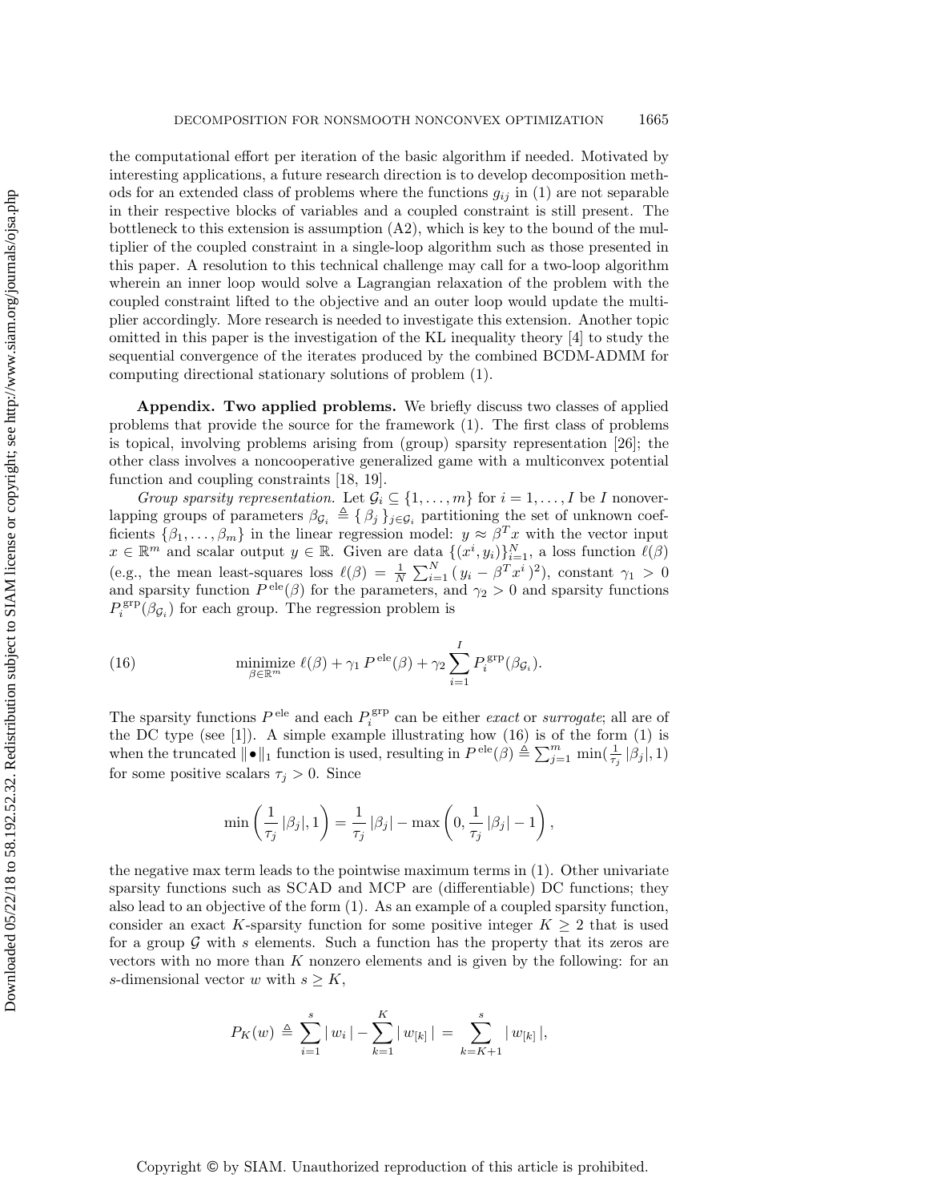the computational effort per iteration of the basic algorithm if needed. Motivated by interesting applications, a future research direction is to develop decomposition methods for an extended class of problems where the functions $g_{ij}$ in (1) are not separable in their respective blocks of variables and a coupled constraint is still present. The bottleneck to this extension is assumption (A2), which is key to the bound of the multiplier of the coupled constraint in a single-loop algorithm such as those presented in this paper. A resolution to this technical challenge may call for a two-loop algorithm wherein an inner loop would solve a Lagrangian relaxation of the problem with the coupled constraint lifted to the objective and an outer loop would update the multiplier accordingly. More research is needed to investigate this extension. Another topic omitted in this paper is the investigation of the KL inequality theory [4] to study the sequential convergence of the iterates produced by the combined BCDM-ADMM for computing directional stationary solutions of problem (1).

**Appendix. Two applied problems.** We briefly discuss two classes of applied problems that provide the source for the framework (1). The first class of problems is topical, involving problems arising from (group) sparsity representation [26]; the other class involves a noncooperative generalized game with a multiconvex potential function and coupling constraints [18, 19].

*Group sparsity representation.* Let $\mathcal{G}_i \subseteq \{1, \ldots, m\}$ for $i = 1, \ldots, I$ be $I$ nonoverlapping groups of parameters $\beta_{\mathcal{G}_i} \triangleq \{\beta_j\}_{j \in \mathcal{G}_i}$ partitioning the set of unknown coefficients $\{\beta_1, \ldots, \beta_m\}$ in the linear regression model: $y \approx \beta^T x$ with the vector input $x \in \mathbb{R}^m$ and scalar output $y \in \mathbb{R}$. Given are data $\{(x^i, y_i)\}_{i=1}^N$, a loss function $\ell(\beta)$ (e.g., the mean least-squares loss $\ell(\beta) = \frac{1}{N}\sum_{i=1}^N (y_i - \beta^T x^i)^2$), constant $\gamma_1 > 0$ and sparsity function $P^{\text{ele}}(\beta)$ for the parameters, and $\gamma_2 > 0$ and sparsity functions $P_i^{\text{grp}}(\beta_{\mathcal{G}_i})$ for each group. The regression problem is

$$\underset{\beta \in \mathbb{R}^m}{\text{minimize}} \; \ell(\beta) + \gamma_1 P^{\text{ele}}(\beta) + \gamma_2 \sum_{i=1}^I P_i^{\text{grp}}(\beta_{\mathcal{G}_i}). \tag{16}$$

The sparsity functions $P^{\text{ele}}$ and each $P_i^{\text{grp}}$ can be either *exact* or *surrogate*; all are of the DC type (see [1]). A simple example illustrating how (16) is of the form (1) is when the truncated $\|\bullet\|_1$ function is used, resulting in $P^{\text{ele}}(\beta) \triangleq \sum_{j=1}^m \min(\frac{1}{\tau_j}|\beta_j|, 1)$ for some positive scalars $\tau_j > 0$. Since

$$\min\left(\frac{1}{\tau_j}|\beta_j|, 1\right) = \frac{1}{\tau_j}|\beta_j| - \max\left(0, \frac{1}{\tau_j}|\beta_j| - 1\right),$$

the negative max term leads to the pointwise maximum terms in (1). Other univariate sparsity functions such as SCAD and MCP are (differentiable) DC functions; they also lead to an objective of the form (1). As an example of a coupled sparsity function, consider an exact $K$-sparsity function for some positive integer $K \geq 2$ that is used for a group $\mathcal{G}$ with $s$ elements. Such a function has the property that its zeros are vectors with no more than $K$ nonzero elements and is given by the following: for an $s$-dimensional vector $w$ with $s \geq K$,

$$P_K(w) \triangleq \sum_{i=1}^s |w_i| - \sum_{k=1}^K |w_{[k]}| = \sum_{k=K+1}^s |w_{[k]}|,$$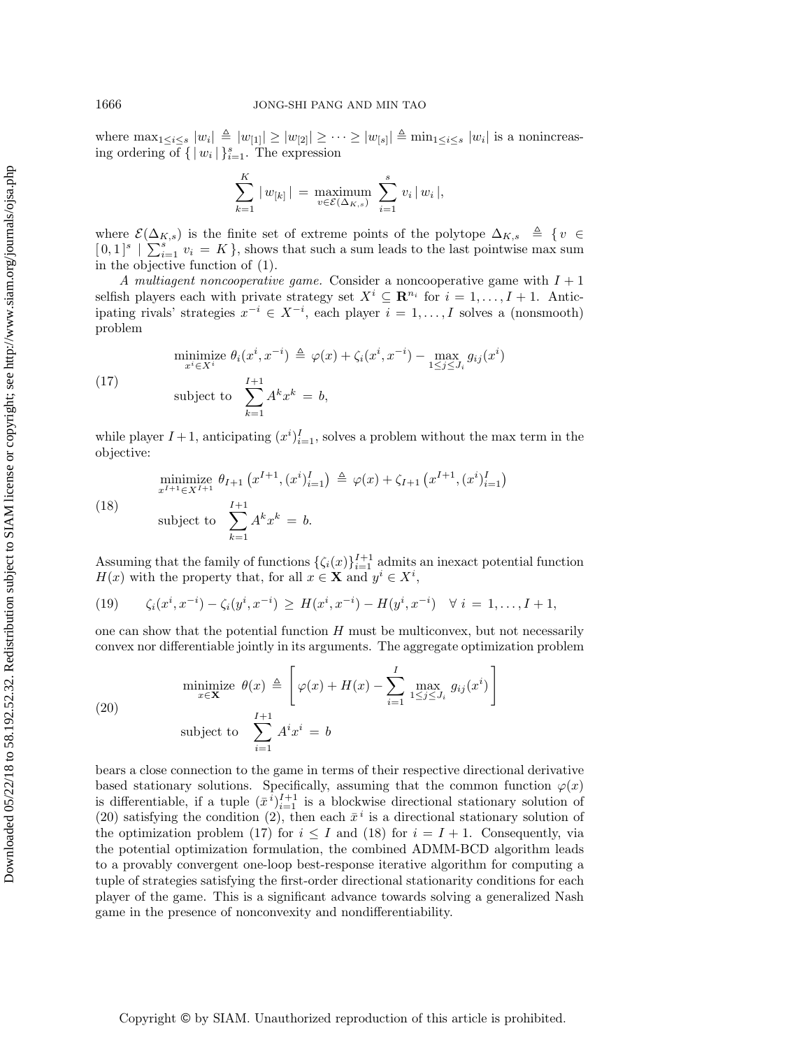where $\max_{1 \leq i \leq s} |w_i| \triangleq |w_{[1]}| \geq |w_{[2]}| \geq \cdots \geq |w_{[s]}| \triangleq \min_{1 \leq i \leq s} |w_i|$ is a nonincreasing ordering of $\{ |w_i| \}_{i=1}^s$. The expression

$$\sum_{k=1}^{K} |w_{[k]}| = \underset{v \in \mathcal{E}(\Delta_{K,s})}{\text{maximum}} \sum_{i=1}^{s} v_i |w_i|,$$

where $\mathcal{E}(\Delta_{K,s})$ is the finite set of extreme points of the polytope $\Delta_{K,s} \triangleq \{ v \in [0,1]^s \mid \sum_{i=1}^s v_i = K \}$, shows that such a sum leads to the last pointwise max sum in the objective function of (1).

*A multiagent noncooperative game.* Consider a noncooperative game with $I+1$ selfish players each with private strategy set $X^i \subseteq \mathbf{R}^{n_i}$ for $i = 1, \ldots, I+1$. Anticipating rivals' strategies $x^{-i} \in X^{-i}$, each player $i = 1, \ldots, I$ solves a (nonsmooth) problem

$$\begin{aligned} & \underset{x^i \in X^i}{\text{minimize}} \ \theta_i(x^i, x^{-i}) \triangleq \varphi(x) + \zeta_i(x^i, x^{-i}) - \max_{1 \leq j \leq J_i} g_{ij}(x^i) \\ & \text{subject to} \ \sum_{k=1}^{I+1} A^k x^k = b, \end{aligned} \tag{17}$$

while player $I+1$, anticipating $(x^i)_{i=1}^I$, solves a problem without the max term in the objective:

$$\begin{aligned} & \underset{x^{I+1} \in X^{I+1}}{\text{minimize}} \ \theta_{I+1}\left(x^{I+1}, (x^i)_{i=1}^I\right) \triangleq \varphi(x) + \zeta_{I+1}\left(x^{I+1}, (x^i)_{i=1}^I\right) \\ & \text{subject to} \ \sum_{k=1}^{I+1} A^k x^k = b. \end{aligned} \tag{18}$$

Assuming that the family of functions $\{\zeta_i(x)\}_{i=1}^{I+1}$ admits an inexact potential function $H(x)$ with the property that, for all $x \in \mathbf{X}$ and $y^i \in X^i$,

$$\zeta_i(x^i, x^{-i}) - \zeta_i(y^i, x^{-i}) \geq H(x^i, x^{-i}) - H(y^i, x^{-i}) \quad \forall \ i = 1, \ldots, I+1, \tag{19}$$

one can show that the potential function $H$ must be multiconvex, but not necessarily convex nor differentiable jointly in its arguments. The aggregate optimization problem

$$\begin{aligned} & \underset{x \in \mathbf{X}}{\text{minimize}} \ \theta(x) \triangleq \left[ \varphi(x) + H(x) - \sum_{i=1}^{I} \max_{1 \leq j \leq J_i} g_{ij}(x^i) \right] \\ & \text{subject to} \ \sum_{i=1}^{I+1} A^i x^i = b \end{aligned} \tag{20}$$

bears a close connection to the game in terms of their respective directional derivative based stationary solutions. Specifically, assuming that the common function $\varphi(x)$ is differentiable, if a tuple $(\bar{x}^i)_{i=1}^{I+1}$ is a blockwise directional stationary solution of (20) satisfying the condition (2), then each $\bar{x}^i$ is a directional stationary solution of the optimization problem (17) for $i \leq I$ and (18) for $i = I+1$. Consequently, via the potential optimization formulation, the combined ADMM-BCD algorithm leads to a provably convergent one-loop best-response iterative algorithm for computing a tuple of strategies satisfying the first-order directional stationarity conditions for each player of the game. This is a significant advance towards solving a generalized Nash game in the presence of nonconvexity and nondifferentiability.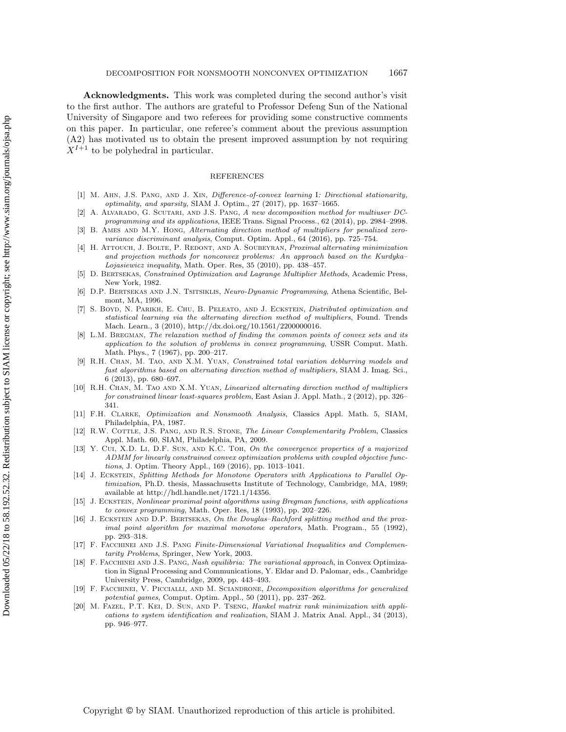**Acknowledgments.** This work was completed during the second author's visit to the first author. The authors are grateful to Professor Defeng Sun of the National University of Singapore and two referees for providing some constructive comments on this paper. In particular, one referee's comment about the previous assumption (A2) has motivated us to obtain the present improved assumption by not requiring $X^{I+1}$ to be polyhedral in particular.

## REFERENCES

[1] M. Ahn, J.S. Pang, and J. Xin, *Difference-of-convex learning I: Directional stationarity, optimality, and sparsity*, SIAM J. Optim., 27 (2017), pp. 1637–1665.

[2] A. Alvarado, G. Scutari, and J.S. Pang, *A new decomposition method for multiuser DC-programming and its applications*, IEEE Trans. Signal Process., 62 (2014), pp. 2984–2998.

[3] B. Ames and M.Y. Hong, *Alternating direction method of multipliers for penalized zero-variance discriminant analysis*, Comput. Optim. Appl., 64 (2016), pp. 725–754.

[4] H. Attouch, J. Bolte, P. Redont, and A. Soubeyran, *Proximal alternating minimization and projection methods for nonconvex problems: An approach based on the Kurdyka–Lojasiewicz inequality*, Math. Oper. Res, 35 (2010), pp. 438–457.

[5] D. Bertsekas, *Constrained Optimization and Lagrange Multiplier Methods*, Academic Press, New York, 1982.

[6] D.P. Bertsekas and J.N. Tsitsiklis, *Neuro-Dynamic Programming*, Athena Scientific, Belmont, MA, 1996.

[7] S. Boyd, N. Parikh, E. Chu, B. Peleato, and J. Eckstein, *Distributed optimization and statistical learning via the alternating direction method of multipliers*, Found. Trends Mach. Learn., 3 (2010), http://dx.doi.org/10.1561/2200000016.

[8] L.M. Bregman, *The relaxation method of finding the common points of convex sets and its application to the solution of problems in convex programming*, USSR Comput. Math. Math. Phys., 7 (1967), pp. 200–217.

[9] R.H. Chan, M. Tao, and X.M. Yuan, *Constrained total variation deblurring models and fast algorithms based on alternating direction method of multipliers*, SIAM J. Imag. Sci., 6 (2013), pp. 680–697.

[10] R.H. Chan, M. Tao and X.M. Yuan, *Linearized alternating direction method of multipliers for constrained linear least-squares problem*, East Asian J. Appl. Math., 2 (2012), pp. 326–341.

[11] F.H. Clarke, *Optimization and Nonsmooth Analysis*, Classics Appl. Math. 5, SIAM, Philadelphia, PA, 1987.

[12] R.W. Cottle, J.S. Pang, and R.S. Stone, *The Linear Complementarity Problem*, Classics Appl. Math. 60, SIAM, Philadelphia, PA, 2009.

[13] Y. Cui, X.D. Li, D.F. Sun, and K.C. Toh, *On the convergence properties of a majorized ADMM for linearly constrained convex optimization problems with coupled objective functions*, J. Optim. Theory Appl., 169 (2016), pp. 1013–1041.

[14] J. Eckstein, *Splitting Methods for Monotone Operators with Applications to Parallel Optimization*, Ph.D. thesis, Massachusetts Institute of Technology, Cambridge, MA, 1989; available at http://hdl.handle.net/1721.1/14356.

[15] J. Eckstein, *Nonlinear proximal point algorithms using Bregman functions, with applications to convex programming*, Math. Oper. Res, 18 (1993), pp. 202–226.

[16] J. Eckstein and D.P. Bertsekas, *On the Douglas–Rachford splitting method and the proximal point algorithm for maximal monotone operators*, Math. Program., 55 (1992), pp. 293–318.

[17] F. Facchinei and J.S. Pang *Finite-Dimensional Variational Inequalities and Complementarity Problems*, Springer, New York, 2003.

[18] F. Facchinei and J.S. Pang, *Nash equilibria: The variational approach*, in Convex Optimization in Signal Processing and Communications, Y. Eldar and D. Palomar, eds., Cambridge University Press, Cambridge, 2009, pp. 443–493.

[19] F. Facchinei, V. Piccialli, and M. Sciandrone, *Decomposition algorithms for generalized potential games*, Comput. Optim. Appl., 50 (2011), pp. 237–262.

[20] M. Fazel, P.T. Kei, D. Sun, and P. Tseng, *Hankel matrix rank minimization with applications to system identification and realization*, SIAM J. Matrix Anal. Appl., 34 (2013), pp. 946–977.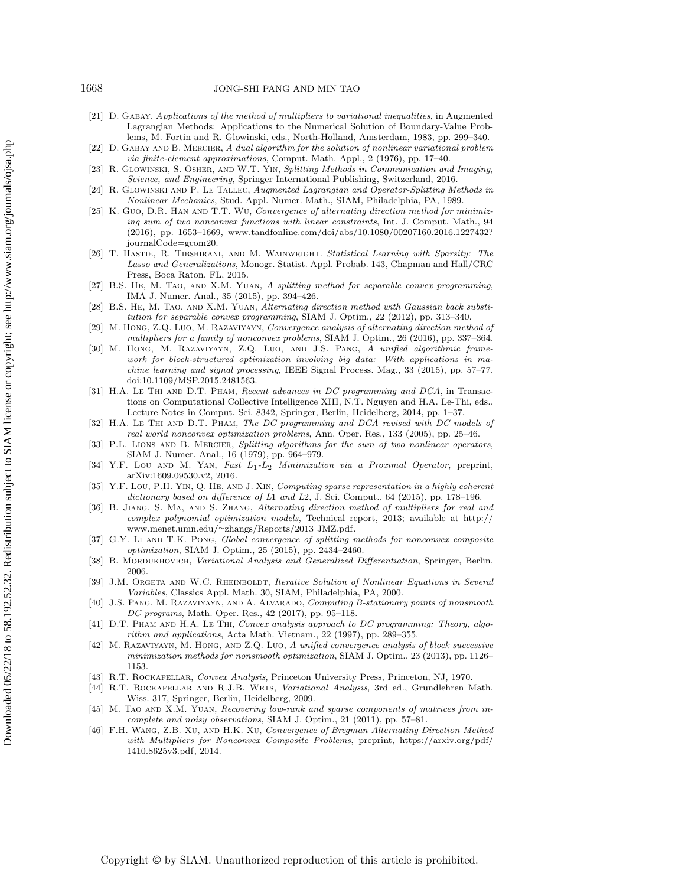[21] D. Gabay, *Applications of the method of multipliers to variational inequalities*, in Augmented Lagrangian Methods: Applications to the Numerical Solution of Boundary-Value Problems, M. Fortin and R. Glowinski, eds., North-Holland, Amsterdam, 1983, pp. 299–340.

[22] D. Gabay and B. Mercier, *A dual algorithm for the solution of nonlinear variational problem via finite-element approximations*, Comput. Math. Appl., 2 (1976), pp. 17–40.

[23] R. Glowinski, S. Osher, and W.T. Yin, *Splitting Methods in Communication and Imaging, Science, and Engineering*, Springer International Publishing, Switzerland, 2016.

[24] R. Glowinski and P. Le Tallec, *Augmented Lagrangian and Operator-Splitting Methods in Nonlinear Mechanics*, Stud. Appl. Numer. Math., SIAM, Philadelphia, PA, 1989.

[25] K. Guo, D.R. Han and T.T. Wu, *Convergence of alternating direction method for minimizing sum of two nonconvex functions with linear constraints*, Int. J. Comput. Math., 94 (2016), pp. 1653–1669, www.tandfonline.com/doi/abs/10.1080/00207160.2016.1227432?journalCode=gcom20.

[26] T. Hastie, R. Tibshirani, and M. Wainwright. *Statistical Learning with Sparsity: The Lasso and Generalizations*, Monogr. Statist. Appl. Probab. 143, Chapman and Hall/CRC Press, Boca Raton, FL, 2015.

[27] B.S. He, M. Tao, and X.M. Yuan, *A splitting method for separable convex programming*, IMA J. Numer. Anal., 35 (2015), pp. 394–426.

[28] B.S. He, M. Tao, and X.M. Yuan, *Alternating direction method with Gaussian back substitution for separable convex programming*, SIAM J. Optim., 22 (2012), pp. 313–340.

[29] M. Hong, Z.Q. Luo, M. Razaviyayn, *Convergence analysis of alternating direction method of multipliers for a family of nonconvex problems*, SIAM J. Optim., 26 (2016), pp. 337–364.

[30] M. Hong, M. Razaviyayn, Z.Q. Luo, and J.S. Pang, *A unified algorithmic framework for block-structured optimization involving big data: With applications in machine learning and signal processing*, IEEE Signal Process. Mag., 33 (2015), pp. 57–77, doi:10.1109/MSP.2015.2481563.

[31] H.A. Le Thi and D.T. Pham, *Recent advances in DC programming and DCA*, in Transactions on Computational Collective Intelligence XIII, N.T. Nguyen and H.A. Le-Thi, eds., Lecture Notes in Comput. Sci. 8342, Springer, Berlin, Heidelberg, 2014, pp. 1–37.

[32] H.A. Le Thi and D.T. Pham, *The DC programming and DCA revised with DC models of real world nonconvex optimization problems*, Ann. Oper. Res., 133 (2005), pp. 25–46.

[33] P.L. Lions and B. Mercier, *Splitting algorithms for the sum of two nonlinear operators*, SIAM J. Numer. Anal., 16 (1979), pp. 964–979.

[34] Y.F. Lou and M. Yan, *Fast $L_1$-$L_2$ Minimization via a Proximal Operator*, preprint, arXiv:1609.09530.v2, 2016.

[35] Y.F. Lou, P.H. Yin, Q. He, and J. Xin, *Computing sparse representation in a highly coherent dictionary based on difference of L1 and L2*, J. Sci. Comput., 64 (2015), pp. 178–196.

[36] B. Jiang, S. Ma, and S. Zhang, *Alternating direction method of multipliers for real and complex polynomial optimization models*, Technical report, 2013; available at http://www.menet.umn.edu/~zhangs/Reports/2013_JMZ.pdf.

[37] G.Y. Li and T.K. Pong, *Global convergence of splitting methods for nonconvex composite optimization*, SIAM J. Optim., 25 (2015), pp. 2434–2460.

[38] B. Mordukhovich, *Variational Analysis and Generalized Differentiation*, Springer, Berlin, 2006.

[39] J.M. Orgeta and W.C. Rheinboldt, *Iterative Solution of Nonlinear Equations in Several Variables*, Classics Appl. Math. 30, SIAM, Philadelphia, PA, 2000.

[40] J.S. Pang, M. Razaviyayn, and A. Alvarado, *Computing B-stationary points of nonsmooth DC programs*, Math. Oper. Res., 42 (2017), pp. 95–118.

[41] D.T. Pham and H.A. Le Thi, *Convex analysis approach to DC programming: Theory, algorithm and applications*, Acta Math. Vietnam., 22 (1997), pp. 289–355.

[42] M. Razaviyayn, M. Hong, and Z.Q. Luo, *A unified convergence analysis of block successive minimization methods for nonsmooth optimization*, SIAM J. Optim., 23 (2013), pp. 1126–1153.

[43] R.T. Rockafellar, *Convex Analysis*, Princeton University Press, Princeton, NJ, 1970.

[44] R.T. Rockafellar and R.J.B. Wets, *Variational Analysis*, 3rd ed., Grundlehren Math. Wiss. 317, Springer, Berlin, Heidelberg, 2009.

[45] M. Tao and X.M. Yuan, *Recovering low-rank and sparse components of matrices from incomplete and noisy observations*, SIAM J. Optim., 21 (2011), pp. 57–81.

[46] F.H. Wang, Z.B. Xu, and H.K. Xu, *Convergence of Bregman Alternating Direction Method with Multipliers for Nonconvex Composite Problems*, preprint, https://arxiv.org/pdf/1410.8625v3.pdf, 2014.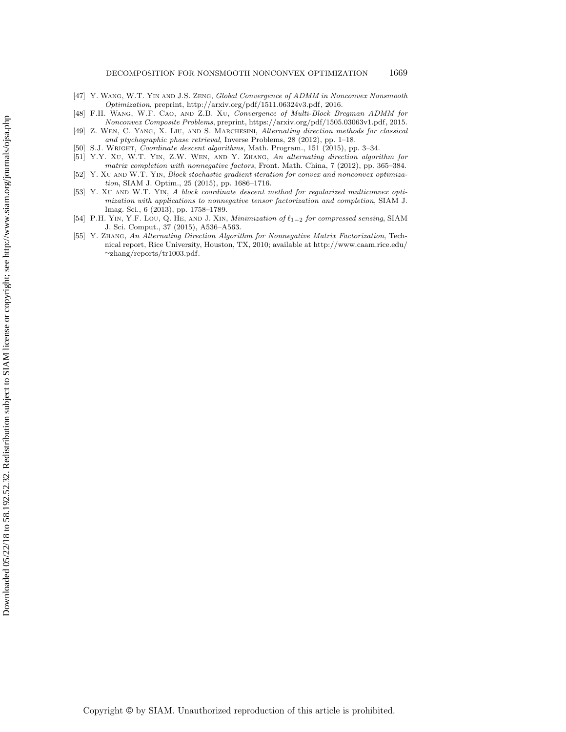[47] Y. Wang, W.T. Yin and J.S. Zeng, *Global Convergence of ADMM in Nonconvex Nonsmooth Optimization*, preprint, http://arxiv.org/pdf/1511.06324v3.pdf, 2016.

[48] F.H. Wang, W.F. Cao, and Z.B. Xu, *Convergence of Multi-Block Bregman ADMM for Nonconvex Composite Problems*, preprint, https://arxiv.org/pdf/1505.03063v1.pdf, 2015.

[49] Z. Wen, C. Yang, X. Liu, and S. Marchesini, *Alternating direction methods for classical and ptychographic phase retrieval*, Inverse Problems, 28 (2012), pp. 1–18.

[50] S.J. Wright, *Coordinate descent algorithms*, Math. Program., 151 (2015), pp. 3–34.

[51] Y.Y. Xu, W.T. Yin, Z.W. Wen, and Y. Zhang, *An alternating direction algorithm for matrix completion with nonnegative factors*, Front. Math. China, 7 (2012), pp. 365–384.

[52] Y. Xu and W.T. Yin, *Block stochastic gradient iteration for convex and nonconvex optimization*, SIAM J. Optim., 25 (2015), pp. 1686–1716.

[53] Y. Xu and W.T. Yin, *A block coordinate descent method for regularized multiconvex optimization with applications to nonnegative tensor factorization and completion*, SIAM J. Imag. Sci., 6 (2013), pp. 1758–1789.

[54] P.H. Yin, Y.F. Lou, Q. He, and J. Xin, *Minimization of $\ell_{1-2}$ for compressed sensing*, SIAM J. Sci. Comput., 37 (2015), A536–A563.

[55] Y. Zhang, *An Alternating Direction Algorithm for Nonnegative Matrix Factorization*, Technical report, Rice University, Houston, TX, 2010; available at http://www.caam.rice.edu/~zhang/reports/tr1003.pdf.